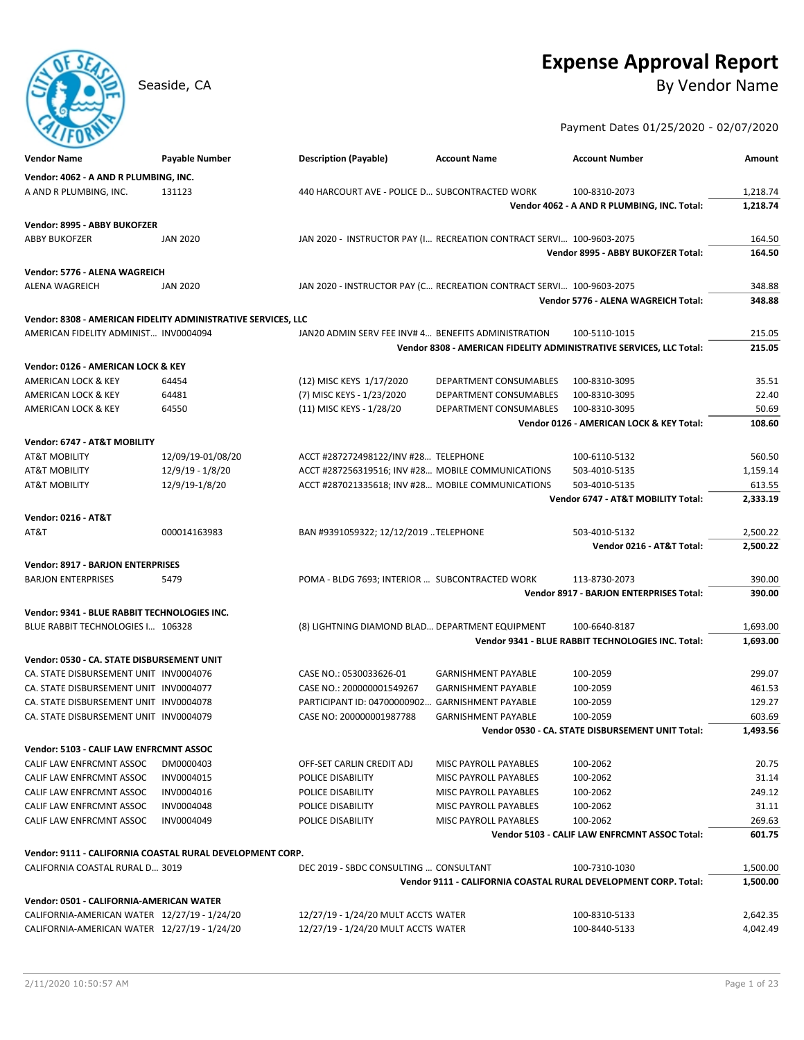# Expense Approval Report

Seaside, CA

## By Vendor Name

Payment Dates 01/25/2020 - 02/07/2020

| Vendor Name | Payable Number | Description (Payable) | Account Name | Account Number | Amount |
|---|---|---|---|---|---|
| **Vendor: 4062 - A AND R PLUMBING, INC.** | | | | | |
| A AND R PLUMBING, INC. | 131123 | 440 HARCOURT AVE - POLICE D... | SUBCONTRACTED WORK | 100-8310-2073 | 1,218.74 |
| | | | | **Vendor 4062 - A AND R PLUMBING, INC. Total:** | **1,218.74** |
| **Vendor: 8995 - ABBY BUKOFZER** | | | | | |
| ABBY BUKOFZER | JAN 2020 | JAN 2020 - INSTRUCTOR PAY (I... | RECREATION CONTRACT SERVI... | 100-9603-2075 | 164.50 |
| | | | | **Vendor 8995 - ABBY BUKOFZER Total:** | **164.50** |
| **Vendor: 5776 - ALENA WAGREICH** | | | | | |
| ALENA WAGREICH | JAN 2020 | JAN 2020 - INSTRUCTOR PAY (C... | RECREATION CONTRACT SERVI... | 100-9603-2075 | 348.88 |
| | | | | **Vendor 5776 - ALENA WAGREICH Total:** | **348.88** |
| **Vendor: 8308 - AMERICAN FIDELITY ADMINISTRATIVE SERVICES, LLC** | | | | | |
| AMERICAN FIDELITY ADMINIST... | INV0004094 | JAN20 ADMIN SERV FEE INV# 4... | BENEFITS ADMINISTRATION | 100-5110-1015 | 215.05 |
| | | | | **Vendor 8308 - AMERICAN FIDELITY ADMINISTRATIVE SERVICES, LLC Total:** | **215.05** |
| **Vendor: 0126 - AMERICAN LOCK & KEY** | | | | | |
| AMERICAN LOCK & KEY | 64454 | (12) MISC KEYS 1/17/2020 | DEPARTMENT CONSUMABLES | 100-8310-3095 | 35.51 |
| AMERICAN LOCK & KEY | 64481 | (7) MISC KEYS - 1/23/2020 | DEPARTMENT CONSUMABLES | 100-8310-3095 | 22.40 |
| AMERICAN LOCK & KEY | 64550 | (11) MISC KEYS - 1/28/20 | DEPARTMENT CONSUMABLES | 100-8310-3095 | 50.69 |
| | | | | **Vendor 0126 - AMERICAN LOCK & KEY Total:** | **108.60** |
| **Vendor: 6747 - AT&T MOBILITY** | | | | | |
| AT&T MOBILITY | 12/09/19-01/08/20 | ACCT #287272498122/INV #28... | TELEPHONE | 100-6110-5132 | 560.50 |
| AT&T MOBILITY | 12/9/19 - 1/8/20 | ACCT #287256319516; INV #28... | MOBILE COMMUNICATIONS | 503-4010-5135 | 1,159.14 |
| AT&T MOBILITY | 12/9/19-1/8/20 | ACCT #287021335618; INV #28... | MOBILE COMMUNICATIONS | 503-4010-5135 | 613.55 |
| | | | | **Vendor 6747 - AT&T MOBILITY Total:** | **2,333.19** |
| **Vendor: 0216 - AT&T** | | | | | |
| AT&T | 000014163983 | BAN #9391059322; 12/12/2019 .. | TELEPHONE | 503-4010-5132 | 2,500.22 |
| | | | | **Vendor 0216 - AT&T Total:** | **2,500.22** |
| **Vendor: 8917 - BARJON ENTERPRISES** | | | | | |
| BARJON ENTERPRISES | 5479 | POMA - BLDG 7693; INTERIOR ... | SUBCONTRACTED WORK | 113-8730-2073 | 390.00 |
| | | | | **Vendor 8917 - BARJON ENTERPRISES Total:** | **390.00** |
| **Vendor: 9341 - BLUE RABBIT TECHNOLOGIES INC.** | | | | | |
| BLUE RABBIT TECHNOLOGIES I... | 106328 | (8) LIGHTNING DIAMOND BLAD... | DEPARTMENT EQUIPMENT | 100-6640-8187 | 1,693.00 |
| | | | | **Vendor 9341 - BLUE RABBIT TECHNOLOGIES INC. Total:** | **1,693.00** |
| **Vendor: 0530 - CA. STATE DISBURSEMENT UNIT** | | | | | |
| CA. STATE DISBURSEMENT UNIT | INV0004076 | CASE NO.: 0530033626-01 | GARNISHMENT PAYABLE | 100-2059 | 299.07 |
| CA. STATE DISBURSEMENT UNIT | INV0004077 | CASE NO.: 200000001549267 | GARNISHMENT PAYABLE | 100-2059 | 461.53 |
| CA. STATE DISBURSEMENT UNIT | INV0004078 | PARTICIPANT ID: 04700000902... | GARNISHMENT PAYABLE | 100-2059 | 129.27 |
| CA. STATE DISBURSEMENT UNIT | INV0004079 | CASE NO: 200000001987788 | GARNISHMENT PAYABLE | 100-2059 | 603.69 |
| | | | | **Vendor 0530 - CA. STATE DISBURSEMENT UNIT Total:** | **1,493.56** |
| **Vendor: 5103 - CALIF LAW ENFRCMNT ASSOC** | | | | | |
| CALIF LAW ENFRCMNT ASSOC | DM0000403 | OFF-SET CARLIN CREDIT ADJ | MISC PAYROLL PAYABLES | 100-2062 | 20.75 |
| CALIF LAW ENFRCMNT ASSOC | INV0004015 | POLICE DISABILITY | MISC PAYROLL PAYABLES | 100-2062 | 31.14 |
| CALIF LAW ENFRCMNT ASSOC | INV0004016 | POLICE DISABILITY | MISC PAYROLL PAYABLES | 100-2062 | 249.12 |
| CALIF LAW ENFRCMNT ASSOC | INV0004048 | POLICE DISABILITY | MISC PAYROLL PAYABLES | 100-2062 | 31.11 |
| CALIF LAW ENFRCMNT ASSOC | INV0004049 | POLICE DISABILITY | MISC PAYROLL PAYABLES | 100-2062 | 269.63 |
| | | | | **Vendor 5103 - CALIF LAW ENFRCMNT ASSOC Total:** | **601.75** |
| **Vendor: 9111 - CALIFORNIA COASTAL RURAL DEVELOPMENT CORP.** | | | | | |
| CALIFORNIA COASTAL RURAL D... | 3019 | DEC 2019 - SBDC CONSULTING ... | CONSULTANT | 100-7310-1030 | 1,500.00 |
| | | | | **Vendor 9111 - CALIFORNIA COASTAL RURAL DEVELOPMENT CORP. Total:** | **1,500.00** |
| **Vendor: 0501 - CALIFORNIA-AMERICAN WATER** | | | | | |
| CALIFORNIA-AMERICAN WATER | 12/27/19 - 1/24/20 | 12/27/19 - 1/24/20 MULT ACCTS | WATER | 100-8310-5133 | 2,642.35 |
| CALIFORNIA-AMERICAN WATER | 12/27/19 - 1/24/20 | 12/27/19 - 1/24/20 MULT ACCTS | WATER | 100-8440-5133 | 4,042.49 |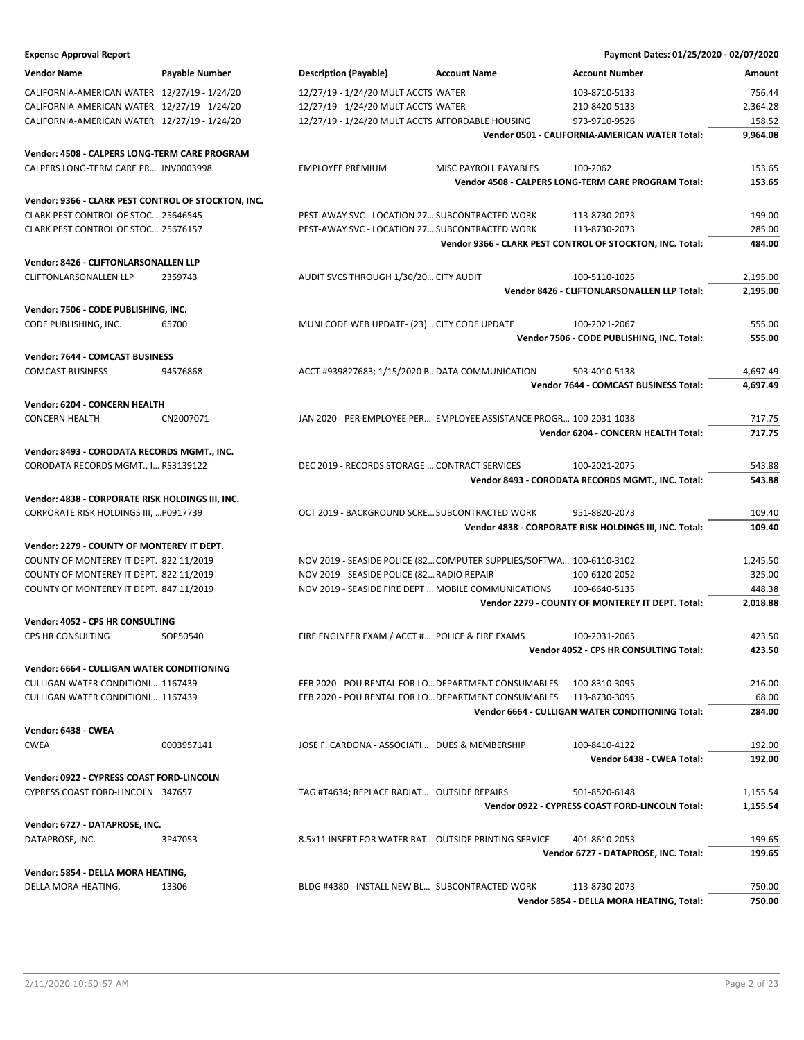**Expense Approval Report** — Payment Dates: 01/25/2020 - 02/07/2020

| Vendor Name | Payable Number | Description (Payable) | Account Name | Account Number | Amount |
|---|---|---|---|---|---|
| CALIFORNIA-AMERICAN WATER | 12/27/19 - 1/24/20 | 12/27/19 - 1/24/20 MULT ACCTS | WATER | 103-8710-5133 | 756.44 |
| CALIFORNIA-AMERICAN WATER | 12/27/19 - 1/24/20 | 12/27/19 - 1/24/20 MULT ACCTS | WATER | 210-8420-5133 | 2,364.28 |
| CALIFORNIA-AMERICAN WATER | 12/27/19 - 1/24/20 | 12/27/19 - 1/24/20 MULT ACCTS | AFFORDABLE HOUSING | 973-9710-9526 | 158.52 |
| | | | | **Vendor 0501 - CALIFORNIA-AMERICAN WATER Total:** | **9,964.08** |
| **Vendor: 4508 - CALPERS LONG-TERM CARE PROGRAM** | | | | | |
| CALPERS LONG-TERM CARE PR… | INV0003998 | EMPLOYEE PREMIUM | MISC PAYROLL PAYABLES | 100-2062 | 153.65 |
| | | | | **Vendor 4508 - CALPERS LONG-TERM CARE PROGRAM Total:** | **153.65** |
| **Vendor: 9366 - CLARK PEST CONTROL OF STOCKTON, INC.** | | | | | |
| CLARK PEST CONTROL OF STOC… | 25646545 | PEST-AWAY SVC - LOCATION 27… | SUBCONTRACTED WORK | 113-8730-2073 | 199.00 |
| CLARK PEST CONTROL OF STOC… | 25676157 | PEST-AWAY SVC - LOCATION 27… | SUBCONTRACTED WORK | 113-8730-2073 | 285.00 |
| | | | | **Vendor 9366 - CLARK PEST CONTROL OF STOCKTON, INC. Total:** | **484.00** |
| **Vendor: 8426 - CLIFTONLARSONALLEN LLP** | | | | | |
| CLIFTONLARSONALLEN LLP | 2359743 | AUDIT SVCS THROUGH 1/30/20… | CITY AUDIT | 100-5110-1025 | 2,195.00 |
| | | | | **Vendor 8426 - CLIFTONLARSONALLEN LLP Total:** | **2,195.00** |
| **Vendor: 7506 - CODE PUBLISHING, INC.** | | | | | |
| CODE PUBLISHING, INC. | 65700 | MUNI CODE WEB UPDATE- (23)… | CITY CODE UPDATE | 100-2021-2067 | 555.00 |
| | | | | **Vendor 7506 - CODE PUBLISHING, INC. Total:** | **555.00** |
| **Vendor: 7644 - COMCAST BUSINESS** | | | | | |
| COMCAST BUSINESS | 94576868 | ACCT #939827683; 1/15/2020 B… | DATA COMMUNICATION | 503-4010-5138 | 4,697.49 |
| | | | | **Vendor 7644 - COMCAST BUSINESS Total:** | **4,697.49** |
| **Vendor: 6204 - CONCERN HEALTH** | | | | | |
| CONCERN HEALTH | CN2007071 | JAN 2020 - PER EMPLOYEE PER… | EMPLOYEE ASSISTANCE PROGR… | 100-2031-1038 | 717.75 |
| | | | | **Vendor 6204 - CONCERN HEALTH Total:** | **717.75** |
| **Vendor: 8493 - CORODATA RECORDS MGMT., INC.** | | | | | |
| CORODATA RECORDS MGMT., I… | RS3139122 | DEC 2019 - RECORDS STORAGE … | CONTRACT SERVICES | 100-2021-2075 | 543.88 |
| | | | | **Vendor 8493 - CORODATA RECORDS MGMT., INC. Total:** | **543.88** |
| **Vendor: 4838 - CORPORATE RISK HOLDINGS III, INC.** | | | | | |
| CORPORATE RISK HOLDINGS III, … | P0917739 | OCT 2019 - BACKGROUND SCRE… | SUBCONTRACTED WORK | 951-8820-2073 | 109.40 |
| | | | | **Vendor 4838 - CORPORATE RISK HOLDINGS III, INC. Total:** | **109.40** |
| **Vendor: 2279 - COUNTY OF MONTEREY IT DEPT.** | | | | | |
| COUNTY OF MONTEREY IT DEPT. | 822 11/2019 | NOV 2019 - SEASIDE POLICE (82… | COMPUTER SUPPLIES/SOFTWA… | 100-6110-3102 | 1,245.50 |
| COUNTY OF MONTEREY IT DEPT. | 822 11/2019 | NOV 2019 - SEASIDE POLICE (82… | RADIO REPAIR | 100-6120-2052 | 325.00 |
| COUNTY OF MONTEREY IT DEPT. | 847 11/2019 | NOV 2019 - SEASIDE FIRE DEPT … | MOBILE COMMUNICATIONS | 100-6640-5135 | 448.38 |
| | | | | **Vendor 2279 - COUNTY OF MONTEREY IT DEPT. Total:** | **2,018.88** |
| **Vendor: 4052 - CPS HR CONSULTING** | | | | | |
| CPS HR CONSULTING | SOP50540 | FIRE ENGINEER EXAM / ACCT #… | POLICE & FIRE EXAMS | 100-2031-2065 | 423.50 |
| | | | | **Vendor 4052 - CPS HR CONSULTING Total:** | **423.50** |
| **Vendor: 6664 - CULLIGAN WATER CONDITIONING** | | | | | |
| CULLIGAN WATER CONDITIONI… | 1167439 | FEB 2020 - POU RENTAL FOR LO… | DEPARTMENT CONSUMABLES | 100-8310-3095 | 216.00 |
| CULLIGAN WATER CONDITIONI… | 1167439 | FEB 2020 - POU RENTAL FOR LO… | DEPARTMENT CONSUMABLES | 113-8730-3095 | 68.00 |
| | | | | **Vendor 6664 - CULLIGAN WATER CONDITIONING Total:** | **284.00** |
| **Vendor: 6438 - CWEA** | | | | | |
| CWEA | 0003957141 | JOSE F. CARDONA - ASSOCIATI… | DUES & MEMBERSHIP | 100-8410-4122 | 192.00 |
| | | | | **Vendor 6438 - CWEA Total:** | **192.00** |
| **Vendor: 0922 - CYPRESS COAST FORD-LINCOLN** | | | | | |
| CYPRESS COAST FORD-LINCOLN | 347657 | TAG #T4634; REPLACE RADIAT… | OUTSIDE REPAIRS | 501-8520-6148 | 1,155.54 |
| | | | | **Vendor 0922 - CYPRESS COAST FORD-LINCOLN Total:** | **1,155.54** |
| **Vendor: 6727 - DATAPROSE, INC.** | | | | | |
| DATAPROSE, INC. | 3P47053 | 8.5x11 INSERT FOR WATER RAT… | OUTSIDE PRINTING SERVICE | 401-8610-2053 | 199.65 |
| | | | | **Vendor 6727 - DATAPROSE, INC. Total:** | **199.65** |
| **Vendor: 5854 - DELLA MORA HEATING,** | | | | | |
| DELLA MORA HEATING, | 13306 | BLDG #4380 - INSTALL NEW BL… | SUBCONTRACTED WORK | 113-8730-2073 | 750.00 |
| | | | | **Vendor 5854 - DELLA MORA HEATING, Total:** | **750.00** |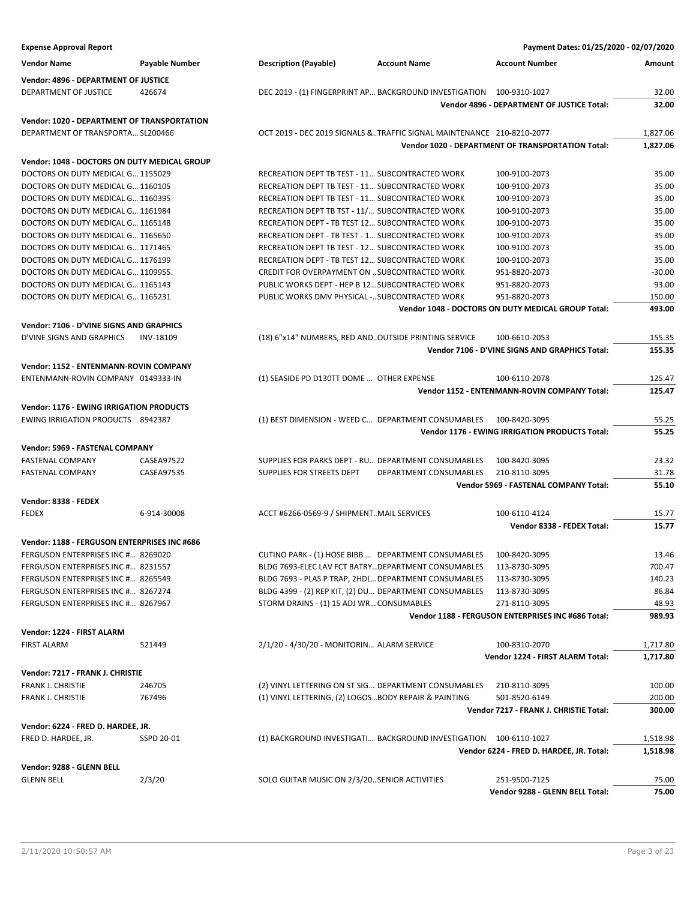**Expense Approval Report** — Payment Dates: 01/25/2020 - 02/07/2020

| Vendor Name | Payable Number | Description (Payable) | Account Name | Account Number | Amount |
|---|---|---|---|---|---|
| **Vendor: 4896 - DEPARTMENT OF JUSTICE** | | | | | |
| DEPARTMENT OF JUSTICE | 426674 | DEC 2019 - (1) FINGERPRINT AP… | BACKGROUND INVESTIGATION | 100-9310-1027 | 32.00 |
| | | | | **Vendor 4896 - DEPARTMENT OF JUSTICE Total:** | **32.00** |
| **Vendor: 1020 - DEPARTMENT OF TRANSPORTATION** | | | | | |
| DEPARTMENT OF TRANSPORTA… | SL200466 | OCT 2019 - DEC 2019 SIGNALS &… | TRAFFIC SIGNAL MAINTENANCE | 210-8210-2077 | 1,827.06 |
| | | | | **Vendor 1020 - DEPARTMENT OF TRANSPORTATION Total:** | **1,827.06** |
| **Vendor: 1048 - DOCTORS ON DUTY MEDICAL GROUP** | | | | | |
| DOCTORS ON DUTY MEDICAL G… | 1155029 | RECREATION DEPT TB TEST - 11… | SUBCONTRACTED WORK | 100-9100-2073 | 35.00 |
| DOCTORS ON DUTY MEDICAL G… | 1160105 | RECREATION DEPT TB TEST - 11… | SUBCONTRACTED WORK | 100-9100-2073 | 35.00 |
| DOCTORS ON DUTY MEDICAL G… | 1160395 | RECREATION DEPT TB TEST - 11… | SUBCONTRACTED WORK | 100-9100-2073 | 35.00 |
| DOCTORS ON DUTY MEDICAL G… | 1161984 | RECREATION DEPT TB TST - 11/… | SUBCONTRACTED WORK | 100-9100-2073 | 35.00 |
| DOCTORS ON DUTY MEDICAL G… | 1165148 | RECREATION DEPT - TB TEST 12… | SUBCONTRACTED WORK | 100-9100-2073 | 35.00 |
| DOCTORS ON DUTY MEDICAL G… | 1165650 | RECREATION DEPT - TB TEST - 1… | SUBCONTRACTED WORK | 100-9100-2073 | 35.00 |
| DOCTORS ON DUTY MEDICAL G… | 1171465 | RECREATION DEPT TB TEST - 12… | SUBCONTRACTED WORK | 100-9100-2073 | 35.00 |
| DOCTORS ON DUTY MEDICAL G… | 1176199 | RECREATION DEPT - TB TEST 12… | SUBCONTRACTED WORK | 100-9100-2073 | 35.00 |
| DOCTORS ON DUTY MEDICAL G… | 1109955. | CREDIT FOR OVERPAYMENT ON … | SUBCONTRACTED WORK | 951-8820-2073 | -30.00 |
| DOCTORS ON DUTY MEDICAL G… | 1165143 | PUBLIC WORKS DEPT - HEP B 12… | SUBCONTRACTED WORK | 951-8820-2073 | 93.00 |
| DOCTORS ON DUTY MEDICAL G… | 1165231 | PUBLIC WORKS DMV PHYSICAL -… | SUBCONTRACTED WORK | 951-8820-2073 | 150.00 |
| | | | | **Vendor 1048 - DOCTORS ON DUTY MEDICAL GROUP Total:** | **493.00** |
| **Vendor: 7106 - D'VINE SIGNS AND GRAPHICS** | | | | | |
| D'VINE SIGNS AND GRAPHICS | INV-18109 | (18) 6"x14" NUMBERS, RED AND… | OUTSIDE PRINTING SERVICE | 100-6610-2053 | 155.35 |
| | | | | **Vendor 7106 - D'VINE SIGNS AND GRAPHICS Total:** | **155.35** |
| **Vendor: 1152 - ENTENMANN-ROVIN COMPANY** | | | | | |
| ENTENMANN-ROVIN COMPANY | 0149333-IN | (1) SEASIDE PD D130TT DOME … | OTHER EXPENSE | 100-6110-2078 | 125.47 |
| | | | | **Vendor 1152 - ENTENMANN-ROVIN COMPANY Total:** | **125.47** |
| **Vendor: 1176 - EWING IRRIGATION PRODUCTS** | | | | | |
| EWING IRRIGATION PRODUCTS | 8942387 | (1) BEST DIMENSION - WEED C… | DEPARTMENT CONSUMABLES | 100-8420-3095 | 55.25 |
| | | | | **Vendor 1176 - EWING IRRIGATION PRODUCTS Total:** | **55.25** |
| **Vendor: 5969 - FASTENAL COMPANY** | | | | | |
| FASTENAL COMPANY | CASEA97522 | SUPPLIES FOR PARKS DEPT - RU… | DEPARTMENT CONSUMABLES | 100-8420-3095 | 23.32 |
| FASTENAL COMPANY | CASEA97535 | SUPPLIES FOR STREETS DEPT | DEPARTMENT CONSUMABLES | 210-8110-3095 | 31.78 |
| | | | | **Vendor 5969 - FASTENAL COMPANY Total:** | **55.10** |
| **Vendor: 8338 - FEDEX** | | | | | |
| FEDEX | 6-914-30008 | ACCT #6266-0569-9 / SHIPMENT… | MAIL SERVICES | 100-6110-4124 | 15.77 |
| | | | | **Vendor 8338 - FEDEX Total:** | **15.77** |
| **Vendor: 1188 - FERGUSON ENTERPRISES INC #686** | | | | | |
| FERGUSON ENTERPRISES INC #… | 8269020 | CUTINO PARK - (1) HOSE BIBB … | DEPARTMENT CONSUMABLES | 100-8420-3095 | 13.46 |
| FERGUSON ENTERPRISES INC #… | 8231557 | BLDG 7693-ELEC LAV FCT BATRY… | DEPARTMENT CONSUMABLES | 113-8730-3095 | 700.47 |
| FERGUSON ENTERPRISES INC #… | 8265549 | BLDG 7693 - PLAS P TRAP, 2HDL… | DEPARTMENT CONSUMABLES | 113-8730-3095 | 140.23 |
| FERGUSON ENTERPRISES INC #… | 8267274 | BLDG 4399 - (2) REP KIT, (2) DU… | DEPARTMENT CONSUMABLES | 113-8730-3095 | 86.84 |
| FERGUSON ENTERPRISES INC #… | 8267967 | STORM DRAINS - (1) 15 ADJ WR… | CONSUMABLES | 271-8110-3095 | 48.93 |
| | | | | **Vendor 1188 - FERGUSON ENTERPRISES INC #686 Total:** | **989.93** |
| **Vendor: 1224 - FIRST ALARM** | | | | | |
| FIRST ALARM | 521449 | 2/1/20 - 4/30/20 - MONITORIN… | ALARM SERVICE | 100-8310-2070 | 1,717.80 |
| | | | | **Vendor 1224 - FIRST ALARM Total:** | **1,717.80** |
| **Vendor: 7217 - FRANK J. CHRISTIE** | | | | | |
| FRANK J. CHRISTIE | 246705 | (2) VINYL LETTERING ON ST SIG… | DEPARTMENT CONSUMABLES | 210-8110-3095 | 100.00 |
| FRANK J. CHRISTIE | 767496 | (1) VINYL LETTERING, (2) LOGOS… | BODY REPAIR & PAINTING | 501-8520-6149 | 200.00 |
| | | | | **Vendor 7217 - FRANK J. CHRISTIE Total:** | **300.00** |
| **Vendor: 6224 - FRED D. HARDEE, JR.** | | | | | |
| FRED D. HARDEE, JR. | SSPD 20-01 | (1) BACKGROUND INVESTIGATI… | BACKGROUND INVESTIGATION | 100-6110-1027 | 1,518.98 |
| | | | | **Vendor 6224 - FRED D. HARDEE, JR. Total:** | **1,518.98** |
| **Vendor: 9288 - GLENN BELL** | | | | | |
| GLENN BELL | 2/3/20 | SOLO GUITAR MUSIC ON 2/3/20… | SENIOR ACTIVITIES | 251-9500-7125 | 75.00 |
| | | | | **Vendor 9288 - GLENN BELL Total:** | **75.00** |

2/11/2020 10:50:57 AM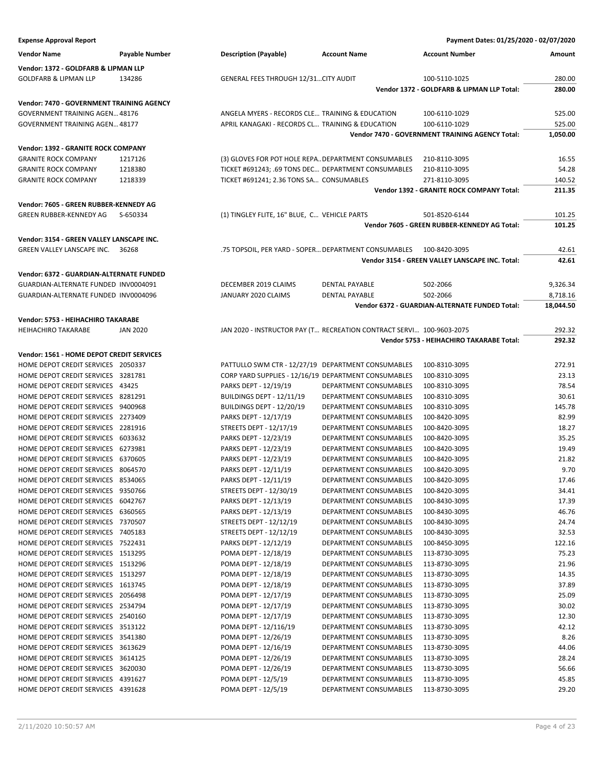**Expense Approval Report** — Payment Dates: 01/25/2020 - 02/07/2020

| Vendor Name | Payable Number | Description (Payable) | Account Name | Account Number | Amount |
|---|---|---|---|---|---|
| **Vendor: 1372 - GOLDFARB & LIPMAN LLP** | | | | | |
| GOLDFARB & LIPMAN LLP | 134286 | GENERAL FEES THROUGH 12/31... | CITY AUDIT | 100-5110-1025 | 280.00 |
| | | | | **Vendor 1372 - GOLDFARB & LIPMAN LLP Total:** | **280.00** |
| **Vendor: 7470 - GOVERNMENT TRAINING AGENCY** | | | | | |
| GOVERNMENT TRAINING AGEN... | 48176 | ANGELA MYERS - RECORDS CLE... | TRAINING & EDUCATION | 100-6110-1029 | 525.00 |
| GOVERNMENT TRAINING AGEN... | 48177 | APRIL KANAGAKI - RECORDS CL... | TRAINING & EDUCATION | 100-6110-1029 | 525.00 |
| | | | | **Vendor 7470 - GOVERNMENT TRAINING AGENCY Total:** | **1,050.00** |
| **Vendor: 1392 - GRANITE ROCK COMPANY** | | | | | |
| GRANITE ROCK COMPANY | 1217126 | (3) GLOVES FOR POT HOLE REPA... | DEPARTMENT CONSUMABLES | 210-8110-3095 | 16.55 |
| GRANITE ROCK COMPANY | 1218380 | TICKET #691243; .69 TONS DEC... | DEPARTMENT CONSUMABLES | 210-8110-3095 | 54.28 |
| GRANITE ROCK COMPANY | 1218339 | TICKET #691241; 2.36 TONS SA... | CONSUMABLES | 271-8110-3095 | 140.52 |
| | | | | **Vendor 1392 - GRANITE ROCK COMPANY Total:** | **211.35** |
| **Vendor: 7605 - GREEN RUBBER-KENNEDY AG** | | | | | |
| GREEN RUBBER-KENNEDY AG | S-650334 | (1) TINGLEY FLITE, 16" BLUE, C... | VEHICLE PARTS | 501-8520-6144 | 101.25 |
| | | | | **Vendor 7605 - GREEN RUBBER-KENNEDY AG Total:** | **101.25** |
| **Vendor: 3154 - GREEN VALLEY LANSCAPE INC.** | | | | | |
| GREEN VALLEY LANSCAPE INC. | 36268 | .75 TOPSOIL, PER YARD - SOPER... | DEPARTMENT CONSUMABLES | 100-8420-3095 | 42.61 |
| | | | | **Vendor 3154 - GREEN VALLEY LANSCAPE INC. Total:** | **42.61** |
| **Vendor: 6372 - GUARDIAN-ALTERNATE FUNDED** | | | | | |
| GUARDIAN-ALTERNATE FUNDED | INV0004091 | DECEMBER 2019 CLAIMS | DENTAL PAYABLE | 502-2066 | 9,326.34 |
| GUARDIAN-ALTERNATE FUNDED | INV0004096 | JANUARY 2020 CLAIMS | DENTAL PAYABLE | 502-2066 | 8,718.16 |
| | | | | **Vendor 6372 - GUARDIAN-ALTERNATE FUNDED Total:** | **18,044.50** |
| **Vendor: 5753 - HEIHACHIRO TAKARABE** | | | | | |
| HEIHACHIRO TAKARABE | JAN 2020 | JAN 2020 - INSTRUCTOR PAY (T... | RECREATION CONTRACT SERVI... | 100-9603-2075 | 292.32 |
| | | | | **Vendor 5753 - HEIHACHIRO TAKARABE Total:** | **292.32** |
| **Vendor: 1561 - HOME DEPOT CREDIT SERVICES** | | | | | |
| HOME DEPOT CREDIT SERVICES | 2050337 | PATTULLO SWM CTR - 12/27/19 | DEPARTMENT CONSUMABLES | 100-8310-3095 | 272.91 |
| HOME DEPOT CREDIT SERVICES | 3281781 | CORP YARD SUPPLIES - 12/16/19 | DEPARTMENT CONSUMABLES | 100-8310-3095 | 23.13 |
| HOME DEPOT CREDIT SERVICES | 43425 | PARKS DEPT - 12/19/19 | DEPARTMENT CONSUMABLES | 100-8310-3095 | 78.54 |
| HOME DEPOT CREDIT SERVICES | 8281291 | BUILDINGS DEPT - 12/11/19 | DEPARTMENT CONSUMABLES | 100-8310-3095 | 30.61 |
| HOME DEPOT CREDIT SERVICES | 9400968 | BUILDINGS DEPT - 12/20/19 | DEPARTMENT CONSUMABLES | 100-8310-3095 | 145.78 |
| HOME DEPOT CREDIT SERVICES | 2273409 | PARKS DEPT - 12/17/19 | DEPARTMENT CONSUMABLES | 100-8420-3095 | 82.99 |
| HOME DEPOT CREDIT SERVICES | 2281916 | STREETS DEPT - 12/17/19 | DEPARTMENT CONSUMABLES | 100-8420-3095 | 18.27 |
| HOME DEPOT CREDIT SERVICES | 6033632 | PARKS DEPT - 12/23/19 | DEPARTMENT CONSUMABLES | 100-8420-3095 | 35.25 |
| HOME DEPOT CREDIT SERVICES | 6273981 | PARKS DEPT - 12/23/19 | DEPARTMENT CONSUMABLES | 100-8420-3095 | 19.49 |
| HOME DEPOT CREDIT SERVICES | 6370605 | PARKS DEPT - 12/23/19 | DEPARTMENT CONSUMABLES | 100-8420-3095 | 21.82 |
| HOME DEPOT CREDIT SERVICES | 8064570 | PARKS DEPT - 12/11/19 | DEPARTMENT CONSUMABLES | 100-8420-3095 | 9.70 |
| HOME DEPOT CREDIT SERVICES | 8534065 | PARKS DEPT - 12/11/19 | DEPARTMENT CONSUMABLES | 100-8420-3095 | 17.46 |
| HOME DEPOT CREDIT SERVICES | 9350766 | STREETS DEPT - 12/30/19 | DEPARTMENT CONSUMABLES | 100-8420-3095 | 34.41 |
| HOME DEPOT CREDIT SERVICES | 6042767 | PARKS DEPT - 12/13/19 | DEPARTMENT CONSUMABLES | 100-8430-3095 | 17.39 |
| HOME DEPOT CREDIT SERVICES | 6360565 | PARKS DEPT - 12/13/19 | DEPARTMENT CONSUMABLES | 100-8430-3095 | 46.76 |
| HOME DEPOT CREDIT SERVICES | 7370507 | STREETS DEPT - 12/12/19 | DEPARTMENT CONSUMABLES | 100-8430-3095 | 24.74 |
| HOME DEPOT CREDIT SERVICES | 7405183 | STREETS DEPT - 12/12/19 | DEPARTMENT CONSUMABLES | 100-8430-3095 | 32.53 |
| HOME DEPOT CREDIT SERVICES | 7522431 | PARKS DEPT - 12/12/19 | DEPARTMENT CONSUMABLES | 100-8450-3095 | 122.16 |
| HOME DEPOT CREDIT SERVICES | 1513295 | POMA DEPT - 12/18/19 | DEPARTMENT CONSUMABLES | 113-8730-3095 | 75.23 |
| HOME DEPOT CREDIT SERVICES | 1513296 | POMA DEPT - 12/18/19 | DEPARTMENT CONSUMABLES | 113-8730-3095 | 21.96 |
| HOME DEPOT CREDIT SERVICES | 1513297 | POMA DEPT - 12/18/19 | DEPARTMENT CONSUMABLES | 113-8730-3095 | 14.35 |
| HOME DEPOT CREDIT SERVICES | 1613745 | POMA DEPT - 12/18/19 | DEPARTMENT CONSUMABLES | 113-8730-3095 | 37.89 |
| HOME DEPOT CREDIT SERVICES | 2056498 | POMA DEPT - 12/17/19 | DEPARTMENT CONSUMABLES | 113-8730-3095 | 25.09 |
| HOME DEPOT CREDIT SERVICES | 2534794 | POMA DEPT - 12/17/19 | DEPARTMENT CONSUMABLES | 113-8730-3095 | 30.02 |
| HOME DEPOT CREDIT SERVICES | 2540160 | POMA DEPT - 12/17/19 | DEPARTMENT CONSUMABLES | 113-8730-3095 | 12.30 |
| HOME DEPOT CREDIT SERVICES | 3513122 | POMA DEPT - 12/116/19 | DEPARTMENT CONSUMABLES | 113-8730-3095 | 42.12 |
| HOME DEPOT CREDIT SERVICES | 3541380 | POMA DEPT - 12/26/19 | DEPARTMENT CONSUMABLES | 113-8730-3095 | 8.26 |
| HOME DEPOT CREDIT SERVICES | 3613629 | POMA DEPT - 12/16/19 | DEPARTMENT CONSUMABLES | 113-8730-3095 | 44.06 |
| HOME DEPOT CREDIT SERVICES | 3614125 | POMA DEPT - 12/26/19 | DEPARTMENT CONSUMABLES | 113-8730-3095 | 28.24 |
| HOME DEPOT CREDIT SERVICES | 3620030 | POMA DEPT - 12/26/19 | DEPARTMENT CONSUMABLES | 113-8730-3095 | 56.66 |
| HOME DEPOT CREDIT SERVICES | 4391627 | POMA DEPT - 12/5/19 | DEPARTMENT CONSUMABLES | 113-8730-3095 | 45.85 |
| HOME DEPOT CREDIT SERVICES | 4391628 | POMA DEPT - 12/5/19 | DEPARTMENT CONSUMABLES | 113-8730-3095 | 29.20 |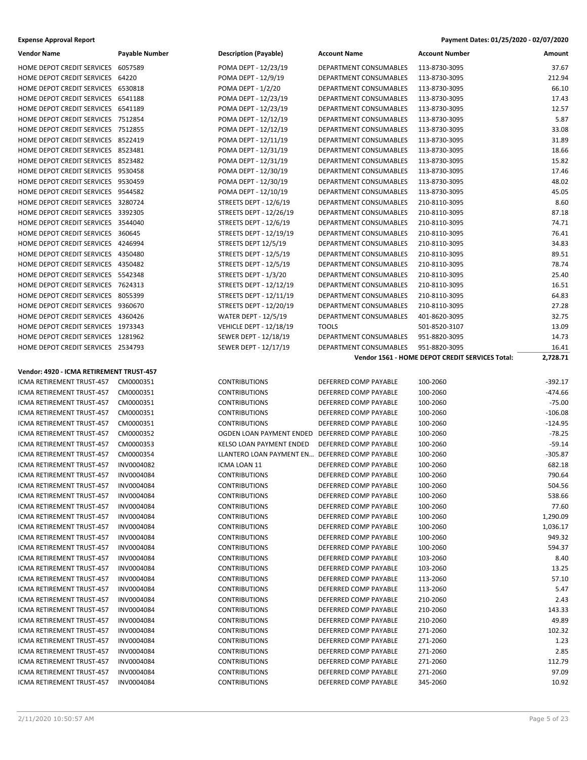| Vendor Name | Payable Number | Description (Payable) | Account Name | Account Number | Amount |
|---|---|---|---|---|---|
| HOME DEPOT CREDIT SERVICES | 6057589 | POMA DEPT - 12/23/19 | DEPARTMENT CONSUMABLES | 113-8730-3095 | 37.67 |
| HOME DEPOT CREDIT SERVICES | 64220 | POMA DEPT - 12/9/19 | DEPARTMENT CONSUMABLES | 113-8730-3095 | 212.94 |
| HOME DEPOT CREDIT SERVICES | 6530818 | POMA DEPT - 1/2/20 | DEPARTMENT CONSUMABLES | 113-8730-3095 | 66.10 |
| HOME DEPOT CREDIT SERVICES | 6541188 | POMA DEPT - 12/23/19 | DEPARTMENT CONSUMABLES | 113-8730-3095 | 17.43 |
| HOME DEPOT CREDIT SERVICES | 6541189 | POMA DEPT - 12/23/19 | DEPARTMENT CONSUMABLES | 113-8730-3095 | 12.57 |
| HOME DEPOT CREDIT SERVICES | 7512854 | POMA DEPT - 12/12/19 | DEPARTMENT CONSUMABLES | 113-8730-3095 | 5.87 |
| HOME DEPOT CREDIT SERVICES | 7512855 | POMA DEPT - 12/12/19 | DEPARTMENT CONSUMABLES | 113-8730-3095 | 33.08 |
| HOME DEPOT CREDIT SERVICES | 8522419 | POMA DEPT - 12/11/19 | DEPARTMENT CONSUMABLES | 113-8730-3095 | 31.89 |
| HOME DEPOT CREDIT SERVICES | 8523481 | POMA DEPT - 12/31/19 | DEPARTMENT CONSUMABLES | 113-8730-3095 | 18.66 |
| HOME DEPOT CREDIT SERVICES | 8523482 | POMA DEPT - 12/31/19 | DEPARTMENT CONSUMABLES | 113-8730-3095 | 15.82 |
| HOME DEPOT CREDIT SERVICES | 9530458 | POMA DEPT - 12/30/19 | DEPARTMENT CONSUMABLES | 113-8730-3095 | 17.46 |
| HOME DEPOT CREDIT SERVICES | 9530459 | POMA DEPT - 12/30/19 | DEPARTMENT CONSUMABLES | 113-8730-3095 | 48.02 |
| HOME DEPOT CREDIT SERVICES | 9544582 | POMA DEPT - 12/10/19 | DEPARTMENT CONSUMABLES | 113-8730-3095 | 45.05 |
| HOME DEPOT CREDIT SERVICES | 3280724 | STREETS DEPT - 12/6/19 | DEPARTMENT CONSUMABLES | 210-8110-3095 | 8.60 |
| HOME DEPOT CREDIT SERVICES | 3392305 | STREETS DEPT - 12/26/19 | DEPARTMENT CONSUMABLES | 210-8110-3095 | 87.18 |
| HOME DEPOT CREDIT SERVICES | 3544040 | STREETS DEPT - 12/6/19 | DEPARTMENT CONSUMABLES | 210-8110-3095 | 74.71 |
| HOME DEPOT CREDIT SERVICES | 360645 | STREETS DEPT - 12/19/19 | DEPARTMENT CONSUMABLES | 210-8110-3095 | 76.41 |
| HOME DEPOT CREDIT SERVICES | 4246994 | STREETS DEPT 12/5/19 | DEPARTMENT CONSUMABLES | 210-8110-3095 | 34.83 |
| HOME DEPOT CREDIT SERVICES | 4350480 | STREETS DEPT - 12/5/19 | DEPARTMENT CONSUMABLES | 210-8110-3095 | 89.51 |
| HOME DEPOT CREDIT SERVICES | 4350482 | STREETS DEPT - 12/5/19 | DEPARTMENT CONSUMABLES | 210-8110-3095 | 78.74 |
| HOME DEPOT CREDIT SERVICES | 5542348 | STREETS DEPT - 1/3/20 | DEPARTMENT CONSUMABLES | 210-8110-3095 | 25.40 |
| HOME DEPOT CREDIT SERVICES | 7624313 | STREETS DEPT - 12/12/19 | DEPARTMENT CONSUMABLES | 210-8110-3095 | 16.51 |
| HOME DEPOT CREDIT SERVICES | 8055399 | STREETS DEPT - 12/11/19 | DEPARTMENT CONSUMABLES | 210-8110-3095 | 64.83 |
| HOME DEPOT CREDIT SERVICES | 9360670 | STREETS DEPT - 12/20/19 | DEPARTMENT CONSUMABLES | 210-8110-3095 | 27.28 |
| HOME DEPOT CREDIT SERVICES | 4360426 | WATER DEPT - 12/5/19 | DEPARTMENT CONSUMABLES | 401-8620-3095 | 32.75 |
| HOME DEPOT CREDIT SERVICES | 1973343 | VEHICLE DEPT - 12/18/19 | TOOLS | 501-8520-3107 | 13.09 |
| HOME DEPOT CREDIT SERVICES | 1281962 | SEWER DEPT - 12/18/19 | DEPARTMENT CONSUMABLES | 951-8820-3095 | 14.73 |
| HOME DEPOT CREDIT SERVICES | 2534793 | SEWER DEPT - 12/17/19 | DEPARTMENT CONSUMABLES | 951-8820-3095 | 16.41 |
| | | | | **Vendor 1561 - HOME DEPOT CREDIT SERVICES Total:** | **2,728.71** |

**Vendor: 4920 - ICMA RETIREMENT TRUST-457**

| Vendor Name | Payable Number | Description (Payable) | Account Name | Account Number | Amount |
|---|---|---|---|---|---|
| ICMA RETIREMENT TRUST-457 | CM0000351 | CONTRIBUTIONS | DEFERRED COMP PAYABLE | 100-2060 | -392.17 |
| ICMA RETIREMENT TRUST-457 | CM0000351 | CONTRIBUTIONS | DEFERRED COMP PAYABLE | 100-2060 | -474.66 |
| ICMA RETIREMENT TRUST-457 | CM0000351 | CONTRIBUTIONS | DEFERRED COMP PAYABLE | 100-2060 | -75.00 |
| ICMA RETIREMENT TRUST-457 | CM0000351 | CONTRIBUTIONS | DEFERRED COMP PAYABLE | 100-2060 | -106.08 |
| ICMA RETIREMENT TRUST-457 | CM0000351 | CONTRIBUTIONS | DEFERRED COMP PAYABLE | 100-2060 | -124.95 |
| ICMA RETIREMENT TRUST-457 | CM0000352 | OGDEN LOAN PAYMENT ENDED | DEFERRED COMP PAYABLE | 100-2060 | -78.25 |
| ICMA RETIREMENT TRUST-457 | CM0000353 | KELSO LOAN PAYMENT ENDED | DEFERRED COMP PAYABLE | 100-2060 | -59.14 |
| ICMA RETIREMENT TRUST-457 | CM0000354 | LLANTERO LOAN PAYMENT EN... | DEFERRED COMP PAYABLE | 100-2060 | -305.87 |
| ICMA RETIREMENT TRUST-457 | INV0004082 | ICMA LOAN 11 | DEFERRED COMP PAYABLE | 100-2060 | 682.18 |
| ICMA RETIREMENT TRUST-457 | INV0004084 | CONTRIBUTIONS | DEFERRED COMP PAYABLE | 100-2060 | 790.64 |
| ICMA RETIREMENT TRUST-457 | INV0004084 | CONTRIBUTIONS | DEFERRED COMP PAYABLE | 100-2060 | 504.56 |
| ICMA RETIREMENT TRUST-457 | INV0004084 | CONTRIBUTIONS | DEFERRED COMP PAYABLE | 100-2060 | 538.66 |
| ICMA RETIREMENT TRUST-457 | INV0004084 | CONTRIBUTIONS | DEFERRED COMP PAYABLE | 100-2060 | 77.60 |
| ICMA RETIREMENT TRUST-457 | INV0004084 | CONTRIBUTIONS | DEFERRED COMP PAYABLE | 100-2060 | 1,290.09 |
| ICMA RETIREMENT TRUST-457 | INV0004084 | CONTRIBUTIONS | DEFERRED COMP PAYABLE | 100-2060 | 1,036.17 |
| ICMA RETIREMENT TRUST-457 | INV0004084 | CONTRIBUTIONS | DEFERRED COMP PAYABLE | 100-2060 | 949.32 |
| ICMA RETIREMENT TRUST-457 | INV0004084 | CONTRIBUTIONS | DEFERRED COMP PAYABLE | 100-2060 | 594.37 |
| ICMA RETIREMENT TRUST-457 | INV0004084 | CONTRIBUTIONS | DEFERRED COMP PAYABLE | 103-2060 | 8.40 |
| ICMA RETIREMENT TRUST-457 | INV0004084 | CONTRIBUTIONS | DEFERRED COMP PAYABLE | 103-2060 | 13.25 |
| ICMA RETIREMENT TRUST-457 | INV0004084 | CONTRIBUTIONS | DEFERRED COMP PAYABLE | 113-2060 | 57.10 |
| ICMA RETIREMENT TRUST-457 | INV0004084 | CONTRIBUTIONS | DEFERRED COMP PAYABLE | 113-2060 | 5.47 |
| ICMA RETIREMENT TRUST-457 | INV0004084 | CONTRIBUTIONS | DEFERRED COMP PAYABLE | 210-2060 | 2.43 |
| ICMA RETIREMENT TRUST-457 | INV0004084 | CONTRIBUTIONS | DEFERRED COMP PAYABLE | 210-2060 | 143.33 |
| ICMA RETIREMENT TRUST-457 | INV0004084 | CONTRIBUTIONS | DEFERRED COMP PAYABLE | 210-2060 | 49.89 |
| ICMA RETIREMENT TRUST-457 | INV0004084 | CONTRIBUTIONS | DEFERRED COMP PAYABLE | 271-2060 | 102.32 |
| ICMA RETIREMENT TRUST-457 | INV0004084 | CONTRIBUTIONS | DEFERRED COMP PAYABLE | 271-2060 | 1.23 |
| ICMA RETIREMENT TRUST-457 | INV0004084 | CONTRIBUTIONS | DEFERRED COMP PAYABLE | 271-2060 | 2.85 |
| ICMA RETIREMENT TRUST-457 | INV0004084 | CONTRIBUTIONS | DEFERRED COMP PAYABLE | 271-2060 | 112.79 |
| ICMA RETIREMENT TRUST-457 | INV0004084 | CONTRIBUTIONS | DEFERRED COMP PAYABLE | 271-2060 | 97.09 |
| ICMA RETIREMENT TRUST-457 | INV0004084 | CONTRIBUTIONS | DEFERRED COMP PAYABLE | 345-2060 | 10.92 |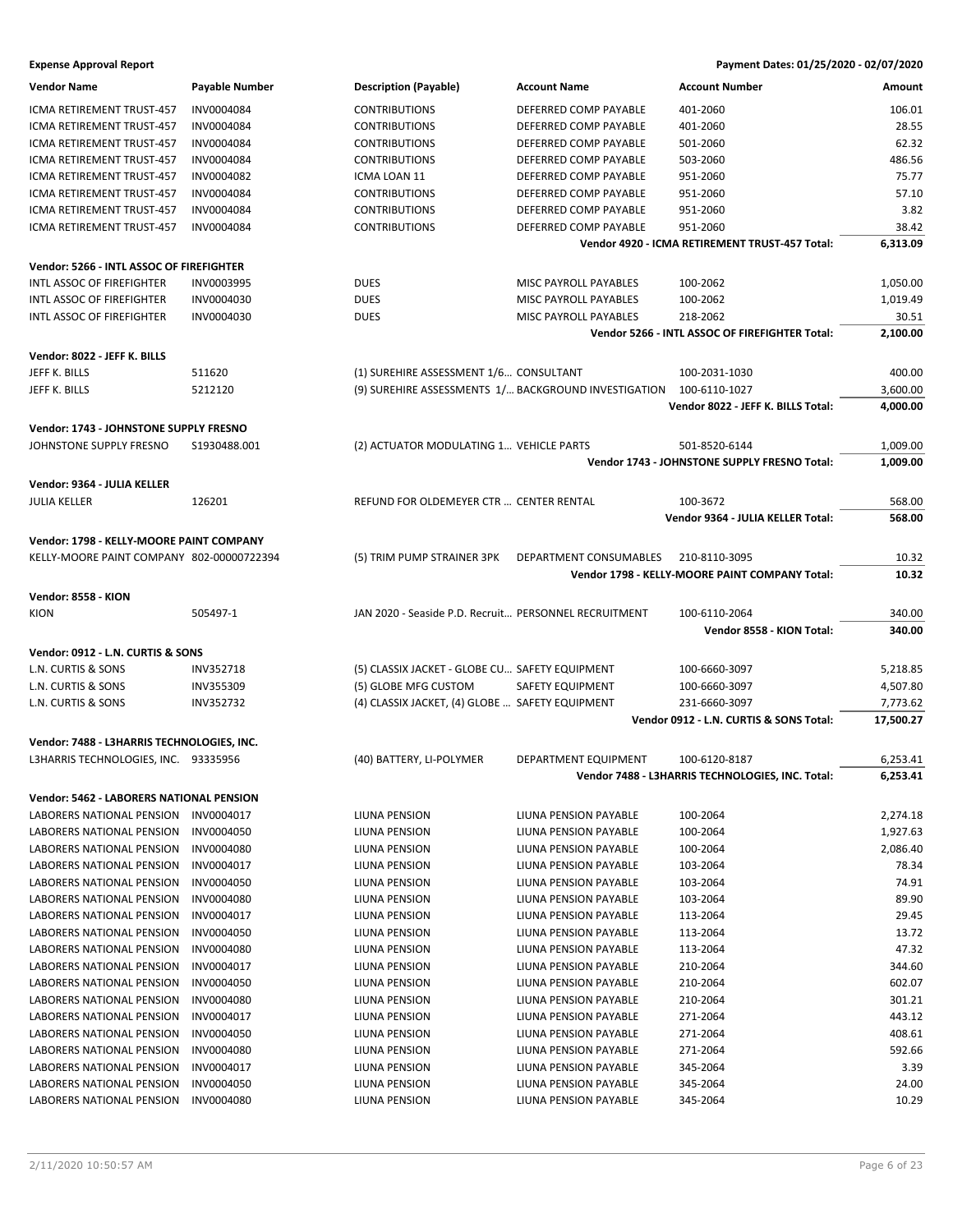**Expense Approval Report** — Payment Dates: 01/25/2020 - 02/07/2020

| Vendor Name | Payable Number | Description (Payable) | Account Name | Account Number | Amount |
|---|---|---|---|---|---|
| ICMA RETIREMENT TRUST-457 | INV0004084 | CONTRIBUTIONS | DEFERRED COMP PAYABLE | 401-2060 | 106.01 |
| ICMA RETIREMENT TRUST-457 | INV0004084 | CONTRIBUTIONS | DEFERRED COMP PAYABLE | 401-2060 | 28.55 |
| ICMA RETIREMENT TRUST-457 | INV0004084 | CONTRIBUTIONS | DEFERRED COMP PAYABLE | 501-2060 | 62.32 |
| ICMA RETIREMENT TRUST-457 | INV0004084 | CONTRIBUTIONS | DEFERRED COMP PAYABLE | 503-2060 | 486.56 |
| ICMA RETIREMENT TRUST-457 | INV0004082 | ICMA LOAN 11 | DEFERRED COMP PAYABLE | 951-2060 | 75.77 |
| ICMA RETIREMENT TRUST-457 | INV0004084 | CONTRIBUTIONS | DEFERRED COMP PAYABLE | 951-2060 | 57.10 |
| ICMA RETIREMENT TRUST-457 | INV0004084 | CONTRIBUTIONS | DEFERRED COMP PAYABLE | 951-2060 | 3.82 |
| ICMA RETIREMENT TRUST-457 | INV0004084 | CONTRIBUTIONS | DEFERRED COMP PAYABLE | 951-2060 | 38.42 |
| | | | | **Vendor 4920 - ICMA RETIREMENT TRUST-457 Total:** | **6,313.09** |
| **Vendor: 5266 - INTL ASSOC OF FIREFIGHTER** | | | | | |
| INTL ASSOC OF FIREFIGHTER | INV0003995 | DUES | MISC PAYROLL PAYABLES | 100-2062 | 1,050.00 |
| INTL ASSOC OF FIREFIGHTER | INV0004030 | DUES | MISC PAYROLL PAYABLES | 100-2062 | 1,019.49 |
| INTL ASSOC OF FIREFIGHTER | INV0004030 | DUES | MISC PAYROLL PAYABLES | 218-2062 | 30.51 |
| | | | | **Vendor 5266 - INTL ASSOC OF FIREFIGHTER Total:** | **2,100.00** |
| **Vendor: 8022 - JEFF K. BILLS** | | | | | |
| JEFF K. BILLS | 511620 | (1) SUREHIRE ASSESSMENT 1/6... | CONSULTANT | 100-2031-1030 | 400.00 |
| JEFF K. BILLS | 5212120 | (9) SUREHIRE ASSESSMENTS 1/... | BACKGROUND INVESTIGATION | 100-6110-1027 | 3,600.00 |
| | | | | **Vendor 8022 - JEFF K. BILLS Total:** | **4,000.00** |
| **Vendor: 1743 - JOHNSTONE SUPPLY FRESNO** | | | | | |
| JOHNSTONE SUPPLY FRESNO | S1930488.001 | (2) ACTUATOR MODULATING 1... | VEHICLE PARTS | 501-8520-6144 | 1,009.00 |
| | | | | **Vendor 1743 - JOHNSTONE SUPPLY FRESNO Total:** | **1,009.00** |
| **Vendor: 9364 - JULIA KELLER** | | | | | |
| JULIA KELLER | 126201 | REFUND FOR OLDEMEYER CTR ... | CENTER RENTAL | 100-3672 | 568.00 |
| | | | | **Vendor 9364 - JULIA KELLER Total:** | **568.00** |
| **Vendor: 1798 - KELLY-MOORE PAINT COMPANY** | | | | | |
| KELLY-MOORE PAINT COMPANY | 802-00000722394 | (5) TRIM PUMP STRAINER 3PK | DEPARTMENT CONSUMABLES | 210-8110-3095 | 10.32 |
| | | | | **Vendor 1798 - KELLY-MOORE PAINT COMPANY Total:** | **10.32** |
| **Vendor: 8558 - KION** | | | | | |
| KION | 505497-1 | JAN 2020 - Seaside P.D. Recruit... | PERSONNEL RECRUITMENT | 100-6110-2064 | 340.00 |
| | | | | **Vendor 8558 - KION Total:** | **340.00** |
| **Vendor: 0912 - L.N. CURTIS & SONS** | | | | | |
| L.N. CURTIS & SONS | INV352718 | (5) CLASSIX JACKET - GLOBE CU... | SAFETY EQUIPMENT | 100-6660-3097 | 5,218.85 |
| L.N. CURTIS & SONS | INV355309 | (5) GLOBE MFG CUSTOM | SAFETY EQUIPMENT | 100-6660-3097 | 4,507.80 |
| L.N. CURTIS & SONS | INV352732 | (4) CLASSIX JACKET, (4) GLOBE ... | SAFETY EQUIPMENT | 231-6660-3097 | 7,773.62 |
| | | | | **Vendor 0912 - L.N. CURTIS & SONS Total:** | **17,500.27** |
| **Vendor: 7488 - L3HARRIS TECHNOLOGIES, INC.** | | | | | |
| L3HARRIS TECHNOLOGIES, INC. | 93335956 | (40) BATTERY, LI-POLYMER | DEPARTMENT EQUIPMENT | 100-6120-8187 | 6,253.41 |
| | | | | **Vendor 7488 - L3HARRIS TECHNOLOGIES, INC. Total:** | **6,253.41** |
| **Vendor: 5462 - LABORERS NATIONAL PENSION** | | | | | |
| LABORERS NATIONAL PENSION | INV0004017 | LIUNA PENSION | LIUNA PENSION PAYABLE | 100-2064 | 2,274.18 |
| LABORERS NATIONAL PENSION | INV0004050 | LIUNA PENSION | LIUNA PENSION PAYABLE | 100-2064 | 1,927.63 |
| LABORERS NATIONAL PENSION | INV0004080 | LIUNA PENSION | LIUNA PENSION PAYABLE | 100-2064 | 2,086.40 |
| LABORERS NATIONAL PENSION | INV0004017 | LIUNA PENSION | LIUNA PENSION PAYABLE | 103-2064 | 78.34 |
| LABORERS NATIONAL PENSION | INV0004050 | LIUNA PENSION | LIUNA PENSION PAYABLE | 103-2064 | 74.91 |
| LABORERS NATIONAL PENSION | INV0004080 | LIUNA PENSION | LIUNA PENSION PAYABLE | 103-2064 | 89.90 |
| LABORERS NATIONAL PENSION | INV0004017 | LIUNA PENSION | LIUNA PENSION PAYABLE | 113-2064 | 29.45 |
| LABORERS NATIONAL PENSION | INV0004050 | LIUNA PENSION | LIUNA PENSION PAYABLE | 113-2064 | 13.72 |
| LABORERS NATIONAL PENSION | INV0004080 | LIUNA PENSION | LIUNA PENSION PAYABLE | 113-2064 | 47.32 |
| LABORERS NATIONAL PENSION | INV0004017 | LIUNA PENSION | LIUNA PENSION PAYABLE | 210-2064 | 344.60 |
| LABORERS NATIONAL PENSION | INV0004050 | LIUNA PENSION | LIUNA PENSION PAYABLE | 210-2064 | 602.07 |
| LABORERS NATIONAL PENSION | INV0004080 | LIUNA PENSION | LIUNA PENSION PAYABLE | 210-2064 | 301.21 |
| LABORERS NATIONAL PENSION | INV0004017 | LIUNA PENSION | LIUNA PENSION PAYABLE | 271-2064 | 443.12 |
| LABORERS NATIONAL PENSION | INV0004050 | LIUNA PENSION | LIUNA PENSION PAYABLE | 271-2064 | 408.61 |
| LABORERS NATIONAL PENSION | INV0004080 | LIUNA PENSION | LIUNA PENSION PAYABLE | 271-2064 | 592.66 |
| LABORERS NATIONAL PENSION | INV0004017 | LIUNA PENSION | LIUNA PENSION PAYABLE | 345-2064 | 3.39 |
| LABORERS NATIONAL PENSION | INV0004050 | LIUNA PENSION | LIUNA PENSION PAYABLE | 345-2064 | 24.00 |
| LABORERS NATIONAL PENSION | INV0004080 | LIUNA PENSION | LIUNA PENSION PAYABLE | 345-2064 | 10.29 |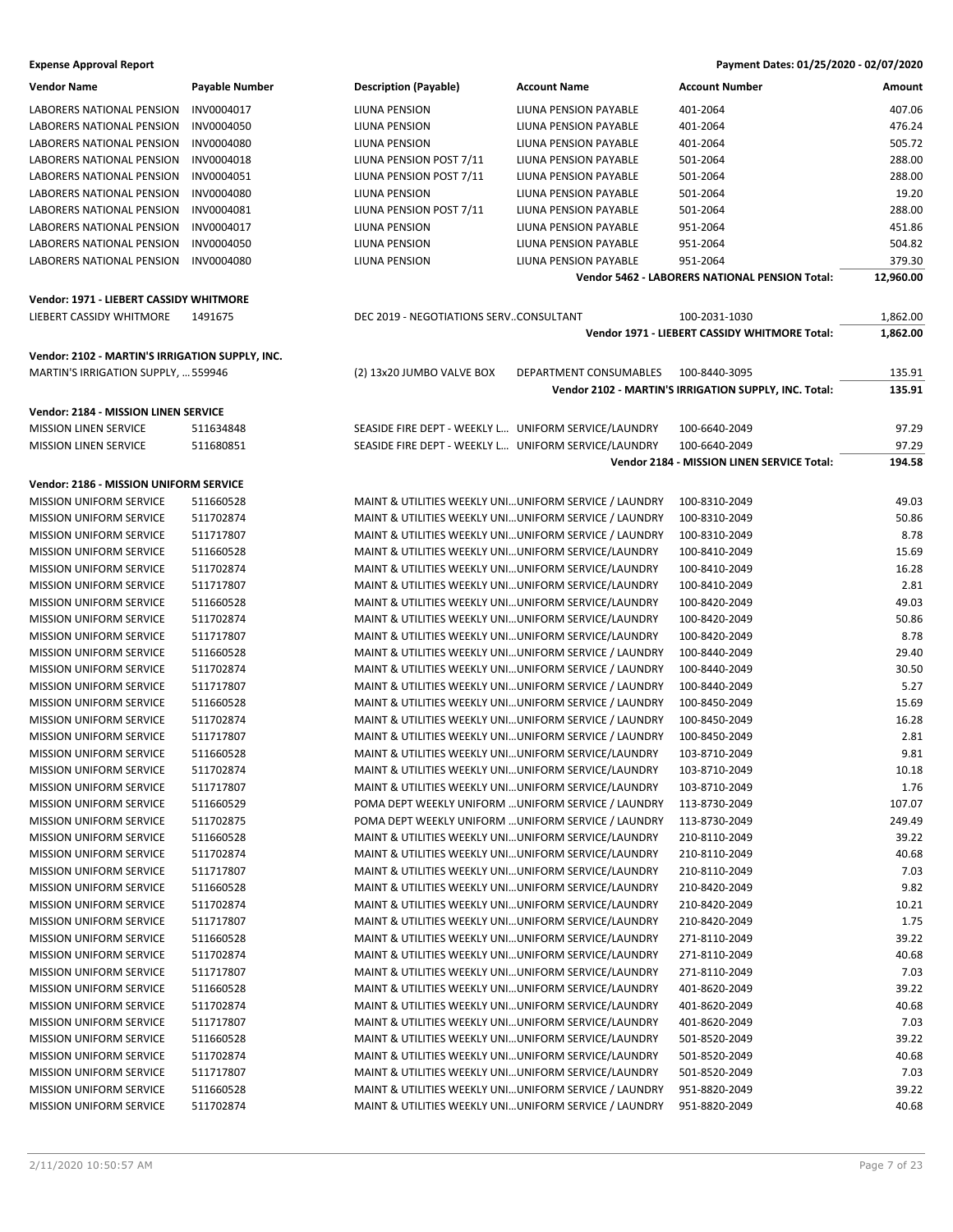**Expense Approval Report** | **Payment Dates: 01/25/2020 - 02/07/2020**

| Vendor Name | Payable Number | Description (Payable) | Account Name | Account Number | Amount |
|---|---|---|---|---|---|
| LABORERS NATIONAL PENSION | INV0004017 | LIUNA PENSION | LIUNA PENSION PAYABLE | 401-2064 | 407.06 |
| LABORERS NATIONAL PENSION | INV0004050 | LIUNA PENSION | LIUNA PENSION PAYABLE | 401-2064 | 476.24 |
| LABORERS NATIONAL PENSION | INV0004080 | LIUNA PENSION | LIUNA PENSION PAYABLE | 401-2064 | 505.72 |
| LABORERS NATIONAL PENSION | INV0004018 | LIUNA PENSION POST 7/11 | LIUNA PENSION PAYABLE | 501-2064 | 288.00 |
| LABORERS NATIONAL PENSION | INV0004051 | LIUNA PENSION POST 7/11 | LIUNA PENSION PAYABLE | 501-2064 | 288.00 |
| LABORERS NATIONAL PENSION | INV0004080 | LIUNA PENSION | LIUNA PENSION PAYABLE | 501-2064 | 19.20 |
| LABORERS NATIONAL PENSION | INV0004081 | LIUNA PENSION POST 7/11 | LIUNA PENSION PAYABLE | 501-2064 | 288.00 |
| LABORERS NATIONAL PENSION | INV0004017 | LIUNA PENSION | LIUNA PENSION PAYABLE | 951-2064 | 451.86 |
| LABORERS NATIONAL PENSION | INV0004050 | LIUNA PENSION | LIUNA PENSION PAYABLE | 951-2064 | 504.82 |
| LABORERS NATIONAL PENSION | INV0004080 | LIUNA PENSION | LIUNA PENSION PAYABLE | 951-2064 | 379.30 |
| | | | | **Vendor 5462 - LABORERS NATIONAL PENSION Total:** | **12,960.00** |
| **Vendor: 1971 - LIEBERT CASSIDY WHITMORE** | | | | | |
| LIEBERT CASSIDY WHITMORE | 1491675 | DEC 2019 - NEGOTIATIONS SERV...CONSULTANT | | 100-2031-1030 | 1,862.00 |
| | | | | **Vendor 1971 - LIEBERT CASSIDY WHITMORE Total:** | **1,862.00** |
| **Vendor: 2102 - MARTIN'S IRRIGATION SUPPLY, INC.** | | | | | |
| MARTIN'S IRRIGATION SUPPLY, ... | 559946 | (2) 13x20 JUMBO VALVE BOX | DEPARTMENT CONSUMABLES | 100-8440-3095 | 135.91 |
| | | | | **Vendor 2102 - MARTIN'S IRRIGATION SUPPLY, INC. Total:** | **135.91** |
| **Vendor: 2184 - MISSION LINEN SERVICE** | | | | | |
| MISSION LINEN SERVICE | 511634848 | SEASIDE FIRE DEPT - WEEKLY L... | UNIFORM SERVICE/LAUNDRY | 100-6640-2049 | 97.29 |
| MISSION LINEN SERVICE | 511680851 | SEASIDE FIRE DEPT - WEEKLY L... | UNIFORM SERVICE/LAUNDRY | 100-6640-2049 | 97.29 |
| | | | | **Vendor 2184 - MISSION LINEN SERVICE Total:** | **194.58** |
| **Vendor: 2186 - MISSION UNIFORM SERVICE** | | | | | |
| MISSION UNIFORM SERVICE | 511660528 | MAINT & UTILITIES WEEKLY UNI... | UNIFORM SERVICE / LAUNDRY | 100-8310-2049 | 49.03 |
| MISSION UNIFORM SERVICE | 511702874 | MAINT & UTILITIES WEEKLY UNI... | UNIFORM SERVICE / LAUNDRY | 100-8310-2049 | 50.86 |
| MISSION UNIFORM SERVICE | 511717807 | MAINT & UTILITIES WEEKLY UNI... | UNIFORM SERVICE / LAUNDRY | 100-8310-2049 | 8.78 |
| MISSION UNIFORM SERVICE | 511660528 | MAINT & UTILITIES WEEKLY UNI... | UNIFORM SERVICE/LAUNDRY | 100-8410-2049 | 15.69 |
| MISSION UNIFORM SERVICE | 511702874 | MAINT & UTILITIES WEEKLY UNI... | UNIFORM SERVICE/LAUNDRY | 100-8410-2049 | 16.28 |
| MISSION UNIFORM SERVICE | 511717807 | MAINT & UTILITIES WEEKLY UNI... | UNIFORM SERVICE/LAUNDRY | 100-8410-2049 | 2.81 |
| MISSION UNIFORM SERVICE | 511660528 | MAINT & UTILITIES WEEKLY UNI... | UNIFORM SERVICE/LAUNDRY | 100-8420-2049 | 49.03 |
| MISSION UNIFORM SERVICE | 511702874 | MAINT & UTILITIES WEEKLY UNI... | UNIFORM SERVICE/LAUNDRY | 100-8420-2049 | 50.86 |
| MISSION UNIFORM SERVICE | 511717807 | MAINT & UTILITIES WEEKLY UNI... | UNIFORM SERVICE/LAUNDRY | 100-8420-2049 | 8.78 |
| MISSION UNIFORM SERVICE | 511660528 | MAINT & UTILITIES WEEKLY UNI... | UNIFORM SERVICE / LAUNDRY | 100-8440-2049 | 29.40 |
| MISSION UNIFORM SERVICE | 511702874 | MAINT & UTILITIES WEEKLY UNI... | UNIFORM SERVICE / LAUNDRY | 100-8440-2049 | 30.50 |
| MISSION UNIFORM SERVICE | 511717807 | MAINT & UTILITIES WEEKLY UNI... | UNIFORM SERVICE / LAUNDRY | 100-8440-2049 | 5.27 |
| MISSION UNIFORM SERVICE | 511660528 | MAINT & UTILITIES WEEKLY UNI... | UNIFORM SERVICE / LAUNDRY | 100-8450-2049 | 15.69 |
| MISSION UNIFORM SERVICE | 511702874 | MAINT & UTILITIES WEEKLY UNI... | UNIFORM SERVICE / LAUNDRY | 100-8450-2049 | 16.28 |
| MISSION UNIFORM SERVICE | 511717807 | MAINT & UTILITIES WEEKLY UNI... | UNIFORM SERVICE / LAUNDRY | 100-8450-2049 | 2.81 |
| MISSION UNIFORM SERVICE | 511660528 | MAINT & UTILITIES WEEKLY UNI... | UNIFORM SERVICE/LAUNDRY | 103-8710-2049 | 9.81 |
| MISSION UNIFORM SERVICE | 511702874 | MAINT & UTILITIES WEEKLY UNI... | UNIFORM SERVICE/LAUNDRY | 103-8710-2049 | 10.18 |
| MISSION UNIFORM SERVICE | 511717807 | MAINT & UTILITIES WEEKLY UNI... | UNIFORM SERVICE/LAUNDRY | 103-8710-2049 | 1.76 |
| MISSION UNIFORM SERVICE | 511660529 | POMA DEPT WEEKLY UNIFORM ... | UNIFORM SERVICE / LAUNDRY | 113-8730-2049 | 107.07 |
| MISSION UNIFORM SERVICE | 511702875 | POMA DEPT WEEKLY UNIFORM ... | UNIFORM SERVICE / LAUNDRY | 113-8730-2049 | 249.49 |
| MISSION UNIFORM SERVICE | 511660528 | MAINT & UTILITIES WEEKLY UNI... | UNIFORM SERVICE/LAUNDRY | 210-8110-2049 | 39.22 |
| MISSION UNIFORM SERVICE | 511702874 | MAINT & UTILITIES WEEKLY UNI... | UNIFORM SERVICE/LAUNDRY | 210-8110-2049 | 40.68 |
| MISSION UNIFORM SERVICE | 511717807 | MAINT & UTILITIES WEEKLY UNI... | UNIFORM SERVICE/LAUNDRY | 210-8110-2049 | 7.03 |
| MISSION UNIFORM SERVICE | 511660528 | MAINT & UTILITIES WEEKLY UNI... | UNIFORM SERVICE/LAUNDRY | 210-8420-2049 | 9.82 |
| MISSION UNIFORM SERVICE | 511702874 | MAINT & UTILITIES WEEKLY UNI... | UNIFORM SERVICE/LAUNDRY | 210-8420-2049 | 10.21 |
| MISSION UNIFORM SERVICE | 511717807 | MAINT & UTILITIES WEEKLY UNI... | UNIFORM SERVICE/LAUNDRY | 210-8420-2049 | 1.75 |
| MISSION UNIFORM SERVICE | 511660528 | MAINT & UTILITIES WEEKLY UNI... | UNIFORM SERVICE/LAUNDRY | 271-8110-2049 | 39.22 |
| MISSION UNIFORM SERVICE | 511702874 | MAINT & UTILITIES WEEKLY UNI... | UNIFORM SERVICE/LAUNDRY | 271-8110-2049 | 40.68 |
| MISSION UNIFORM SERVICE | 511717807 | MAINT & UTILITIES WEEKLY UNI... | UNIFORM SERVICE/LAUNDRY | 271-8110-2049 | 7.03 |
| MISSION UNIFORM SERVICE | 511660528 | MAINT & UTILITIES WEEKLY UNI... | UNIFORM SERVICE/LAUNDRY | 401-8620-2049 | 39.22 |
| MISSION UNIFORM SERVICE | 511702874 | MAINT & UTILITIES WEEKLY UNI... | UNIFORM SERVICE/LAUNDRY | 401-8620-2049 | 40.68 |
| MISSION UNIFORM SERVICE | 511717807 | MAINT & UTILITIES WEEKLY UNI... | UNIFORM SERVICE/LAUNDRY | 401-8620-2049 | 7.03 |
| MISSION UNIFORM SERVICE | 511660528 | MAINT & UTILITIES WEEKLY UNI... | UNIFORM SERVICE/LAUNDRY | 501-8520-2049 | 39.22 |
| MISSION UNIFORM SERVICE | 511702874 | MAINT & UTILITIES WEEKLY UNI... | UNIFORM SERVICE/LAUNDRY | 501-8520-2049 | 40.68 |
| MISSION UNIFORM SERVICE | 511717807 | MAINT & UTILITIES WEEKLY UNI... | UNIFORM SERVICE/LAUNDRY | 501-8520-2049 | 7.03 |
| MISSION UNIFORM SERVICE | 511660528 | MAINT & UTILITIES WEEKLY UNI... | UNIFORM SERVICE / LAUNDRY | 951-8820-2049 | 39.22 |
| MISSION UNIFORM SERVICE | 511702874 | MAINT & UTILITIES WEEKLY UNI... | UNIFORM SERVICE / LAUNDRY | 951-8820-2049 | 40.68 |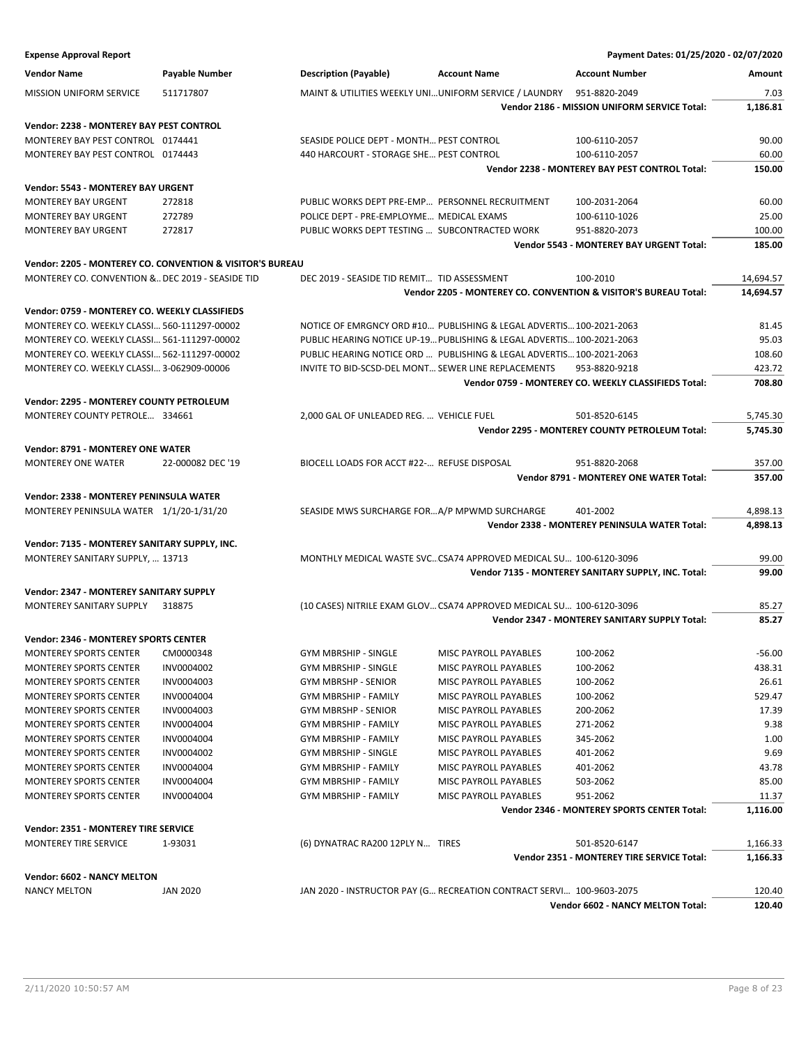**Expense Approval Report** — Payment Dates: 01/25/2020 - 02/07/2020

| Vendor Name | Payable Number | Description (Payable) | Account Name | Account Number | Amount |
|---|---|---|---|---|---|
| MISSION UNIFORM SERVICE | 511717807 | MAINT & UTILITIES WEEKLY UNI... | UNIFORM SERVICE / LAUNDRY | 951-8820-2049 | 7.03 |
| | | | | **Vendor 2186 - MISSION UNIFORM SERVICE Total:** | **1,186.81** |
| **Vendor: 2238 - MONTEREY BAY PEST CONTROL** | | | | | |
| MONTEREY BAY PEST CONTROL | 0174441 | SEASIDE POLICE DEPT - MONTH... | PEST CONTROL | 100-6110-2057 | 90.00 |
| MONTEREY BAY PEST CONTROL | 0174443 | 440 HARCOURT - STORAGE SHE... | PEST CONTROL | 100-6110-2057 | 60.00 |
| | | | | **Vendor 2238 - MONTEREY BAY PEST CONTROL Total:** | **150.00** |
| **Vendor: 5543 - MONTEREY BAY URGENT** | | | | | |
| MONTEREY BAY URGENT | 272818 | PUBLIC WORKS DEPT PRE-EMP... | PERSONNEL RECRUITMENT | 100-2031-2064 | 60.00 |
| MONTEREY BAY URGENT | 272789 | POLICE DEPT - PRE-EMPLOYME... | MEDICAL EXAMS | 100-6110-1026 | 25.00 |
| MONTEREY BAY URGENT | 272817 | PUBLIC WORKS DEPT TESTING ... | SUBCONTRACTED WORK | 951-8820-2073 | 100.00 |
| | | | | **Vendor 5543 - MONTEREY BAY URGENT Total:** | **185.00** |
| **Vendor: 2205 - MONTEREY CO. CONVENTION & VISITOR'S BUREAU** | | | | | |
| MONTEREY CO. CONVENTION &... | DEC 2019 - SEASIDE TID | DEC 2019 - SEASIDE TID REMIT... | TID ASSESSMENT | 100-2010 | 14,694.57 |
| | | | | **Vendor 2205 - MONTEREY CO. CONVENTION & VISITOR'S BUREAU Total:** | **14,694.57** |
| **Vendor: 0759 - MONTEREY CO. WEEKLY CLASSIFIEDS** | | | | | |
| MONTEREY CO. WEEKLY CLASSI... | 560-111297-00002 | NOTICE OF EMRGNCY ORD #10... | PUBLISHING & LEGAL ADVERTIS... | 100-2021-2063 | 81.45 |
| MONTEREY CO. WEEKLY CLASSI... | 561-111297-00002 | PUBLIC HEARING NOTICE UP-19... | PUBLISHING & LEGAL ADVERTIS... | 100-2021-2063 | 95.03 |
| MONTEREY CO. WEEKLY CLASSI... | 562-111297-00002 | PUBLIC HEARING NOTICE ORD ... | PUBLISHING & LEGAL ADVERTIS... | 100-2021-2063 | 108.60 |
| MONTEREY CO. WEEKLY CLASSI... | 3-062909-00006 | INVITE TO BID-SCSD-DEL MONT... | SEWER LINE REPLACEMENTS | 953-8820-9218 | 423.72 |
| | | | | **Vendor 0759 - MONTEREY CO. WEEKLY CLASSIFIEDS Total:** | **708.80** |
| **Vendor: 2295 - MONTEREY COUNTY PETROLEUM** | | | | | |
| MONTEREY COUNTY PETROLE... | 334661 | 2,000 GAL OF UNLEADED REG. ... | VEHICLE FUEL | 501-8520-6145 | 5,745.30 |
| | | | | **Vendor 2295 - MONTEREY COUNTY PETROLEUM Total:** | **5,745.30** |
| **Vendor: 8791 - MONTEREY ONE WATER** | | | | | |
| MONTEREY ONE WATER | 22-000082 DEC '19 | BIOCELL LOADS FOR ACCT #22-... | REFUSE DISPOSAL | 951-8820-2068 | 357.00 |
| | | | | **Vendor 8791 - MONTEREY ONE WATER Total:** | **357.00** |
| **Vendor: 2338 - MONTEREY PENINSULA WATER** | | | | | |
| MONTEREY PENINSULA WATER | 1/1/20-1/31/20 | SEASIDE MWS SURCHARGE FOR... | A/P MPWMD SURCHARGE | 401-2002 | 4,898.13 |
| | | | | **Vendor 2338 - MONTEREY PENINSULA WATER Total:** | **4,898.13** |
| **Vendor: 7135 - MONTEREY SANITARY SUPPLY, INC.** | | | | | |
| MONTEREY SANITARY SUPPLY, ... | 13713 | MONTHLY MEDICAL WASTE SVC... | CSA74 APPROVED MEDICAL SU... | 100-6120-3096 | 99.00 |
| | | | | **Vendor 7135 - MONTEREY SANITARY SUPPLY, INC. Total:** | **99.00** |
| **Vendor: 2347 - MONTEREY SANITARY SUPPLY** | | | | | |
| MONTEREY SANITARY SUPPLY | 318875 | (10 CASES) NITRILE EXAM GLOV... | CSA74 APPROVED MEDICAL SU... | 100-6120-3096 | 85.27 |
| | | | | **Vendor 2347 - MONTEREY SANITARY SUPPLY Total:** | **85.27** |
| **Vendor: 2346 - MONTEREY SPORTS CENTER** | | | | | |
| MONTEREY SPORTS CENTER | CM0000348 | GYM MBRSHIP - SINGLE | MISC PAYROLL PAYABLES | 100-2062 | -56.00 |
| MONTEREY SPORTS CENTER | INV0004002 | GYM MBRSHIP - SINGLE | MISC PAYROLL PAYABLES | 100-2062 | 438.31 |
| MONTEREY SPORTS CENTER | INV0004003 | GYM MBRSHP - SENIOR | MISC PAYROLL PAYABLES | 100-2062 | 26.61 |
| MONTEREY SPORTS CENTER | INV0004004 | GYM MBRSHIP - FAMILY | MISC PAYROLL PAYABLES | 100-2062 | 529.47 |
| MONTEREY SPORTS CENTER | INV0004003 | GYM MBRSHP - SENIOR | MISC PAYROLL PAYABLES | 200-2062 | 17.39 |
| MONTEREY SPORTS CENTER | INV0004004 | GYM MBRSHIP - FAMILY | MISC PAYROLL PAYABLES | 271-2062 | 9.38 |
| MONTEREY SPORTS CENTER | INV0004004 | GYM MBRSHIP - FAMILY | MISC PAYROLL PAYABLES | 345-2062 | 1.00 |
| MONTEREY SPORTS CENTER | INV0004002 | GYM MBRSHIP - SINGLE | MISC PAYROLL PAYABLES | 401-2062 | 9.69 |
| MONTEREY SPORTS CENTER | INV0004004 | GYM MBRSHIP - FAMILY | MISC PAYROLL PAYABLES | 401-2062 | 43.78 |
| MONTEREY SPORTS CENTER | INV0004004 | GYM MBRSHIP - FAMILY | MISC PAYROLL PAYABLES | 503-2062 | 85.00 |
| MONTEREY SPORTS CENTER | INV0004004 | GYM MBRSHIP - FAMILY | MISC PAYROLL PAYABLES | 951-2062 | 11.37 |
| | | | | **Vendor 2346 - MONTEREY SPORTS CENTER Total:** | **1,116.00** |
| **Vendor: 2351 - MONTEREY TIRE SERVICE** | | | | | |
| MONTEREY TIRE SERVICE | 1-93031 | (6) DYNATRAC RA200 12PLY N... | TIRES | 501-8520-6147 | 1,166.33 |
| | | | | **Vendor 2351 - MONTEREY TIRE SERVICE Total:** | **1,166.33** |
| **Vendor: 6602 - NANCY MELTON** | | | | | |
| NANCY MELTON | JAN 2020 | JAN 2020 - INSTRUCTOR PAY (G... | RECREATION CONTRACT SERVI... | 100-9603-2075 | 120.40 |
| | | | | **Vendor 6602 - NANCY MELTON Total:** | **120.40** |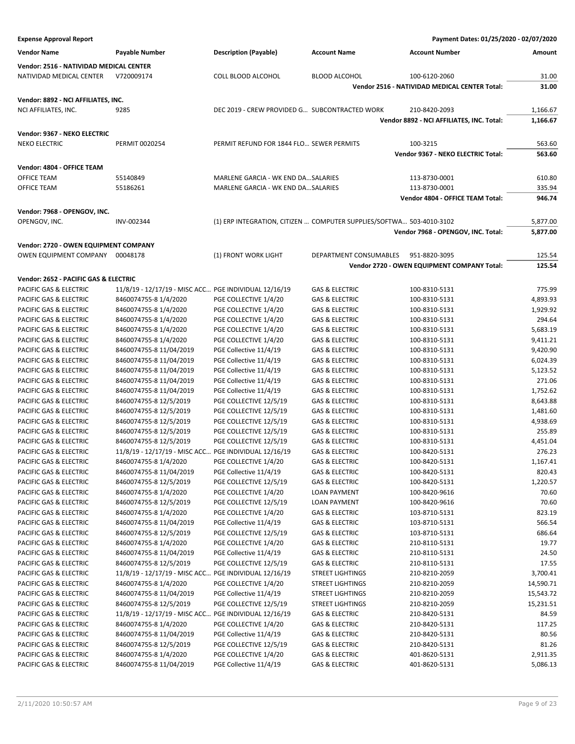**Expense Approval Report** — Payment Dates: 01/25/2020 - 02/07/2020

| Vendor Name | Payable Number | Description (Payable) | Account Name | Account Number | Amount |
|---|---|---|---|---|---|
| **Vendor: 2516 - NATIVIDAD MEDICAL CENTER** | | | | | |
| NATIVIDAD MEDICAL CENTER | V720009174 | COLL BLOOD ALCOHOL | BLOOD ALCOHOL | 100-6120-2060 | 31.00 |
| | | | | **Vendor 2516 - NATIVIDAD MEDICAL CENTER Total:** | **31.00** |
| **Vendor: 8892 - NCI AFFILIATES, INC.** | | | | | |
| NCI AFFILIATES, INC. | 9285 | DEC 2019 - CREW PROVIDED G… | SUBCONTRACTED WORK | 210-8420-2093 | 1,166.67 |
| | | | | **Vendor 8892 - NCI AFFILIATES, INC. Total:** | **1,166.67** |
| **Vendor: 9367 - NEKO ELECTRIC** | | | | | |
| NEKO ELECTRIC | PERMIT 0020254 | PERMIT REFUND FOR 1844 FLO… | SEWER PERMITS | 100-3215 | 563.60 |
| | | | | **Vendor 9367 - NEKO ELECTRIC Total:** | **563.60** |
| **Vendor: 4804 - OFFICE TEAM** | | | | | |
| OFFICE TEAM | 55140849 | MARLENE GARCIA - WK END DA… | SALARIES | 113-8730-0001 | 610.80 |
| OFFICE TEAM | 55186261 | MARLENE GARCIA - WK END DA… | SALARIES | 113-8730-0001 | 335.94 |
| | | | | **Vendor 4804 - OFFICE TEAM Total:** | **946.74** |
| **Vendor: 7968 - OPENGOV, INC.** | | | | | |
| OPENGOV, INC. | INV-002344 | (1) ERP INTEGRATION, CITIZEN … | COMPUTER SUPPLIES/SOFTWA… | 503-4010-3102 | 5,877.00 |
| | | | | **Vendor 7968 - OPENGOV, INC. Total:** | **5,877.00** |
| **Vendor: 2720 - OWEN EQUIPMENT COMPANY** | | | | | |
| OWEN EQUIPMENT COMPANY | 00048178 | (1) FRONT WORK LIGHT | DEPARTMENT CONSUMABLES | 951-8820-3095 | 125.54 |
| | | | | **Vendor 2720 - OWEN EQUIPMENT COMPANY Total:** | **125.54** |
| **Vendor: 2652 - PACIFIC GAS & ELECTRIC** | | | | | |
| PACIFIC GAS & ELECTRIC | 11/8/19 - 12/17/19 - MISC ACC… | PGE INDIVIDUAL 12/16/19 | GAS & ELECTRIC | 100-8310-5131 | 775.99 |
| PACIFIC GAS & ELECTRIC | 8460074755-8 1/4/2020 | PGE COLLECTIVE 1/4/20 | GAS & ELECTRIC | 100-8310-5131 | 4,893.93 |
| PACIFIC GAS & ELECTRIC | 8460074755-8 1/4/2020 | PGE COLLECTIVE 1/4/20 | GAS & ELECTRIC | 100-8310-5131 | 1,929.92 |
| PACIFIC GAS & ELECTRIC | 8460074755-8 1/4/2020 | PGE COLLECTIVE 1/4/20 | GAS & ELECTRIC | 100-8310-5131 | 294.64 |
| PACIFIC GAS & ELECTRIC | 8460074755-8 1/4/2020 | PGE COLLECTIVE 1/4/20 | GAS & ELECTRIC | 100-8310-5131 | 5,683.19 |
| PACIFIC GAS & ELECTRIC | 8460074755-8 1/4/2020 | PGE COLLECTIVE 1/4/20 | GAS & ELECTRIC | 100-8310-5131 | 9,411.21 |
| PACIFIC GAS & ELECTRIC | 8460074755-8 11/04/2019 | PGE Collective 11/4/19 | GAS & ELECTRIC | 100-8310-5131 | 9,420.90 |
| PACIFIC GAS & ELECTRIC | 8460074755-8 11/04/2019 | PGE Collective 11/4/19 | GAS & ELECTRIC | 100-8310-5131 | 6,024.39 |
| PACIFIC GAS & ELECTRIC | 8460074755-8 11/04/2019 | PGE Collective 11/4/19 | GAS & ELECTRIC | 100-8310-5131 | 5,123.52 |
| PACIFIC GAS & ELECTRIC | 8460074755-8 11/04/2019 | PGE Collective 11/4/19 | GAS & ELECTRIC | 100-8310-5131 | 271.06 |
| PACIFIC GAS & ELECTRIC | 8460074755-8 11/04/2019 | PGE Collective 11/4/19 | GAS & ELECTRIC | 100-8310-5131 | 1,752.62 |
| PACIFIC GAS & ELECTRIC | 8460074755-8 12/5/2019 | PGE COLLECTIVE 12/5/19 | GAS & ELECTRIC | 100-8310-5131 | 8,643.88 |
| PACIFIC GAS & ELECTRIC | 8460074755-8 12/5/2019 | PGE COLLECTIVE 12/5/19 | GAS & ELECTRIC | 100-8310-5131 | 1,481.60 |
| PACIFIC GAS & ELECTRIC | 8460074755-8 12/5/2019 | PGE COLLECTIVE 12/5/19 | GAS & ELECTRIC | 100-8310-5131 | 4,938.69 |
| PACIFIC GAS & ELECTRIC | 8460074755-8 12/5/2019 | PGE COLLECTIVE 12/5/19 | GAS & ELECTRIC | 100-8310-5131 | 255.89 |
| PACIFIC GAS & ELECTRIC | 8460074755-8 12/5/2019 | PGE COLLECTIVE 12/5/19 | GAS & ELECTRIC | 100-8310-5131 | 4,451.04 |
| PACIFIC GAS & ELECTRIC | 11/8/19 - 12/17/19 - MISC ACC… | PGE INDIVIDUAL 12/16/19 | GAS & ELECTRIC | 100-8420-5131 | 276.23 |
| PACIFIC GAS & ELECTRIC | 8460074755-8 1/4/2020 | PGE COLLECTIVE 1/4/20 | GAS & ELECTRIC | 100-8420-5131 | 1,167.41 |
| PACIFIC GAS & ELECTRIC | 8460074755-8 11/04/2019 | PGE Collective 11/4/19 | GAS & ELECTRIC | 100-8420-5131 | 820.43 |
| PACIFIC GAS & ELECTRIC | 8460074755-8 12/5/2019 | PGE COLLECTIVE 12/5/19 | GAS & ELECTRIC | 100-8420-5131 | 1,220.57 |
| PACIFIC GAS & ELECTRIC | 8460074755-8 1/4/2020 | PGE COLLECTIVE 1/4/20 | LOAN PAYMENT | 100-8420-9616 | 70.60 |
| PACIFIC GAS & ELECTRIC | 8460074755-8 12/5/2019 | PGE COLLECTIVE 12/5/19 | LOAN PAYMENT | 100-8420-9616 | 70.60 |
| PACIFIC GAS & ELECTRIC | 8460074755-8 1/4/2020 | PGE COLLECTIVE 1/4/20 | GAS & ELECTRIC | 103-8710-5131 | 823.19 |
| PACIFIC GAS & ELECTRIC | 8460074755-8 11/04/2019 | PGE Collective 11/4/19 | GAS & ELECTRIC | 103-8710-5131 | 566.54 |
| PACIFIC GAS & ELECTRIC | 8460074755-8 12/5/2019 | PGE COLLECTIVE 12/5/19 | GAS & ELECTRIC | 103-8710-5131 | 686.64 |
| PACIFIC GAS & ELECTRIC | 8460074755-8 1/4/2020 | PGE COLLECTIVE 1/4/20 | GAS & ELECTRIC | 210-8110-5131 | 19.77 |
| PACIFIC GAS & ELECTRIC | 8460074755-8 11/04/2019 | PGE Collective 11/4/19 | GAS & ELECTRIC | 210-8110-5131 | 24.50 |
| PACIFIC GAS & ELECTRIC | 8460074755-8 12/5/2019 | PGE COLLECTIVE 12/5/19 | GAS & ELECTRIC | 210-8110-5131 | 17.55 |
| PACIFIC GAS & ELECTRIC | 11/8/19 - 12/17/19 - MISC ACC… | PGE INDIVIDUAL 12/16/19 | STREET LIGHTINGS | 210-8210-2059 | 3,700.41 |
| PACIFIC GAS & ELECTRIC | 8460074755-8 1/4/2020 | PGE COLLECTIVE 1/4/20 | STREET LIGHTINGS | 210-8210-2059 | 14,590.71 |
| PACIFIC GAS & ELECTRIC | 8460074755-8 11/04/2019 | PGE Collective 11/4/19 | STREET LIGHTINGS | 210-8210-2059 | 15,543.72 |
| PACIFIC GAS & ELECTRIC | 8460074755-8 12/5/2019 | PGE COLLECTIVE 12/5/19 | STREET LIGHTINGS | 210-8210-2059 | 15,231.51 |
| PACIFIC GAS & ELECTRIC | 11/8/19 - 12/17/19 - MISC ACC… | PGE INDIVIDUAL 12/16/19 | GAS & ELECTRIC | 210-8420-5131 | 84.59 |
| PACIFIC GAS & ELECTRIC | 8460074755-8 1/4/2020 | PGE COLLECTIVE 1/4/20 | GAS & ELECTRIC | 210-8420-5131 | 117.25 |
| PACIFIC GAS & ELECTRIC | 8460074755-8 11/04/2019 | PGE Collective 11/4/19 | GAS & ELECTRIC | 210-8420-5131 | 80.56 |
| PACIFIC GAS & ELECTRIC | 8460074755-8 12/5/2019 | PGE COLLECTIVE 12/5/19 | GAS & ELECTRIC | 210-8420-5131 | 81.26 |
| PACIFIC GAS & ELECTRIC | 8460074755-8 1/4/2020 | PGE COLLECTIVE 1/4/20 | GAS & ELECTRIC | 401-8620-5131 | 2,911.35 |
| PACIFIC GAS & ELECTRIC | 8460074755-8 11/04/2019 | PGE Collective 11/4/19 | GAS & ELECTRIC | 401-8620-5131 | 5,086.13 |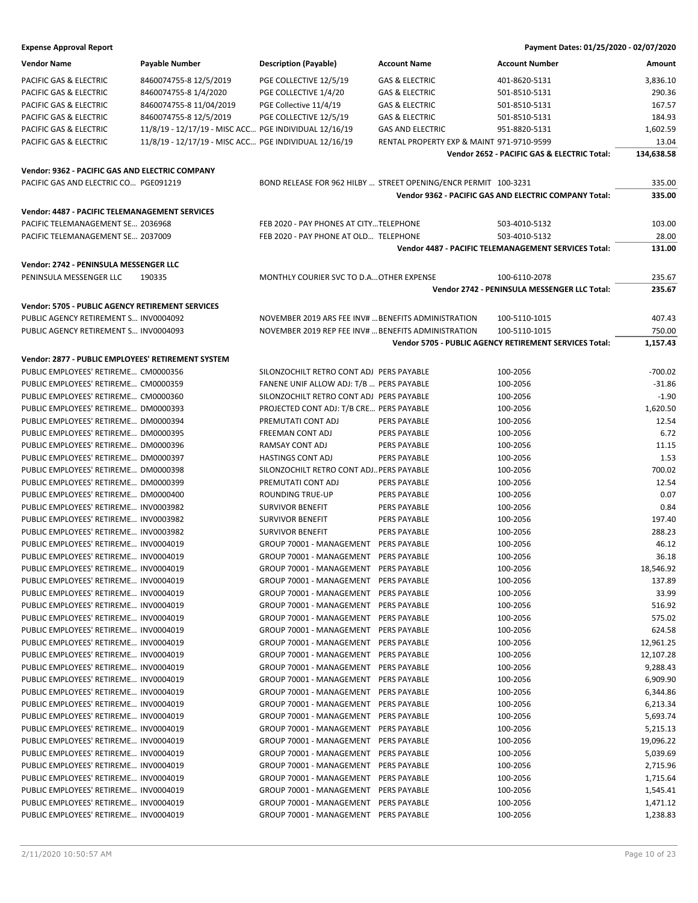**Expense Approval Report** — Payment Dates: 01/25/2020 - 02/07/2020

| Vendor Name | Payable Number | Description (Payable) | Account Name | Account Number | Amount |
|---|---|---|---|---|---|
| PACIFIC GAS & ELECTRIC | 8460074755-8 12/5/2019 | PGE COLLECTIVE 12/5/19 | GAS & ELECTRIC | 401-8620-5131 | 3,836.10 |
| PACIFIC GAS & ELECTRIC | 8460074755-8 1/4/2020 | PGE COLLECTIVE 1/4/20 | GAS & ELECTRIC | 501-8510-5131 | 290.36 |
| PACIFIC GAS & ELECTRIC | 8460074755-8 11/04/2019 | PGE Collective 11/4/19 | GAS & ELECTRIC | 501-8510-5131 | 167.57 |
| PACIFIC GAS & ELECTRIC | 8460074755-8 12/5/2019 | PGE COLLECTIVE 12/5/19 | GAS & ELECTRIC | 501-8510-5131 | 184.93 |
| PACIFIC GAS & ELECTRIC | 11/8/19 - 12/17/19 - MISC ACC… | PGE INDIVIDUAL 12/16/19 | GAS AND ELECTRIC | 951-8820-5131 | 1,602.59 |
| PACIFIC GAS & ELECTRIC | 11/8/19 - 12/17/19 - MISC ACC… | PGE INDIVIDUAL 12/16/19 | RENTAL PROPERTY EXP & MAINT | 971-9710-9599 | 13.04 |
| | | | | **Vendor 2652 - PACIFIC GAS & ELECTRIC Total:** | **134,638.58** |
| **Vendor: 9362 - PACIFIC GAS AND ELECTRIC COMPANY** | | | | | |
| PACIFIC GAS AND ELECTRIC CO… | PGE091219 | BOND RELEASE FOR 962 HILBY … | STREET OPENING/ENCR PERMIT | 100-3231 | 335.00 |
| | | | | **Vendor 9362 - PACIFIC GAS AND ELECTRIC COMPANY Total:** | **335.00** |
| **Vendor: 4487 - PACIFIC TELEMANAGEMENT SERVICES** | | | | | |
| PACIFIC TELEMANAGEMENT SE… | 2036968 | FEB 2020 - PAY PHONES AT CITY… | TELEPHONE | 503-4010-5132 | 103.00 |
| PACIFIC TELEMANAGEMENT SE… | 2037009 | FEB 2020 - PAY PHONE AT OLD… | TELEPHONE | 503-4010-5132 | 28.00 |
| | | | | **Vendor 4487 - PACIFIC TELEMANAGEMENT SERVICES Total:** | **131.00** |
| **Vendor: 2742 - PENINSULA MESSENGER LLC** | | | | | |
| PENINSULA MESSENGER LLC | 190335 | MONTHLY COURIER SVC TO D.A… | OTHER EXPENSE | 100-6110-2078 | 235.67 |
| | | | | **Vendor 2742 - PENINSULA MESSENGER LLC Total:** | **235.67** |
| **Vendor: 5705 - PUBLIC AGENCY RETIREMENT SERVICES** | | | | | |
| PUBLIC AGENCY RETIREMENT S… | INV0004092 | NOVEMBER 2019 ARS FEE INV# … | BENEFITS ADMINISTRATION | 100-5110-1015 | 407.43 |
| PUBLIC AGENCY RETIREMENT S… | INV0004093 | NOVEMBER 2019 REP FEE INV# … | BENEFITS ADMINISTRATION | 100-5110-1015 | 750.00 |
| | | | | **Vendor 5705 - PUBLIC AGENCY RETIREMENT SERVICES Total:** | **1,157.43** |
| **Vendor: 2877 - PUBLIC EMPLOYEES' RETIREMENT SYSTEM** | | | | | |
| PUBLIC EMPLOYEES' RETIREME… | CM0000356 | SILONZOCHILT RETRO CONT ADJ | PERS PAYABLE | 100-2056 | -700.02 |
| PUBLIC EMPLOYEES' RETIREME… | CM0000359 | FANENE UNIF ALLOW ADJ: T/B … | PERS PAYABLE | 100-2056 | -31.86 |
| PUBLIC EMPLOYEES' RETIREME… | CM0000360 | SILONZOCHILT RETRO CONT ADJ | PERS PAYABLE | 100-2056 | -1.90 |
| PUBLIC EMPLOYEES' RETIREME… | DM0000393 | PROJECTED CONT ADJ: T/B CRE… | PERS PAYABLE | 100-2056 | 1,620.50 |
| PUBLIC EMPLOYEES' RETIREME… | DM0000394 | PREMUTATI CONT ADJ | PERS PAYABLE | 100-2056 | 12.54 |
| PUBLIC EMPLOYEES' RETIREME… | DM0000395 | FREEMAN CONT ADJ | PERS PAYABLE | 100-2056 | 6.72 |
| PUBLIC EMPLOYEES' RETIREME… | DM0000396 | RAMSAY CONT ADJ | PERS PAYABLE | 100-2056 | 11.15 |
| PUBLIC EMPLOYEES' RETIREME… | DM0000397 | HASTINGS CONT ADJ | PERS PAYABLE | 100-2056 | 1.53 |
| PUBLIC EMPLOYEES' RETIREME… | DM0000398 | SILONZOCHILT RETRO CONT ADJ… | PERS PAYABLE | 100-2056 | 700.02 |
| PUBLIC EMPLOYEES' RETIREME… | DM0000399 | PREMUTATI CONT ADJ | PERS PAYABLE | 100-2056 | 12.54 |
| PUBLIC EMPLOYEES' RETIREME… | DM0000400 | ROUNDING TRUE-UP | PERS PAYABLE | 100-2056 | 0.07 |
| PUBLIC EMPLOYEES' RETIREME… | INV0003982 | SURVIVOR BENEFIT | PERS PAYABLE | 100-2056 | 0.84 |
| PUBLIC EMPLOYEES' RETIREME… | INV0003982 | SURVIVOR BENEFIT | PERS PAYABLE | 100-2056 | 197.40 |
| PUBLIC EMPLOYEES' RETIREME… | INV0003982 | SURVIVOR BENEFIT | PERS PAYABLE | 100-2056 | 288.23 |
| PUBLIC EMPLOYEES' RETIREME… | INV0004019 | GROUP 70001 - MANAGEMENT | PERS PAYABLE | 100-2056 | 46.12 |
| PUBLIC EMPLOYEES' RETIREME… | INV0004019 | GROUP 70001 - MANAGEMENT | PERS PAYABLE | 100-2056 | 36.18 |
| PUBLIC EMPLOYEES' RETIREME… | INV0004019 | GROUP 70001 - MANAGEMENT | PERS PAYABLE | 100-2056 | 18,546.92 |
| PUBLIC EMPLOYEES' RETIREME… | INV0004019 | GROUP 70001 - MANAGEMENT | PERS PAYABLE | 100-2056 | 137.89 |
| PUBLIC EMPLOYEES' RETIREME… | INV0004019 | GROUP 70001 - MANAGEMENT | PERS PAYABLE | 100-2056 | 33.99 |
| PUBLIC EMPLOYEES' RETIREME… | INV0004019 | GROUP 70001 - MANAGEMENT | PERS PAYABLE | 100-2056 | 516.92 |
| PUBLIC EMPLOYEES' RETIREME… | INV0004019 | GROUP 70001 - MANAGEMENT | PERS PAYABLE | 100-2056 | 575.02 |
| PUBLIC EMPLOYEES' RETIREME… | INV0004019 | GROUP 70001 - MANAGEMENT | PERS PAYABLE | 100-2056 | 624.58 |
| PUBLIC EMPLOYEES' RETIREME… | INV0004019 | GROUP 70001 - MANAGEMENT | PERS PAYABLE | 100-2056 | 12,961.25 |
| PUBLIC EMPLOYEES' RETIREME… | INV0004019 | GROUP 70001 - MANAGEMENT | PERS PAYABLE | 100-2056 | 12,107.28 |
| PUBLIC EMPLOYEES' RETIREME… | INV0004019 | GROUP 70001 - MANAGEMENT | PERS PAYABLE | 100-2056 | 9,288.43 |
| PUBLIC EMPLOYEES' RETIREME… | INV0004019 | GROUP 70001 - MANAGEMENT | PERS PAYABLE | 100-2056 | 6,909.90 |
| PUBLIC EMPLOYEES' RETIREME… | INV0004019 | GROUP 70001 - MANAGEMENT | PERS PAYABLE | 100-2056 | 6,344.86 |
| PUBLIC EMPLOYEES' RETIREME… | INV0004019 | GROUP 70001 - MANAGEMENT | PERS PAYABLE | 100-2056 | 6,213.34 |
| PUBLIC EMPLOYEES' RETIREME… | INV0004019 | GROUP 70001 - MANAGEMENT | PERS PAYABLE | 100-2056 | 5,693.74 |
| PUBLIC EMPLOYEES' RETIREME… | INV0004019 | GROUP 70001 - MANAGEMENT | PERS PAYABLE | 100-2056 | 5,215.13 |
| PUBLIC EMPLOYEES' RETIREME… | INV0004019 | GROUP 70001 - MANAGEMENT | PERS PAYABLE | 100-2056 | 19,096.22 |
| PUBLIC EMPLOYEES' RETIREME… | INV0004019 | GROUP 70001 - MANAGEMENT | PERS PAYABLE | 100-2056 | 5,039.69 |
| PUBLIC EMPLOYEES' RETIREME… | INV0004019 | GROUP 70001 - MANAGEMENT | PERS PAYABLE | 100-2056 | 2,715.96 |
| PUBLIC EMPLOYEES' RETIREME… | INV0004019 | GROUP 70001 - MANAGEMENT | PERS PAYABLE | 100-2056 | 1,715.64 |
| PUBLIC EMPLOYEES' RETIREME… | INV0004019 | GROUP 70001 - MANAGEMENT | PERS PAYABLE | 100-2056 | 1,545.41 |
| PUBLIC EMPLOYEES' RETIREME… | INV0004019 | GROUP 70001 - MANAGEMENT | PERS PAYABLE | 100-2056 | 1,471.12 |
| PUBLIC EMPLOYEES' RETIREME… | INV0004019 | GROUP 70001 - MANAGEMENT | PERS PAYABLE | 100-2056 | 1,238.83 |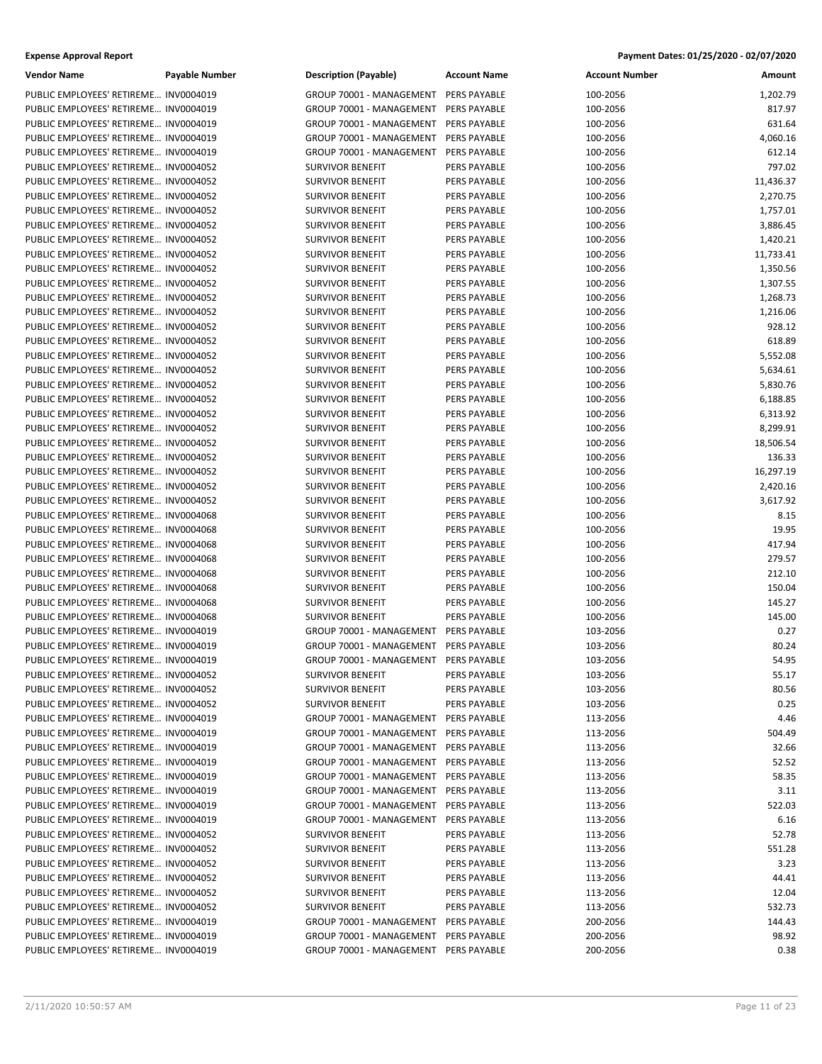**Expense Approval Report** | **Payment Dates: 01/25/2020 - 02/07/2020**

| Vendor Name | Payable Number | Description (Payable) | Account Name | Account Number | Amount |
|---|---|---|---|---|---|
| PUBLIC EMPLOYEES' RETIREME… | INV0004019 | GROUP 70001 - MANAGEMENT | PERS PAYABLE | 100-2056 | 1,202.79 |
| PUBLIC EMPLOYEES' RETIREME… | INV0004019 | GROUP 70001 - MANAGEMENT | PERS PAYABLE | 100-2056 | 817.97 |
| PUBLIC EMPLOYEES' RETIREME… | INV0004019 | GROUP 70001 - MANAGEMENT | PERS PAYABLE | 100-2056 | 631.64 |
| PUBLIC EMPLOYEES' RETIREME… | INV0004019 | GROUP 70001 - MANAGEMENT | PERS PAYABLE | 100-2056 | 4,060.16 |
| PUBLIC EMPLOYEES' RETIREME… | INV0004019 | GROUP 70001 - MANAGEMENT | PERS PAYABLE | 100-2056 | 612.14 |
| PUBLIC EMPLOYEES' RETIREME… | INV0004052 | SURVIVOR BENEFIT | PERS PAYABLE | 100-2056 | 797.02 |
| PUBLIC EMPLOYEES' RETIREME… | INV0004052 | SURVIVOR BENEFIT | PERS PAYABLE | 100-2056 | 11,436.37 |
| PUBLIC EMPLOYEES' RETIREME… | INV0004052 | SURVIVOR BENEFIT | PERS PAYABLE | 100-2056 | 2,270.75 |
| PUBLIC EMPLOYEES' RETIREME… | INV0004052 | SURVIVOR BENEFIT | PERS PAYABLE | 100-2056 | 1,757.01 |
| PUBLIC EMPLOYEES' RETIREME… | INV0004052 | SURVIVOR BENEFIT | PERS PAYABLE | 100-2056 | 3,886.45 |
| PUBLIC EMPLOYEES' RETIREME… | INV0004052 | SURVIVOR BENEFIT | PERS PAYABLE | 100-2056 | 1,420.21 |
| PUBLIC EMPLOYEES' RETIREME… | INV0004052 | SURVIVOR BENEFIT | PERS PAYABLE | 100-2056 | 11,733.41 |
| PUBLIC EMPLOYEES' RETIREME… | INV0004052 | SURVIVOR BENEFIT | PERS PAYABLE | 100-2056 | 1,350.56 |
| PUBLIC EMPLOYEES' RETIREME… | INV0004052 | SURVIVOR BENEFIT | PERS PAYABLE | 100-2056 | 1,307.55 |
| PUBLIC EMPLOYEES' RETIREME… | INV0004052 | SURVIVOR BENEFIT | PERS PAYABLE | 100-2056 | 1,268.73 |
| PUBLIC EMPLOYEES' RETIREME… | INV0004052 | SURVIVOR BENEFIT | PERS PAYABLE | 100-2056 | 1,216.06 |
| PUBLIC EMPLOYEES' RETIREME… | INV0004052 | SURVIVOR BENEFIT | PERS PAYABLE | 100-2056 | 928.12 |
| PUBLIC EMPLOYEES' RETIREME… | INV0004052 | SURVIVOR BENEFIT | PERS PAYABLE | 100-2056 | 618.89 |
| PUBLIC EMPLOYEES' RETIREME… | INV0004052 | SURVIVOR BENEFIT | PERS PAYABLE | 100-2056 | 5,552.08 |
| PUBLIC EMPLOYEES' RETIREME… | INV0004052 | SURVIVOR BENEFIT | PERS PAYABLE | 100-2056 | 5,634.61 |
| PUBLIC EMPLOYEES' RETIREME… | INV0004052 | SURVIVOR BENEFIT | PERS PAYABLE | 100-2056 | 5,830.76 |
| PUBLIC EMPLOYEES' RETIREME… | INV0004052 | SURVIVOR BENEFIT | PERS PAYABLE | 100-2056 | 6,188.85 |
| PUBLIC EMPLOYEES' RETIREME… | INV0004052 | SURVIVOR BENEFIT | PERS PAYABLE | 100-2056 | 6,313.92 |
| PUBLIC EMPLOYEES' RETIREME… | INV0004052 | SURVIVOR BENEFIT | PERS PAYABLE | 100-2056 | 8,299.91 |
| PUBLIC EMPLOYEES' RETIREME… | INV0004052 | SURVIVOR BENEFIT | PERS PAYABLE | 100-2056 | 18,506.54 |
| PUBLIC EMPLOYEES' RETIREME… | INV0004052 | SURVIVOR BENEFIT | PERS PAYABLE | 100-2056 | 136.33 |
| PUBLIC EMPLOYEES' RETIREME… | INV0004052 | SURVIVOR BENEFIT | PERS PAYABLE | 100-2056 | 16,297.19 |
| PUBLIC EMPLOYEES' RETIREME… | INV0004052 | SURVIVOR BENEFIT | PERS PAYABLE | 100-2056 | 2,420.16 |
| PUBLIC EMPLOYEES' RETIREME… | INV0004052 | SURVIVOR BENEFIT | PERS PAYABLE | 100-2056 | 3,617.92 |
| PUBLIC EMPLOYEES' RETIREME… | INV0004068 | SURVIVOR BENEFIT | PERS PAYABLE | 100-2056 | 8.15 |
| PUBLIC EMPLOYEES' RETIREME… | INV0004068 | SURVIVOR BENEFIT | PERS PAYABLE | 100-2056 | 19.95 |
| PUBLIC EMPLOYEES' RETIREME… | INV0004068 | SURVIVOR BENEFIT | PERS PAYABLE | 100-2056 | 417.94 |
| PUBLIC EMPLOYEES' RETIREME… | INV0004068 | SURVIVOR BENEFIT | PERS PAYABLE | 100-2056 | 279.57 |
| PUBLIC EMPLOYEES' RETIREME… | INV0004068 | SURVIVOR BENEFIT | PERS PAYABLE | 100-2056 | 212.10 |
| PUBLIC EMPLOYEES' RETIREME… | INV0004068 | SURVIVOR BENEFIT | PERS PAYABLE | 100-2056 | 150.04 |
| PUBLIC EMPLOYEES' RETIREME… | INV0004068 | SURVIVOR BENEFIT | PERS PAYABLE | 100-2056 | 145.27 |
| PUBLIC EMPLOYEES' RETIREME… | INV0004068 | SURVIVOR BENEFIT | PERS PAYABLE | 100-2056 | 145.00 |
| PUBLIC EMPLOYEES' RETIREME… | INV0004019 | GROUP 70001 - MANAGEMENT | PERS PAYABLE | 103-2056 | 0.27 |
| PUBLIC EMPLOYEES' RETIREME… | INV0004019 | GROUP 70001 - MANAGEMENT | PERS PAYABLE | 103-2056 | 80.24 |
| PUBLIC EMPLOYEES' RETIREME… | INV0004019 | GROUP 70001 - MANAGEMENT | PERS PAYABLE | 103-2056 | 54.95 |
| PUBLIC EMPLOYEES' RETIREME… | INV0004052 | SURVIVOR BENEFIT | PERS PAYABLE | 103-2056 | 55.17 |
| PUBLIC EMPLOYEES' RETIREME… | INV0004052 | SURVIVOR BENEFIT | PERS PAYABLE | 103-2056 | 80.56 |
| PUBLIC EMPLOYEES' RETIREME… | INV0004052 | SURVIVOR BENEFIT | PERS PAYABLE | 103-2056 | 0.25 |
| PUBLIC EMPLOYEES' RETIREME… | INV0004019 | GROUP 70001 - MANAGEMENT | PERS PAYABLE | 113-2056 | 4.46 |
| PUBLIC EMPLOYEES' RETIREME… | INV0004019 | GROUP 70001 - MANAGEMENT | PERS PAYABLE | 113-2056 | 504.49 |
| PUBLIC EMPLOYEES' RETIREME… | INV0004019 | GROUP 70001 - MANAGEMENT | PERS PAYABLE | 113-2056 | 32.66 |
| PUBLIC EMPLOYEES' RETIREME… | INV0004019 | GROUP 70001 - MANAGEMENT | PERS PAYABLE | 113-2056 | 52.52 |
| PUBLIC EMPLOYEES' RETIREME… | INV0004019 | GROUP 70001 - MANAGEMENT | PERS PAYABLE | 113-2056 | 58.35 |
| PUBLIC EMPLOYEES' RETIREME… | INV0004019 | GROUP 70001 - MANAGEMENT | PERS PAYABLE | 113-2056 | 3.11 |
| PUBLIC EMPLOYEES' RETIREME… | INV0004019 | GROUP 70001 - MANAGEMENT | PERS PAYABLE | 113-2056 | 522.03 |
| PUBLIC EMPLOYEES' RETIREME… | INV0004019 | GROUP 70001 - MANAGEMENT | PERS PAYABLE | 113-2056 | 6.16 |
| PUBLIC EMPLOYEES' RETIREME… | INV0004052 | SURVIVOR BENEFIT | PERS PAYABLE | 113-2056 | 52.78 |
| PUBLIC EMPLOYEES' RETIREME… | INV0004052 | SURVIVOR BENEFIT | PERS PAYABLE | 113-2056 | 551.28 |
| PUBLIC EMPLOYEES' RETIREME… | INV0004052 | SURVIVOR BENEFIT | PERS PAYABLE | 113-2056 | 3.23 |
| PUBLIC EMPLOYEES' RETIREME… | INV0004052 | SURVIVOR BENEFIT | PERS PAYABLE | 113-2056 | 44.41 |
| PUBLIC EMPLOYEES' RETIREME… | INV0004052 | SURVIVOR BENEFIT | PERS PAYABLE | 113-2056 | 12.04 |
| PUBLIC EMPLOYEES' RETIREME… | INV0004052 | SURVIVOR BENEFIT | PERS PAYABLE | 113-2056 | 532.73 |
| PUBLIC EMPLOYEES' RETIREME… | INV0004019 | GROUP 70001 - MANAGEMENT | PERS PAYABLE | 200-2056 | 144.43 |
| PUBLIC EMPLOYEES' RETIREME… | INV0004019 | GROUP 70001 - MANAGEMENT | PERS PAYABLE | 200-2056 | 98.92 |
| PUBLIC EMPLOYEES' RETIREME… | INV0004019 | GROUP 70001 - MANAGEMENT | PERS PAYABLE | 200-2056 | 0.38 |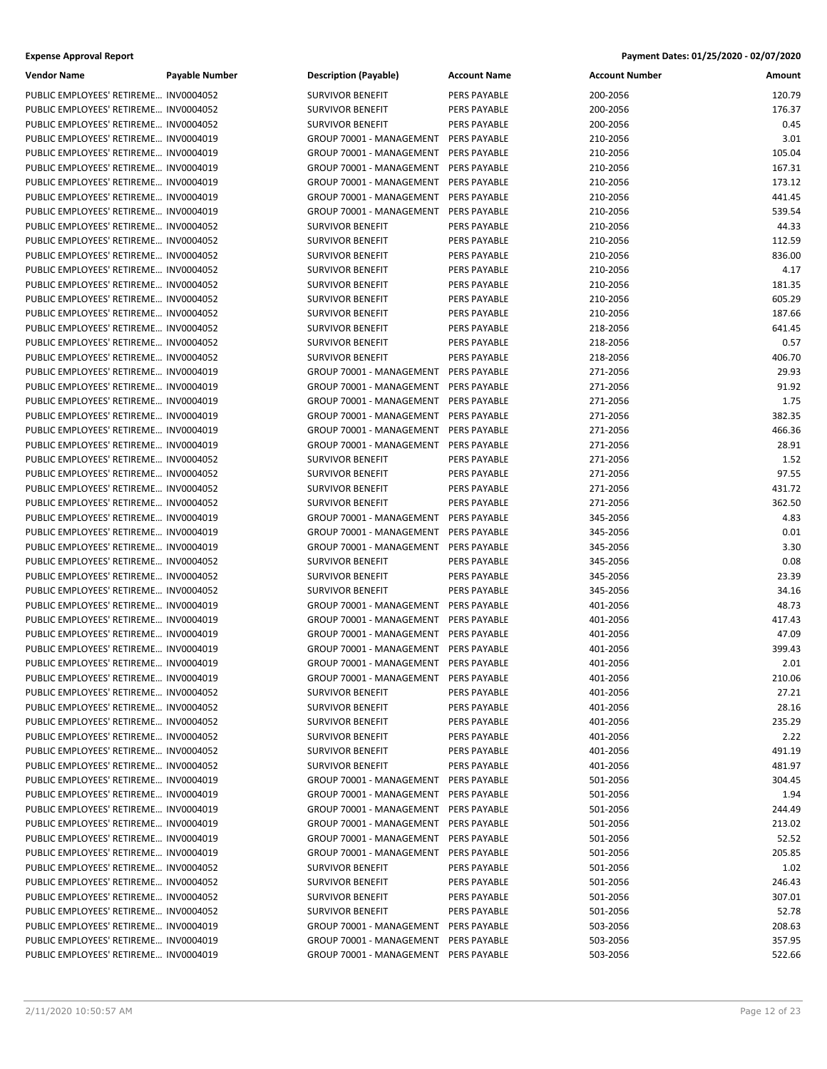**Expense Approval Report** — Payment Dates: 01/25/2020 - 02/07/2020

| Vendor Name | Payable Number | Description (Payable) | Account Name | Account Number | Amount |
|---|---|---|---|---|---|
| PUBLIC EMPLOYEES' RETIREME… | INV0004052 | SURVIVOR BENEFIT | PERS PAYABLE | 200-2056 | 120.79 |
| PUBLIC EMPLOYEES' RETIREME… | INV0004052 | SURVIVOR BENEFIT | PERS PAYABLE | 200-2056 | 176.37 |
| PUBLIC EMPLOYEES' RETIREME… | INV0004052 | SURVIVOR BENEFIT | PERS PAYABLE | 200-2056 | 0.45 |
| PUBLIC EMPLOYEES' RETIREME… | INV0004019 | GROUP 70001 - MANAGEMENT | PERS PAYABLE | 210-2056 | 3.01 |
| PUBLIC EMPLOYEES' RETIREME… | INV0004019 | GROUP 70001 - MANAGEMENT | PERS PAYABLE | 210-2056 | 105.04 |
| PUBLIC EMPLOYEES' RETIREME… | INV0004019 | GROUP 70001 - MANAGEMENT | PERS PAYABLE | 210-2056 | 167.31 |
| PUBLIC EMPLOYEES' RETIREME… | INV0004019 | GROUP 70001 - MANAGEMENT | PERS PAYABLE | 210-2056 | 173.12 |
| PUBLIC EMPLOYEES' RETIREME… | INV0004019 | GROUP 70001 - MANAGEMENT | PERS PAYABLE | 210-2056 | 441.45 |
| PUBLIC EMPLOYEES' RETIREME… | INV0004019 | GROUP 70001 - MANAGEMENT | PERS PAYABLE | 210-2056 | 539.54 |
| PUBLIC EMPLOYEES' RETIREME… | INV0004052 | SURVIVOR BENEFIT | PERS PAYABLE | 210-2056 | 44.33 |
| PUBLIC EMPLOYEES' RETIREME… | INV0004052 | SURVIVOR BENEFIT | PERS PAYABLE | 210-2056 | 112.59 |
| PUBLIC EMPLOYEES' RETIREME… | INV0004052 | SURVIVOR BENEFIT | PERS PAYABLE | 210-2056 | 836.00 |
| PUBLIC EMPLOYEES' RETIREME… | INV0004052 | SURVIVOR BENEFIT | PERS PAYABLE | 210-2056 | 4.17 |
| PUBLIC EMPLOYEES' RETIREME… | INV0004052 | SURVIVOR BENEFIT | PERS PAYABLE | 210-2056 | 181.35 |
| PUBLIC EMPLOYEES' RETIREME… | INV0004052 | SURVIVOR BENEFIT | PERS PAYABLE | 210-2056 | 605.29 |
| PUBLIC EMPLOYEES' RETIREME… | INV0004052 | SURVIVOR BENEFIT | PERS PAYABLE | 210-2056 | 187.66 |
| PUBLIC EMPLOYEES' RETIREME… | INV0004052 | SURVIVOR BENEFIT | PERS PAYABLE | 218-2056 | 641.45 |
| PUBLIC EMPLOYEES' RETIREME… | INV0004052 | SURVIVOR BENEFIT | PERS PAYABLE | 218-2056 | 0.57 |
| PUBLIC EMPLOYEES' RETIREME… | INV0004052 | SURVIVOR BENEFIT | PERS PAYABLE | 218-2056 | 406.70 |
| PUBLIC EMPLOYEES' RETIREME… | INV0004019 | GROUP 70001 - MANAGEMENT | PERS PAYABLE | 271-2056 | 29.93 |
| PUBLIC EMPLOYEES' RETIREME… | INV0004019 | GROUP 70001 - MANAGEMENT | PERS PAYABLE | 271-2056 | 91.92 |
| PUBLIC EMPLOYEES' RETIREME… | INV0004019 | GROUP 70001 - MANAGEMENT | PERS PAYABLE | 271-2056 | 1.75 |
| PUBLIC EMPLOYEES' RETIREME… | INV0004019 | GROUP 70001 - MANAGEMENT | PERS PAYABLE | 271-2056 | 382.35 |
| PUBLIC EMPLOYEES' RETIREME… | INV0004019 | GROUP 70001 - MANAGEMENT | PERS PAYABLE | 271-2056 | 466.36 |
| PUBLIC EMPLOYEES' RETIREME… | INV0004019 | GROUP 70001 - MANAGEMENT | PERS PAYABLE | 271-2056 | 28.91 |
| PUBLIC EMPLOYEES' RETIREME… | INV0004052 | SURVIVOR BENEFIT | PERS PAYABLE | 271-2056 | 1.52 |
| PUBLIC EMPLOYEES' RETIREME… | INV0004052 | SURVIVOR BENEFIT | PERS PAYABLE | 271-2056 | 97.55 |
| PUBLIC EMPLOYEES' RETIREME… | INV0004052 | SURVIVOR BENEFIT | PERS PAYABLE | 271-2056 | 431.72 |
| PUBLIC EMPLOYEES' RETIREME… | INV0004052 | SURVIVOR BENEFIT | PERS PAYABLE | 271-2056 | 362.50 |
| PUBLIC EMPLOYEES' RETIREME… | INV0004019 | GROUP 70001 - MANAGEMENT | PERS PAYABLE | 345-2056 | 4.83 |
| PUBLIC EMPLOYEES' RETIREME… | INV0004019 | GROUP 70001 - MANAGEMENT | PERS PAYABLE | 345-2056 | 0.01 |
| PUBLIC EMPLOYEES' RETIREME… | INV0004019 | GROUP 70001 - MANAGEMENT | PERS PAYABLE | 345-2056 | 3.30 |
| PUBLIC EMPLOYEES' RETIREME… | INV0004052 | SURVIVOR BENEFIT | PERS PAYABLE | 345-2056 | 0.08 |
| PUBLIC EMPLOYEES' RETIREME… | INV0004052 | SURVIVOR BENEFIT | PERS PAYABLE | 345-2056 | 23.39 |
| PUBLIC EMPLOYEES' RETIREME… | INV0004052 | SURVIVOR BENEFIT | PERS PAYABLE | 345-2056 | 34.16 |
| PUBLIC EMPLOYEES' RETIREME… | INV0004019 | GROUP 70001 - MANAGEMENT | PERS PAYABLE | 401-2056 | 48.73 |
| PUBLIC EMPLOYEES' RETIREME… | INV0004019 | GROUP 70001 - MANAGEMENT | PERS PAYABLE | 401-2056 | 417.43 |
| PUBLIC EMPLOYEES' RETIREME… | INV0004019 | GROUP 70001 - MANAGEMENT | PERS PAYABLE | 401-2056 | 47.09 |
| PUBLIC EMPLOYEES' RETIREME… | INV0004019 | GROUP 70001 - MANAGEMENT | PERS PAYABLE | 401-2056 | 399.43 |
| PUBLIC EMPLOYEES' RETIREME… | INV0004019 | GROUP 70001 - MANAGEMENT | PERS PAYABLE | 401-2056 | 2.01 |
| PUBLIC EMPLOYEES' RETIREME… | INV0004019 | GROUP 70001 - MANAGEMENT | PERS PAYABLE | 401-2056 | 210.06 |
| PUBLIC EMPLOYEES' RETIREME… | INV0004052 | SURVIVOR BENEFIT | PERS PAYABLE | 401-2056 | 27.21 |
| PUBLIC EMPLOYEES' RETIREME… | INV0004052 | SURVIVOR BENEFIT | PERS PAYABLE | 401-2056 | 28.16 |
| PUBLIC EMPLOYEES' RETIREME… | INV0004052 | SURVIVOR BENEFIT | PERS PAYABLE | 401-2056 | 235.29 |
| PUBLIC EMPLOYEES' RETIREME… | INV0004052 | SURVIVOR BENEFIT | PERS PAYABLE | 401-2056 | 2.22 |
| PUBLIC EMPLOYEES' RETIREME… | INV0004052 | SURVIVOR BENEFIT | PERS PAYABLE | 401-2056 | 491.19 |
| PUBLIC EMPLOYEES' RETIREME… | INV0004052 | SURVIVOR BENEFIT | PERS PAYABLE | 401-2056 | 481.97 |
| PUBLIC EMPLOYEES' RETIREME… | INV0004019 | GROUP 70001 - MANAGEMENT | PERS PAYABLE | 501-2056 | 304.45 |
| PUBLIC EMPLOYEES' RETIREME… | INV0004019 | GROUP 70001 - MANAGEMENT | PERS PAYABLE | 501-2056 | 1.94 |
| PUBLIC EMPLOYEES' RETIREME… | INV0004019 | GROUP 70001 - MANAGEMENT | PERS PAYABLE | 501-2056 | 244.49 |
| PUBLIC EMPLOYEES' RETIREME… | INV0004019 | GROUP 70001 - MANAGEMENT | PERS PAYABLE | 501-2056 | 213.02 |
| PUBLIC EMPLOYEES' RETIREME… | INV0004019 | GROUP 70001 - MANAGEMENT | PERS PAYABLE | 501-2056 | 52.52 |
| PUBLIC EMPLOYEES' RETIREME… | INV0004019 | GROUP 70001 - MANAGEMENT | PERS PAYABLE | 501-2056 | 205.85 |
| PUBLIC EMPLOYEES' RETIREME… | INV0004052 | SURVIVOR BENEFIT | PERS PAYABLE | 501-2056 | 1.02 |
| PUBLIC EMPLOYEES' RETIREME… | INV0004052 | SURVIVOR BENEFIT | PERS PAYABLE | 501-2056 | 246.43 |
| PUBLIC EMPLOYEES' RETIREME… | INV0004052 | SURVIVOR BENEFIT | PERS PAYABLE | 501-2056 | 307.01 |
| PUBLIC EMPLOYEES' RETIREME… | INV0004052 | SURVIVOR BENEFIT | PERS PAYABLE | 501-2056 | 52.78 |
| PUBLIC EMPLOYEES' RETIREME… | INV0004019 | GROUP 70001 - MANAGEMENT | PERS PAYABLE | 503-2056 | 208.63 |
| PUBLIC EMPLOYEES' RETIREME… | INV0004019 | GROUP 70001 - MANAGEMENT | PERS PAYABLE | 503-2056 | 357.95 |
| PUBLIC EMPLOYEES' RETIREME… | INV0004019 | GROUP 70001 - MANAGEMENT | PERS PAYABLE | 503-2056 | 522.66 |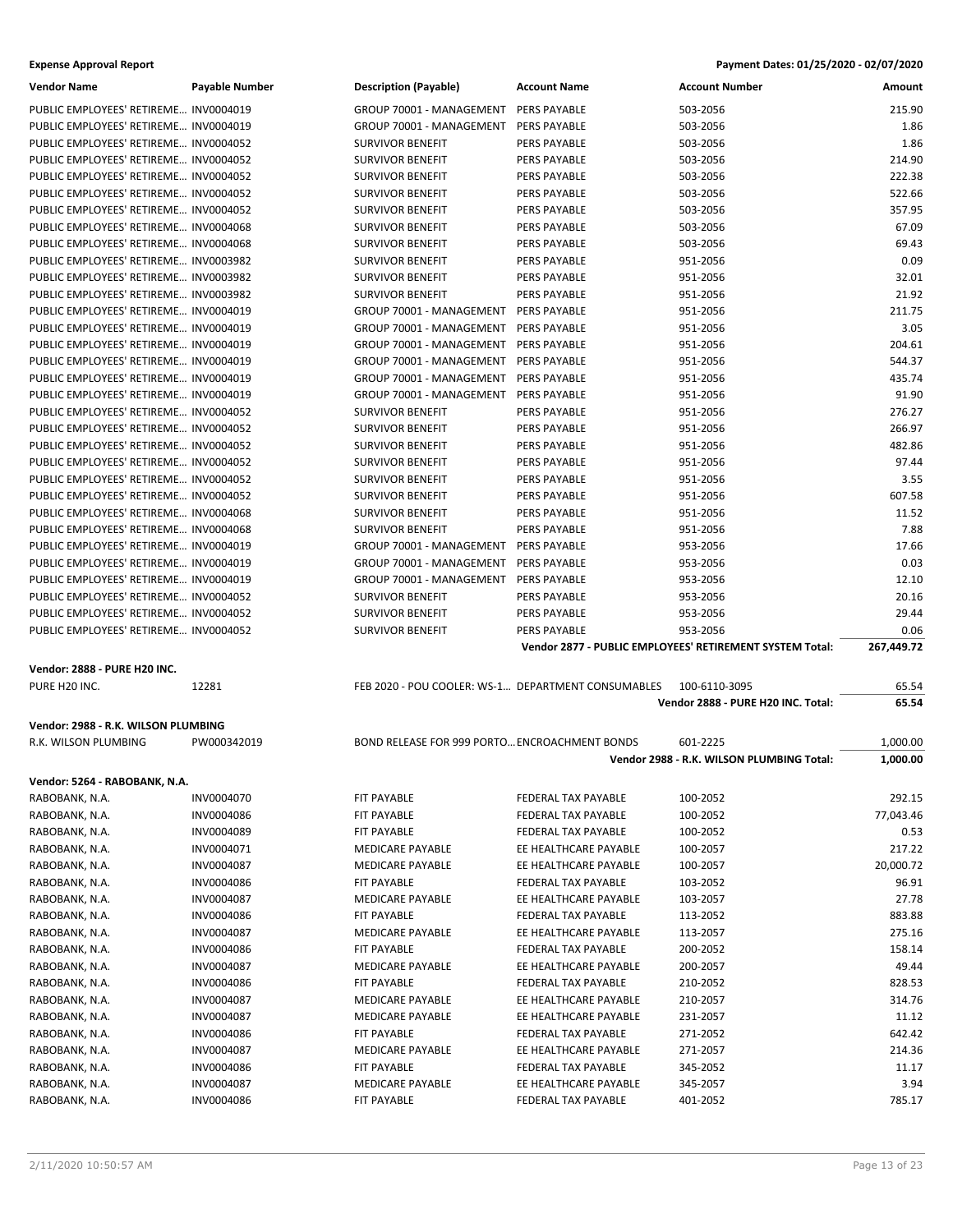**Expense Approval Report** — Payment Dates: 01/25/2020 - 02/07/2020

| Vendor Name | Payable Number | Description (Payable) | Account Name | Account Number | Amount |
|---|---|---|---|---|---|
| PUBLIC EMPLOYEES' RETIREME... | INV0004019 | GROUP 70001 - MANAGEMENT | PERS PAYABLE | 503-2056 | 215.90 |
| PUBLIC EMPLOYEES' RETIREME... | INV0004019 | GROUP 70001 - MANAGEMENT | PERS PAYABLE | 503-2056 | 1.86 |
| PUBLIC EMPLOYEES' RETIREME... | INV0004052 | SURVIVOR BENEFIT | PERS PAYABLE | 503-2056 | 1.86 |
| PUBLIC EMPLOYEES' RETIREME... | INV0004052 | SURVIVOR BENEFIT | PERS PAYABLE | 503-2056 | 214.90 |
| PUBLIC EMPLOYEES' RETIREME... | INV0004052 | SURVIVOR BENEFIT | PERS PAYABLE | 503-2056 | 222.38 |
| PUBLIC EMPLOYEES' RETIREME... | INV0004052 | SURVIVOR BENEFIT | PERS PAYABLE | 503-2056 | 522.66 |
| PUBLIC EMPLOYEES' RETIREME... | INV0004052 | SURVIVOR BENEFIT | PERS PAYABLE | 503-2056 | 357.95 |
| PUBLIC EMPLOYEES' RETIREME... | INV0004068 | SURVIVOR BENEFIT | PERS PAYABLE | 503-2056 | 67.09 |
| PUBLIC EMPLOYEES' RETIREME... | INV0004068 | SURVIVOR BENEFIT | PERS PAYABLE | 503-2056 | 69.43 |
| PUBLIC EMPLOYEES' RETIREME... | INV0003982 | SURVIVOR BENEFIT | PERS PAYABLE | 951-2056 | 0.09 |
| PUBLIC EMPLOYEES' RETIREME... | INV0003982 | SURVIVOR BENEFIT | PERS PAYABLE | 951-2056 | 32.01 |
| PUBLIC EMPLOYEES' RETIREME... | INV0003982 | SURVIVOR BENEFIT | PERS PAYABLE | 951-2056 | 21.92 |
| PUBLIC EMPLOYEES' RETIREME... | INV0004019 | GROUP 70001 - MANAGEMENT | PERS PAYABLE | 951-2056 | 211.75 |
| PUBLIC EMPLOYEES' RETIREME... | INV0004019 | GROUP 70001 - MANAGEMENT | PERS PAYABLE | 951-2056 | 3.05 |
| PUBLIC EMPLOYEES' RETIREME... | INV0004019 | GROUP 70001 - MANAGEMENT | PERS PAYABLE | 951-2056 | 204.61 |
| PUBLIC EMPLOYEES' RETIREME... | INV0004019 | GROUP 70001 - MANAGEMENT | PERS PAYABLE | 951-2056 | 544.37 |
| PUBLIC EMPLOYEES' RETIREME... | INV0004019 | GROUP 70001 - MANAGEMENT | PERS PAYABLE | 951-2056 | 435.74 |
| PUBLIC EMPLOYEES' RETIREME... | INV0004019 | GROUP 70001 - MANAGEMENT | PERS PAYABLE | 951-2056 | 91.90 |
| PUBLIC EMPLOYEES' RETIREME... | INV0004052 | SURVIVOR BENEFIT | PERS PAYABLE | 951-2056 | 276.27 |
| PUBLIC EMPLOYEES' RETIREME... | INV0004052 | SURVIVOR BENEFIT | PERS PAYABLE | 951-2056 | 266.97 |
| PUBLIC EMPLOYEES' RETIREME... | INV0004052 | SURVIVOR BENEFIT | PERS PAYABLE | 951-2056 | 482.86 |
| PUBLIC EMPLOYEES' RETIREME... | INV0004052 | SURVIVOR BENEFIT | PERS PAYABLE | 951-2056 | 97.44 |
| PUBLIC EMPLOYEES' RETIREME... | INV0004052 | SURVIVOR BENEFIT | PERS PAYABLE | 951-2056 | 3.55 |
| PUBLIC EMPLOYEES' RETIREME... | INV0004052 | SURVIVOR BENEFIT | PERS PAYABLE | 951-2056 | 607.58 |
| PUBLIC EMPLOYEES' RETIREME... | INV0004068 | SURVIVOR BENEFIT | PERS PAYABLE | 951-2056 | 11.52 |
| PUBLIC EMPLOYEES' RETIREME... | INV0004068 | SURVIVOR BENEFIT | PERS PAYABLE | 951-2056 | 7.88 |
| PUBLIC EMPLOYEES' RETIREME... | INV0004019 | GROUP 70001 - MANAGEMENT | PERS PAYABLE | 953-2056 | 17.66 |
| PUBLIC EMPLOYEES' RETIREME... | INV0004019 | GROUP 70001 - MANAGEMENT | PERS PAYABLE | 953-2056 | 0.03 |
| PUBLIC EMPLOYEES' RETIREME... | INV0004019 | GROUP 70001 - MANAGEMENT | PERS PAYABLE | 953-2056 | 12.10 |
| PUBLIC EMPLOYEES' RETIREME... | INV0004052 | SURVIVOR BENEFIT | PERS PAYABLE | 953-2056 | 20.16 |
| PUBLIC EMPLOYEES' RETIREME... | INV0004052 | SURVIVOR BENEFIT | PERS PAYABLE | 953-2056 | 29.44 |
| PUBLIC EMPLOYEES' RETIREME... | INV0004052 | SURVIVOR BENEFIT | PERS PAYABLE | 953-2056 | 0.06 |
| | | | | **Vendor 2877 - PUBLIC EMPLOYEES' RETIREMENT SYSTEM Total:** | **267,449.72** |

**Vendor: 2888 - PURE H20 INC.**

| Vendor Name | Payable Number | Description (Payable) | Account Name | Account Number | Amount |
|---|---|---|---|---|---|
| PURE H20 INC. | 12281 | FEB 2020 - POU COOLER: WS-1... | DEPARTMENT CONSUMABLES | 100-6110-3095 | 65.54 |
| | | | | **Vendor 2888 - PURE H20 INC. Total:** | **65.54** |

**Vendor: 2988 - R.K. WILSON PLUMBING**

| Vendor Name | Payable Number | Description (Payable) | Account Name | Account Number | Amount |
|---|---|---|---|---|---|
| R.K. WILSON PLUMBING | PW000342019 | BOND RELEASE FOR 999 PORTO... | ENCROACHMENT BONDS | 601-2225 | 1,000.00 |
| | | | | **Vendor 2988 - R.K. WILSON PLUMBING Total:** | **1,000.00** |

**Vendor: 5264 - RABOBANK, N.A.**

| Vendor Name | Payable Number | Description (Payable) | Account Name | Account Number | Amount |
|---|---|---|---|---|---|
| RABOBANK, N.A. | INV0004070 | FIT PAYABLE | FEDERAL TAX PAYABLE | 100-2052 | 292.15 |
| RABOBANK, N.A. | INV0004086 | FIT PAYABLE | FEDERAL TAX PAYABLE | 100-2052 | 77,043.46 |
| RABOBANK, N.A. | INV0004089 | FIT PAYABLE | FEDERAL TAX PAYABLE | 100-2052 | 0.53 |
| RABOBANK, N.A. | INV0004071 | MEDICARE PAYABLE | EE HEALTHCARE PAYABLE | 100-2057 | 217.22 |
| RABOBANK, N.A. | INV0004087 | MEDICARE PAYABLE | EE HEALTHCARE PAYABLE | 100-2057 | 20,000.72 |
| RABOBANK, N.A. | INV0004086 | FIT PAYABLE | FEDERAL TAX PAYABLE | 103-2052 | 96.91 |
| RABOBANK, N.A. | INV0004087 | MEDICARE PAYABLE | EE HEALTHCARE PAYABLE | 103-2057 | 27.78 |
| RABOBANK, N.A. | INV0004086 | FIT PAYABLE | FEDERAL TAX PAYABLE | 113-2052 | 883.88 |
| RABOBANK, N.A. | INV0004087 | MEDICARE PAYABLE | EE HEALTHCARE PAYABLE | 113-2057 | 275.16 |
| RABOBANK, N.A. | INV0004086 | FIT PAYABLE | FEDERAL TAX PAYABLE | 200-2052 | 158.14 |
| RABOBANK, N.A. | INV0004087 | MEDICARE PAYABLE | EE HEALTHCARE PAYABLE | 200-2057 | 49.44 |
| RABOBANK, N.A. | INV0004086 | FIT PAYABLE | FEDERAL TAX PAYABLE | 210-2052 | 828.53 |
| RABOBANK, N.A. | INV0004087 | MEDICARE PAYABLE | EE HEALTHCARE PAYABLE | 210-2057 | 314.76 |
| RABOBANK, N.A. | INV0004087 | MEDICARE PAYABLE | EE HEALTHCARE PAYABLE | 231-2057 | 11.12 |
| RABOBANK, N.A. | INV0004086 | FIT PAYABLE | FEDERAL TAX PAYABLE | 271-2052 | 642.42 |
| RABOBANK, N.A. | INV0004087 | MEDICARE PAYABLE | EE HEALTHCARE PAYABLE | 271-2057 | 214.36 |
| RABOBANK, N.A. | INV0004086 | FIT PAYABLE | FEDERAL TAX PAYABLE | 345-2052 | 11.17 |
| RABOBANK, N.A. | INV0004087 | MEDICARE PAYABLE | EE HEALTHCARE PAYABLE | 345-2057 | 3.94 |
| RABOBANK, N.A. | INV0004086 | FIT PAYABLE | FEDERAL TAX PAYABLE | 401-2052 | 785.17 |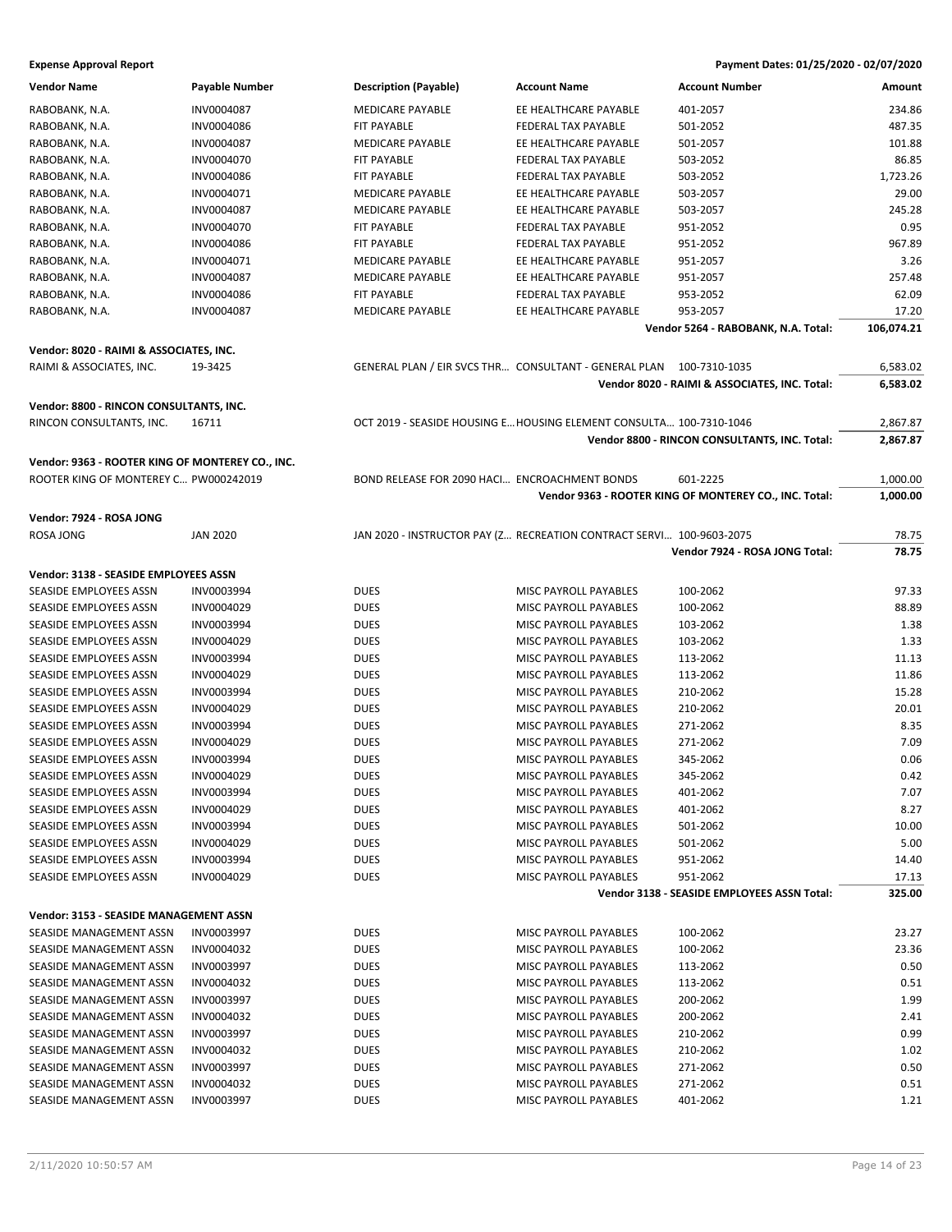| Vendor Name | Payable Number | Description (Payable) | Account Name | Account Number | Amount |
|---|---|---|---|---|---|
| RABOBANK, N.A. | INV0004087 | MEDICARE PAYABLE | EE HEALTHCARE PAYABLE | 401-2057 | 234.86 |
| RABOBANK, N.A. | INV0004086 | FIT PAYABLE | FEDERAL TAX PAYABLE | 501-2052 | 487.35 |
| RABOBANK, N.A. | INV0004087 | MEDICARE PAYABLE | EE HEALTHCARE PAYABLE | 501-2057 | 101.88 |
| RABOBANK, N.A. | INV0004070 | FIT PAYABLE | FEDERAL TAX PAYABLE | 503-2052 | 86.85 |
| RABOBANK, N.A. | INV0004086 | FIT PAYABLE | FEDERAL TAX PAYABLE | 503-2052 | 1,723.26 |
| RABOBANK, N.A. | INV0004071 | MEDICARE PAYABLE | EE HEALTHCARE PAYABLE | 503-2057 | 29.00 |
| RABOBANK, N.A. | INV0004087 | MEDICARE PAYABLE | EE HEALTHCARE PAYABLE | 503-2057 | 245.28 |
| RABOBANK, N.A. | INV0004070 | FIT PAYABLE | FEDERAL TAX PAYABLE | 951-2052 | 0.95 |
| RABOBANK, N.A. | INV0004086 | FIT PAYABLE | FEDERAL TAX PAYABLE | 951-2052 | 967.89 |
| RABOBANK, N.A. | INV0004071 | MEDICARE PAYABLE | EE HEALTHCARE PAYABLE | 951-2057 | 3.26 |
| RABOBANK, N.A. | INV0004087 | MEDICARE PAYABLE | EE HEALTHCARE PAYABLE | 951-2057 | 257.48 |
| RABOBANK, N.A. | INV0004086 | FIT PAYABLE | FEDERAL TAX PAYABLE | 953-2052 | 62.09 |
| RABOBANK, N.A. | INV0004087 | MEDICARE PAYABLE | EE HEALTHCARE PAYABLE | 953-2057 | 17.20 |
| | | | | **Vendor 5264 - RABOBANK, N.A. Total:** | **106,074.21** |
| **Vendor: 8020 - RAIMI & ASSOCIATES, INC.** | | | | | |
| RAIMI & ASSOCIATES, INC. | 19-3425 | GENERAL PLAN / EIR SVCS THR… | CONSULTANT - GENERAL PLAN | 100-7310-1035 | 6,583.02 |
| | | | | **Vendor 8020 - RAIMI & ASSOCIATES, INC. Total:** | **6,583.02** |
| **Vendor: 8800 - RINCON CONSULTANTS, INC.** | | | | | |
| RINCON CONSULTANTS, INC. | 16711 | OCT 2019 - SEASIDE HOUSING E… | HOUSING ELEMENT CONSULTA… | 100-7310-1046 | 2,867.87 |
| | | | | **Vendor 8800 - RINCON CONSULTANTS, INC. Total:** | **2,867.87** |
| **Vendor: 9363 - ROOTER KING OF MONTEREY CO., INC.** | | | | | |
| ROOTER KING OF MONTEREY C… | PW000242019 | BOND RELEASE FOR 2090 HACI… | ENCROACHMENT BONDS | 601-2225 | 1,000.00 |
| | | | | **Vendor 9363 - ROOTER KING OF MONTEREY CO., INC. Total:** | **1,000.00** |
| **Vendor: 7924 - ROSA JONG** | | | | | |
| ROSA JONG | JAN 2020 | JAN 2020 - INSTRUCTOR PAY (Z… | RECREATION CONTRACT SERVI… | 100-9603-2075 | 78.75 |
| | | | | **Vendor 7924 - ROSA JONG Total:** | **78.75** |
| **Vendor: 3138 - SEASIDE EMPLOYEES ASSN** | | | | | |
| SEASIDE EMPLOYEES ASSN | INV0003994 | DUES | MISC PAYROLL PAYABLES | 100-2062 | 97.33 |
| SEASIDE EMPLOYEES ASSN | INV0004029 | DUES | MISC PAYROLL PAYABLES | 100-2062 | 88.89 |
| SEASIDE EMPLOYEES ASSN | INV0003994 | DUES | MISC PAYROLL PAYABLES | 103-2062 | 1.38 |
| SEASIDE EMPLOYEES ASSN | INV0004029 | DUES | MISC PAYROLL PAYABLES | 103-2062 | 1.33 |
| SEASIDE EMPLOYEES ASSN | INV0003994 | DUES | MISC PAYROLL PAYABLES | 113-2062 | 11.13 |
| SEASIDE EMPLOYEES ASSN | INV0004029 | DUES | MISC PAYROLL PAYABLES | 113-2062 | 11.86 |
| SEASIDE EMPLOYEES ASSN | INV0003994 | DUES | MISC PAYROLL PAYABLES | 210-2062 | 15.28 |
| SEASIDE EMPLOYEES ASSN | INV0004029 | DUES | MISC PAYROLL PAYABLES | 210-2062 | 20.01 |
| SEASIDE EMPLOYEES ASSN | INV0003994 | DUES | MISC PAYROLL PAYABLES | 271-2062 | 8.35 |
| SEASIDE EMPLOYEES ASSN | INV0004029 | DUES | MISC PAYROLL PAYABLES | 271-2062 | 7.09 |
| SEASIDE EMPLOYEES ASSN | INV0003994 | DUES | MISC PAYROLL PAYABLES | 345-2062 | 0.06 |
| SEASIDE EMPLOYEES ASSN | INV0004029 | DUES | MISC PAYROLL PAYABLES | 345-2062 | 0.42 |
| SEASIDE EMPLOYEES ASSN | INV0003994 | DUES | MISC PAYROLL PAYABLES | 401-2062 | 7.07 |
| SEASIDE EMPLOYEES ASSN | INV0004029 | DUES | MISC PAYROLL PAYABLES | 401-2062 | 8.27 |
| SEASIDE EMPLOYEES ASSN | INV0003994 | DUES | MISC PAYROLL PAYABLES | 501-2062 | 10.00 |
| SEASIDE EMPLOYEES ASSN | INV0004029 | DUES | MISC PAYROLL PAYABLES | 501-2062 | 5.00 |
| SEASIDE EMPLOYEES ASSN | INV0003994 | DUES | MISC PAYROLL PAYABLES | 951-2062 | 14.40 |
| SEASIDE EMPLOYEES ASSN | INV0004029 | DUES | MISC PAYROLL PAYABLES | 951-2062 | 17.13 |
| | | | | **Vendor 3138 - SEASIDE EMPLOYEES ASSN Total:** | **325.00** |
| **Vendor: 3153 - SEASIDE MANAGEMENT ASSN** | | | | | |
| SEASIDE MANAGEMENT ASSN | INV0003997 | DUES | MISC PAYROLL PAYABLES | 100-2062 | 23.27 |
| SEASIDE MANAGEMENT ASSN | INV0004032 | DUES | MISC PAYROLL PAYABLES | 100-2062 | 23.36 |
| SEASIDE MANAGEMENT ASSN | INV0003997 | DUES | MISC PAYROLL PAYABLES | 113-2062 | 0.50 |
| SEASIDE MANAGEMENT ASSN | INV0004032 | DUES | MISC PAYROLL PAYABLES | 113-2062 | 0.51 |
| SEASIDE MANAGEMENT ASSN | INV0003997 | DUES | MISC PAYROLL PAYABLES | 200-2062 | 1.99 |
| SEASIDE MANAGEMENT ASSN | INV0004032 | DUES | MISC PAYROLL PAYABLES | 200-2062 | 2.41 |
| SEASIDE MANAGEMENT ASSN | INV0003997 | DUES | MISC PAYROLL PAYABLES | 210-2062 | 0.99 |
| SEASIDE MANAGEMENT ASSN | INV0004032 | DUES | MISC PAYROLL PAYABLES | 210-2062 | 1.02 |
| SEASIDE MANAGEMENT ASSN | INV0003997 | DUES | MISC PAYROLL PAYABLES | 271-2062 | 0.50 |
| SEASIDE MANAGEMENT ASSN | INV0004032 | DUES | MISC PAYROLL PAYABLES | 271-2062 | 0.51 |
| SEASIDE MANAGEMENT ASSN | INV0003997 | DUES | MISC PAYROLL PAYABLES | 401-2062 | 1.21 |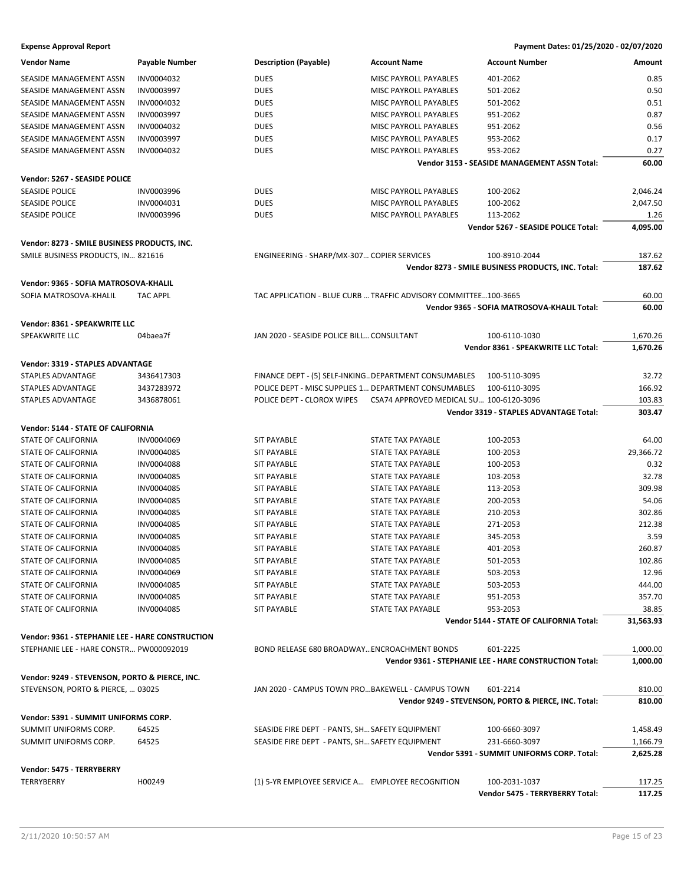**Expense Approval Report** — Payment Dates: 01/25/2020 - 02/07/2020

| Vendor Name | Payable Number | Description (Payable) | Account Name | Account Number | Amount |
|---|---|---|---|---|---|
| SEASIDE MANAGEMENT ASSN | INV0004032 | DUES | MISC PAYROLL PAYABLES | 401-2062 | 0.85 |
| SEASIDE MANAGEMENT ASSN | INV0003997 | DUES | MISC PAYROLL PAYABLES | 501-2062 | 0.50 |
| SEASIDE MANAGEMENT ASSN | INV0004032 | DUES | MISC PAYROLL PAYABLES | 501-2062 | 0.51 |
| SEASIDE MANAGEMENT ASSN | INV0003997 | DUES | MISC PAYROLL PAYABLES | 951-2062 | 0.87 |
| SEASIDE MANAGEMENT ASSN | INV0004032 | DUES | MISC PAYROLL PAYABLES | 951-2062 | 0.56 |
| SEASIDE MANAGEMENT ASSN | INV0003997 | DUES | MISC PAYROLL PAYABLES | 953-2062 | 0.17 |
| SEASIDE MANAGEMENT ASSN | INV0004032 | DUES | MISC PAYROLL PAYABLES | 953-2062 | 0.27 |
| | | | | **Vendor 3153 - SEASIDE MANAGEMENT ASSN Total:** | **60.00** |
| **Vendor: 5267 - SEASIDE POLICE** | | | | | |
| SEASIDE POLICE | INV0003996 | DUES | MISC PAYROLL PAYABLES | 100-2062 | 2,046.24 |
| SEASIDE POLICE | INV0004031 | DUES | MISC PAYROLL PAYABLES | 100-2062 | 2,047.50 |
| SEASIDE POLICE | INV0003996 | DUES | MISC PAYROLL PAYABLES | 113-2062 | 1.26 |
| | | | | **Vendor 5267 - SEASIDE POLICE Total:** | **4,095.00** |
| **Vendor: 8273 - SMILE BUSINESS PRODUCTS, INC.** | | | | | |
| SMILE BUSINESS PRODUCTS, IN… | 821616 | ENGINEERING - SHARP/MX-307… | COPIER SERVICES | 100-8910-2044 | 187.62 |
| | | | | **Vendor 8273 - SMILE BUSINESS PRODUCTS, INC. Total:** | **187.62** |
| **Vendor: 9365 - SOFIA MATROSOVA-KHALIL** | | | | | |
| SOFIA MATROSOVA-KHALIL | TAC APPL | TAC APPLICATION - BLUE CURB … | TRAFFIC ADVISORY COMMITTEE… | 100-3665 | 60.00 |
| | | | | **Vendor 9365 - SOFIA MATROSOVA-KHALIL Total:** | **60.00** |
| **Vendor: 8361 - SPEAKWRITE LLC** | | | | | |
| SPEAKWRITE LLC | 04baea7f | JAN 2020 - SEASIDE POLICE BILL… | CONSULTANT | 100-6110-1030 | 1,670.26 |
| | | | | **Vendor 8361 - SPEAKWRITE LLC Total:** | **1,670.26** |
| **Vendor: 3319 - STAPLES ADVANTAGE** | | | | | |
| STAPLES ADVANTAGE | 3436417303 | FINANCE DEPT - (5) SELF-INKING… | DEPARTMENT CONSUMABLES | 100-5110-3095 | 32.72 |
| STAPLES ADVANTAGE | 3437283972 | POLICE DEPT - MISC SUPPLIES 1… | DEPARTMENT CONSUMABLES | 100-6110-3095 | 166.92 |
| STAPLES ADVANTAGE | 3436878061 | POLICE DEPT - CLOROX WIPES | CSA74 APPROVED MEDICAL SU… | 100-6120-3096 | 103.83 |
| | | | | **Vendor 3319 - STAPLES ADVANTAGE Total:** | **303.47** |
| **Vendor: 5144 - STATE OF CALIFORNIA** | | | | | |
| STATE OF CALIFORNIA | INV0004069 | SIT PAYABLE | STATE TAX PAYABLE | 100-2053 | 64.00 |
| STATE OF CALIFORNIA | INV0004085 | SIT PAYABLE | STATE TAX PAYABLE | 100-2053 | 29,366.72 |
| STATE OF CALIFORNIA | INV0004088 | SIT PAYABLE | STATE TAX PAYABLE | 100-2053 | 0.32 |
| STATE OF CALIFORNIA | INV0004085 | SIT PAYABLE | STATE TAX PAYABLE | 103-2053 | 32.78 |
| STATE OF CALIFORNIA | INV0004085 | SIT PAYABLE | STATE TAX PAYABLE | 113-2053 | 309.98 |
| STATE OF CALIFORNIA | INV0004085 | SIT PAYABLE | STATE TAX PAYABLE | 200-2053 | 54.06 |
| STATE OF CALIFORNIA | INV0004085 | SIT PAYABLE | STATE TAX PAYABLE | 210-2053 | 302.86 |
| STATE OF CALIFORNIA | INV0004085 | SIT PAYABLE | STATE TAX PAYABLE | 271-2053 | 212.38 |
| STATE OF CALIFORNIA | INV0004085 | SIT PAYABLE | STATE TAX PAYABLE | 345-2053 | 3.59 |
| STATE OF CALIFORNIA | INV0004085 | SIT PAYABLE | STATE TAX PAYABLE | 401-2053 | 260.87 |
| STATE OF CALIFORNIA | INV0004085 | SIT PAYABLE | STATE TAX PAYABLE | 501-2053 | 102.86 |
| STATE OF CALIFORNIA | INV0004069 | SIT PAYABLE | STATE TAX PAYABLE | 503-2053 | 12.96 |
| STATE OF CALIFORNIA | INV0004085 | SIT PAYABLE | STATE TAX PAYABLE | 503-2053 | 444.00 |
| STATE OF CALIFORNIA | INV0004085 | SIT PAYABLE | STATE TAX PAYABLE | 951-2053 | 357.70 |
| STATE OF CALIFORNIA | INV0004085 | SIT PAYABLE | STATE TAX PAYABLE | 953-2053 | 38.85 |
| | | | | **Vendor 5144 - STATE OF CALIFORNIA Total:** | **31,563.93** |
| **Vendor: 9361 - STEPHANIE LEE - HARE CONSTRUCTION** | | | | | |
| STEPHANIE LEE - HARE CONSTR… | PW000092019 | BOND RELEASE 680 BROADWAY… | ENCROACHMENT BONDS | 601-2225 | 1,000.00 |
| | | | | **Vendor 9361 - STEPHANIE LEE - HARE CONSTRUCTION Total:** | **1,000.00** |
| **Vendor: 9249 - STEVENSON, PORTO & PIERCE, INC.** | | | | | |
| STEVENSON, PORTO & PIERCE, … | 03025 | JAN 2020 - CAMPUS TOWN PRO… | BAKEWELL - CAMPUS TOWN | 601-2214 | 810.00 |
| | | | | **Vendor 9249 - STEVENSON, PORTO & PIERCE, INC. Total:** | **810.00** |
| **Vendor: 5391 - SUMMIT UNIFORMS CORP.** | | | | | |
| SUMMIT UNIFORMS CORP. | 64525 | SEASIDE FIRE DEPT - PANTS, SH… | SAFETY EQUIPMENT | 100-6660-3097 | 1,458.49 |
| SUMMIT UNIFORMS CORP. | 64525 | SEASIDE FIRE DEPT - PANTS, SH… | SAFETY EQUIPMENT | 231-6660-3097 | 1,166.79 |
| | | | | **Vendor 5391 - SUMMIT UNIFORMS CORP. Total:** | **2,625.28** |
| **Vendor: 5475 - TERRYBERRY** | | | | | |
| TERRYBERRY | H00249 | (1) 5-YR EMPLOYEE SERVICE A… | EMPLOYEE RECOGNITION | 100-2031-1037 | 117.25 |
| | | | | **Vendor 5475 - TERRYBERRY Total:** | **117.25** |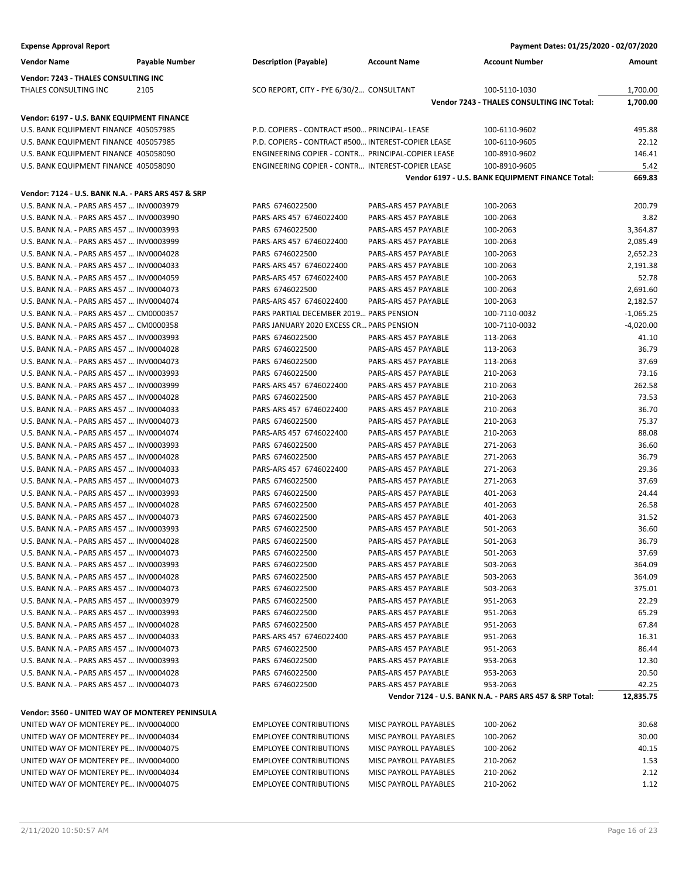**Expense Approval Report** | **Payment Dates: 01/25/2020 - 02/07/2020**

| Vendor Name | Payable Number | Description (Payable) | Account Name | Account Number | Amount |
|---|---|---|---|---|---|
| **Vendor: 7243 - THALES CONSULTING INC** | | | | | |
| THALES CONSULTING INC | 2105 | SCO REPORT, CITY - FYE 6/30/2... | CONSULTANT | 100-5110-1030 | 1,700.00 |
| | | | | **Vendor 7243 - THALES CONSULTING INC Total:** | **1,700.00** |
| **Vendor: 6197 - U.S. BANK EQUIPMENT FINANCE** | | | | | |
| U.S. BANK EQUIPMENT FINANCE | 405057985 | P.D. COPIERS - CONTRACT #500... | PRINCIPAL- LEASE | 100-6110-9602 | 495.88 |
| U.S. BANK EQUIPMENT FINANCE | 405057985 | P.D. COPIERS - CONTRACT #500... | INTEREST-COPIER LEASE | 100-6110-9605 | 22.12 |
| U.S. BANK EQUIPMENT FINANCE | 405058090 | ENGINEERING COPIER - CONTR... | PRINCIPAL-COPIER LEASE | 100-8910-9602 | 146.41 |
| U.S. BANK EQUIPMENT FINANCE | 405058090 | ENGINEERING COPIER - CONTR... | INTEREST-COPIER LEASE | 100-8910-9605 | 5.42 |
| | | | | **Vendor 6197 - U.S. BANK EQUIPMENT FINANCE Total:** | **669.83** |
| **Vendor: 7124 - U.S. BANK N.A. - PARS ARS 457 & SRP** | | | | | |
| U.S. BANK N.A. - PARS ARS 457 ... | INV0003979 | PARS 6746022500 | PARS-ARS 457 PAYABLE | 100-2063 | 200.79 |
| U.S. BANK N.A. - PARS ARS 457 ... | INV0003990 | PARS-ARS 457 6746022400 | PARS-ARS 457 PAYABLE | 100-2063 | 3.82 |
| U.S. BANK N.A. - PARS ARS 457 ... | INV0003993 | PARS 6746022500 | PARS-ARS 457 PAYABLE | 100-2063 | 3,364.87 |
| U.S. BANK N.A. - PARS ARS 457 ... | INV0003999 | PARS-ARS 457 6746022400 | PARS-ARS 457 PAYABLE | 100-2063 | 2,085.49 |
| U.S. BANK N.A. - PARS ARS 457 ... | INV0004028 | PARS 6746022500 | PARS-ARS 457 PAYABLE | 100-2063 | 2,652.23 |
| U.S. BANK N.A. - PARS ARS 457 ... | INV0004033 | PARS-ARS 457 6746022400 | PARS-ARS 457 PAYABLE | 100-2063 | 2,191.38 |
| U.S. BANK N.A. - PARS ARS 457 ... | INV0004059 | PARS-ARS 457 6746022400 | PARS-ARS 457 PAYABLE | 100-2063 | 52.78 |
| U.S. BANK N.A. - PARS ARS 457 ... | INV0004073 | PARS 6746022500 | PARS-ARS 457 PAYABLE | 100-2063 | 2,691.60 |
| U.S. BANK N.A. - PARS ARS 457 ... | INV0004074 | PARS-ARS 457 6746022400 | PARS-ARS 457 PAYABLE | 100-2063 | 2,182.57 |
| U.S. BANK N.A. - PARS ARS 457 ... | CM0000357 | PARS PARTIAL DECEMBER 2019... | PARS PENSION | 100-7110-0032 | -1,065.25 |
| U.S. BANK N.A. - PARS ARS 457 ... | CM0000358 | PARS JANUARY 2020 EXCESS CR... | PARS PENSION | 100-7110-0032 | -4,020.00 |
| U.S. BANK N.A. - PARS ARS 457 ... | INV0003993 | PARS 6746022500 | PARS-ARS 457 PAYABLE | 113-2063 | 41.10 |
| U.S. BANK N.A. - PARS ARS 457 ... | INV0004028 | PARS 6746022500 | PARS-ARS 457 PAYABLE | 113-2063 | 36.79 |
| U.S. BANK N.A. - PARS ARS 457 ... | INV0004073 | PARS 6746022500 | PARS-ARS 457 PAYABLE | 113-2063 | 37.69 |
| U.S. BANK N.A. - PARS ARS 457 ... | INV0003993 | PARS 6746022500 | PARS-ARS 457 PAYABLE | 210-2063 | 73.16 |
| U.S. BANK N.A. - PARS ARS 457 ... | INV0003999 | PARS-ARS 457 6746022400 | PARS-ARS 457 PAYABLE | 210-2063 | 262.58 |
| U.S. BANK N.A. - PARS ARS 457 ... | INV0004028 | PARS 6746022500 | PARS-ARS 457 PAYABLE | 210-2063 | 73.53 |
| U.S. BANK N.A. - PARS ARS 457 ... | INV0004033 | PARS-ARS 457 6746022400 | PARS-ARS 457 PAYABLE | 210-2063 | 36.70 |
| U.S. BANK N.A. - PARS ARS 457 ... | INV0004073 | PARS 6746022500 | PARS-ARS 457 PAYABLE | 210-2063 | 75.37 |
| U.S. BANK N.A. - PARS ARS 457 ... | INV0004074 | PARS-ARS 457 6746022400 | PARS-ARS 457 PAYABLE | 210-2063 | 88.08 |
| U.S. BANK N.A. - PARS ARS 457 ... | INV0003993 | PARS 6746022500 | PARS-ARS 457 PAYABLE | 271-2063 | 36.60 |
| U.S. BANK N.A. - PARS ARS 457 ... | INV0004028 | PARS 6746022500 | PARS-ARS 457 PAYABLE | 271-2063 | 36.79 |
| U.S. BANK N.A. - PARS ARS 457 ... | INV0004033 | PARS-ARS 457 6746022400 | PARS-ARS 457 PAYABLE | 271-2063 | 29.36 |
| U.S. BANK N.A. - PARS ARS 457 ... | INV0004073 | PARS 6746022500 | PARS-ARS 457 PAYABLE | 271-2063 | 37.69 |
| U.S. BANK N.A. - PARS ARS 457 ... | INV0003993 | PARS 6746022500 | PARS-ARS 457 PAYABLE | 401-2063 | 24.44 |
| U.S. BANK N.A. - PARS ARS 457 ... | INV0004028 | PARS 6746022500 | PARS-ARS 457 PAYABLE | 401-2063 | 26.58 |
| U.S. BANK N.A. - PARS ARS 457 ... | INV0004073 | PARS 6746022500 | PARS-ARS 457 PAYABLE | 401-2063 | 31.52 |
| U.S. BANK N.A. - PARS ARS 457 ... | INV0003993 | PARS 6746022500 | PARS-ARS 457 PAYABLE | 501-2063 | 36.60 |
| U.S. BANK N.A. - PARS ARS 457 ... | INV0004028 | PARS 6746022500 | PARS-ARS 457 PAYABLE | 501-2063 | 36.79 |
| U.S. BANK N.A. - PARS ARS 457 ... | INV0004073 | PARS 6746022500 | PARS-ARS 457 PAYABLE | 501-2063 | 37.69 |
| U.S. BANK N.A. - PARS ARS 457 ... | INV0003993 | PARS 6746022500 | PARS-ARS 457 PAYABLE | 503-2063 | 364.09 |
| U.S. BANK N.A. - PARS ARS 457 ... | INV0004028 | PARS 6746022500 | PARS-ARS 457 PAYABLE | 503-2063 | 364.09 |
| U.S. BANK N.A. - PARS ARS 457 ... | INV0004073 | PARS 6746022500 | PARS-ARS 457 PAYABLE | 503-2063 | 375.01 |
| U.S. BANK N.A. - PARS ARS 457 ... | INV0003979 | PARS 6746022500 | PARS-ARS 457 PAYABLE | 951-2063 | 22.29 |
| U.S. BANK N.A. - PARS ARS 457 ... | INV0003993 | PARS 6746022500 | PARS-ARS 457 PAYABLE | 951-2063 | 65.29 |
| U.S. BANK N.A. - PARS ARS 457 ... | INV0004028 | PARS 6746022500 | PARS-ARS 457 PAYABLE | 951-2063 | 67.84 |
| U.S. BANK N.A. - PARS ARS 457 ... | INV0004033 | PARS-ARS 457 6746022400 | PARS-ARS 457 PAYABLE | 951-2063 | 16.31 |
| U.S. BANK N.A. - PARS ARS 457 ... | INV0004073 | PARS 6746022500 | PARS-ARS 457 PAYABLE | 951-2063 | 86.44 |
| U.S. BANK N.A. - PARS ARS 457 ... | INV0003993 | PARS 6746022500 | PARS-ARS 457 PAYABLE | 953-2063 | 12.30 |
| U.S. BANK N.A. - PARS ARS 457 ... | INV0004028 | PARS 6746022500 | PARS-ARS 457 PAYABLE | 953-2063 | 20.50 |
| U.S. BANK N.A. - PARS ARS 457 ... | INV0004073 | PARS 6746022500 | PARS-ARS 457 PAYABLE | 953-2063 | 42.25 |
| | | | | **Vendor 7124 - U.S. BANK N.A. - PARS ARS 457 & SRP Total:** | **12,835.75** |
| **Vendor: 3560 - UNITED WAY OF MONTEREY PENINSULA** | | | | | |
| UNITED WAY OF MONTEREY PE... | INV0004000 | EMPLOYEE CONTRIBUTIONS | MISC PAYROLL PAYABLES | 100-2062 | 30.68 |
| UNITED WAY OF MONTEREY PE... | INV0004034 | EMPLOYEE CONTRIBUTIONS | MISC PAYROLL PAYABLES | 100-2062 | 30.00 |
| UNITED WAY OF MONTEREY PE... | INV0004075 | EMPLOYEE CONTRIBUTIONS | MISC PAYROLL PAYABLES | 100-2062 | 40.15 |
| UNITED WAY OF MONTEREY PE... | INV0004000 | EMPLOYEE CONTRIBUTIONS | MISC PAYROLL PAYABLES | 210-2062 | 1.53 |
| UNITED WAY OF MONTEREY PE... | INV0004034 | EMPLOYEE CONTRIBUTIONS | MISC PAYROLL PAYABLES | 210-2062 | 2.12 |
| UNITED WAY OF MONTEREY PE... | INV0004075 | EMPLOYEE CONTRIBUTIONS | MISC PAYROLL PAYABLES | 210-2062 | 1.12 |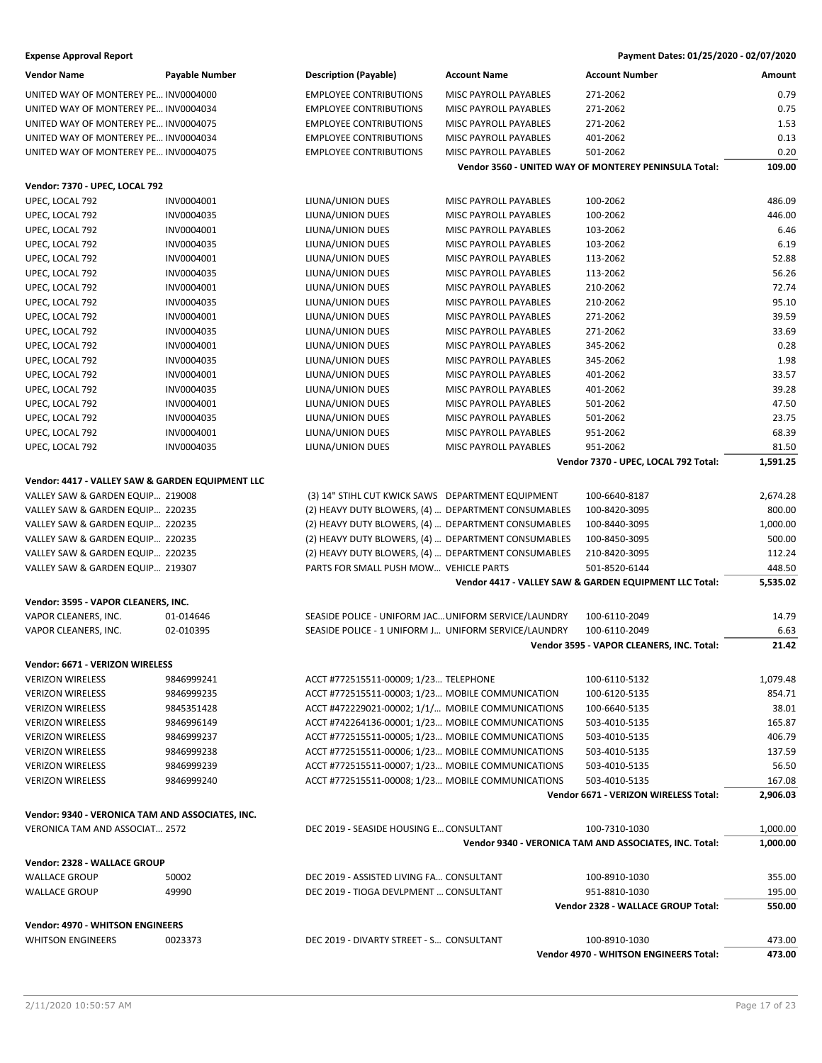**Expense Approval Report** — Payment Dates: 01/25/2020 - 02/07/2020

| Vendor Name | Payable Number | Description (Payable) | Account Name | Account Number | Amount |
|---|---|---|---|---|---|
| UNITED WAY OF MONTEREY PE... | INV0004000 | EMPLOYEE CONTRIBUTIONS | MISC PAYROLL PAYABLES | 271-2062 | 0.79 |
| UNITED WAY OF MONTEREY PE... | INV0004034 | EMPLOYEE CONTRIBUTIONS | MISC PAYROLL PAYABLES | 271-2062 | 0.75 |
| UNITED WAY OF MONTEREY PE... | INV0004075 | EMPLOYEE CONTRIBUTIONS | MISC PAYROLL PAYABLES | 271-2062 | 1.53 |
| UNITED WAY OF MONTEREY PE... | INV0004034 | EMPLOYEE CONTRIBUTIONS | MISC PAYROLL PAYABLES | 401-2062 | 0.13 |
| UNITED WAY OF MONTEREY PE... | INV0004075 | EMPLOYEE CONTRIBUTIONS | MISC PAYROLL PAYABLES | 501-2062 | 0.20 |
| | | | | **Vendor 3560 - UNITED WAY OF MONTEREY PENINSULA Total:** | **109.00** |
| **Vendor: 7370 - UPEC, LOCAL 792** | | | | | |
| UPEC, LOCAL 792 | INV0004001 | LIUNA/UNION DUES | MISC PAYROLL PAYABLES | 100-2062 | 486.09 |
| UPEC, LOCAL 792 | INV0004035 | LIUNA/UNION DUES | MISC PAYROLL PAYABLES | 100-2062 | 446.00 |
| UPEC, LOCAL 792 | INV0004001 | LIUNA/UNION DUES | MISC PAYROLL PAYABLES | 103-2062 | 6.46 |
| UPEC, LOCAL 792 | INV0004035 | LIUNA/UNION DUES | MISC PAYROLL PAYABLES | 103-2062 | 6.19 |
| UPEC, LOCAL 792 | INV0004001 | LIUNA/UNION DUES | MISC PAYROLL PAYABLES | 113-2062 | 52.88 |
| UPEC, LOCAL 792 | INV0004035 | LIUNA/UNION DUES | MISC PAYROLL PAYABLES | 113-2062 | 56.26 |
| UPEC, LOCAL 792 | INV0004001 | LIUNA/UNION DUES | MISC PAYROLL PAYABLES | 210-2062 | 72.74 |
| UPEC, LOCAL 792 | INV0004035 | LIUNA/UNION DUES | MISC PAYROLL PAYABLES | 210-2062 | 95.10 |
| UPEC, LOCAL 792 | INV0004001 | LIUNA/UNION DUES | MISC PAYROLL PAYABLES | 271-2062 | 39.59 |
| UPEC, LOCAL 792 | INV0004035 | LIUNA/UNION DUES | MISC PAYROLL PAYABLES | 271-2062 | 33.69 |
| UPEC, LOCAL 792 | INV0004001 | LIUNA/UNION DUES | MISC PAYROLL PAYABLES | 345-2062 | 0.28 |
| UPEC, LOCAL 792 | INV0004035 | LIUNA/UNION DUES | MISC PAYROLL PAYABLES | 345-2062 | 1.98 |
| UPEC, LOCAL 792 | INV0004001 | LIUNA/UNION DUES | MISC PAYROLL PAYABLES | 401-2062 | 33.57 |
| UPEC, LOCAL 792 | INV0004035 | LIUNA/UNION DUES | MISC PAYROLL PAYABLES | 401-2062 | 39.28 |
| UPEC, LOCAL 792 | INV0004001 | LIUNA/UNION DUES | MISC PAYROLL PAYABLES | 501-2062 | 47.50 |
| UPEC, LOCAL 792 | INV0004035 | LIUNA/UNION DUES | MISC PAYROLL PAYABLES | 501-2062 | 23.75 |
| UPEC, LOCAL 792 | INV0004001 | LIUNA/UNION DUES | MISC PAYROLL PAYABLES | 951-2062 | 68.39 |
| UPEC, LOCAL 792 | INV0004035 | LIUNA/UNION DUES | MISC PAYROLL PAYABLES | 951-2062 | 81.50 |
| | | | | **Vendor 7370 - UPEC, LOCAL 792 Total:** | **1,591.25** |
| **Vendor: 4417 - VALLEY SAW & GARDEN EQUIPMENT LLC** | | | | | |
| VALLEY SAW & GARDEN EQUIP... | 219008 | (3) 14" STIHL CUT KWICK SAWS | DEPARTMENT EQUIPMENT | 100-6640-8187 | 2,674.28 |
| VALLEY SAW & GARDEN EQUIP... | 220235 | (2) HEAVY DUTY BLOWERS, (4) ... | DEPARTMENT CONSUMABLES | 100-8420-3095 | 800.00 |
| VALLEY SAW & GARDEN EQUIP... | 220235 | (2) HEAVY DUTY BLOWERS, (4) ... | DEPARTMENT CONSUMABLES | 100-8440-3095 | 1,000.00 |
| VALLEY SAW & GARDEN EQUIP... | 220235 | (2) HEAVY DUTY BLOWERS, (4) ... | DEPARTMENT CONSUMABLES | 100-8450-3095 | 500.00 |
| VALLEY SAW & GARDEN EQUIP... | 220235 | (2) HEAVY DUTY BLOWERS, (4) ... | DEPARTMENT CONSUMABLES | 210-8420-3095 | 112.24 |
| VALLEY SAW & GARDEN EQUIP... | 219307 | PARTS FOR SMALL PUSH MOW... | VEHICLE PARTS | 501-8520-6144 | 448.50 |
| | | | | **Vendor 4417 - VALLEY SAW & GARDEN EQUIPMENT LLC Total:** | **5,535.02** |
| **Vendor: 3595 - VAPOR CLEANERS, INC.** | | | | | |
| VAPOR CLEANERS, INC. | 01-014646 | SEASIDE POLICE - UNIFORM JAC... | UNIFORM SERVICE/LAUNDRY | 100-6110-2049 | 14.79 |
| VAPOR CLEANERS, INC. | 02-010395 | SEASIDE POLICE - 1 UNIFORM J... | UNIFORM SERVICE/LAUNDRY | 100-6110-2049 | 6.63 |
| | | | | **Vendor 3595 - VAPOR CLEANERS, INC. Total:** | **21.42** |
| **Vendor: 6671 - VERIZON WIRELESS** | | | | | |
| VERIZON WIRELESS | 9846999241 | ACCT #772515511-00009; 1/23... | TELEPHONE | 100-6110-5132 | 1,079.48 |
| VERIZON WIRELESS | 9846999235 | ACCT #772515511-00003; 1/23... | MOBILE COMMUNICATION | 100-6120-5135 | 854.71 |
| VERIZON WIRELESS | 9845351428 | ACCT #472229021-00002; 1/1/... | MOBILE COMMUNICATIONS | 100-6640-5135 | 38.01 |
| VERIZON WIRELESS | 9846996149 | ACCT #742264136-00001; 1/23... | MOBILE COMMUNICATIONS | 503-4010-5135 | 165.87 |
| VERIZON WIRELESS | 9846999237 | ACCT #772515511-00005; 1/23... | MOBILE COMMUNICATIONS | 503-4010-5135 | 406.79 |
| VERIZON WIRELESS | 9846999238 | ACCT #772515511-00006; 1/23... | MOBILE COMMUNICATIONS | 503-4010-5135 | 137.59 |
| VERIZON WIRELESS | 9846999239 | ACCT #772515511-00007; 1/23... | MOBILE COMMUNICATIONS | 503-4010-5135 | 56.50 |
| VERIZON WIRELESS | 9846999240 | ACCT #772515511-00008; 1/23... | MOBILE COMMUNICATIONS | 503-4010-5135 | 167.08 |
| | | | | **Vendor 6671 - VERIZON WIRELESS Total:** | **2,906.03** |
| **Vendor: 9340 - VERONICA TAM AND ASSOCIATES, INC.** | | | | | |
| VERONICA TAM AND ASSOCIAT... | 2572 | DEC 2019 - SEASIDE HOUSING E... | CONSULTANT | 100-7310-1030 | 1,000.00 |
| | | | | **Vendor 9340 - VERONICA TAM AND ASSOCIATES, INC. Total:** | **1,000.00** |
| **Vendor: 2328 - WALLACE GROUP** | | | | | |
| WALLACE GROUP | 50002 | DEC 2019 - ASSISTED LIVING FA... | CONSULTANT | 100-8910-1030 | 355.00 |
| WALLACE GROUP | 49990 | DEC 2019 - TIOGA DEVLPMENT ... | CONSULTANT | 951-8810-1030 | 195.00 |
| | | | | **Vendor 2328 - WALLACE GROUP Total:** | **550.00** |
| **Vendor: 4970 - WHITSON ENGINEERS** | | | | | |
| WHITSON ENGINEERS | 0023373 | DEC 2019 - DIVARTY STREET - S... | CONSULTANT | 100-8910-1030 | 473.00 |
| | | | | **Vendor 4970 - WHITSON ENGINEERS Total:** | **473.00** |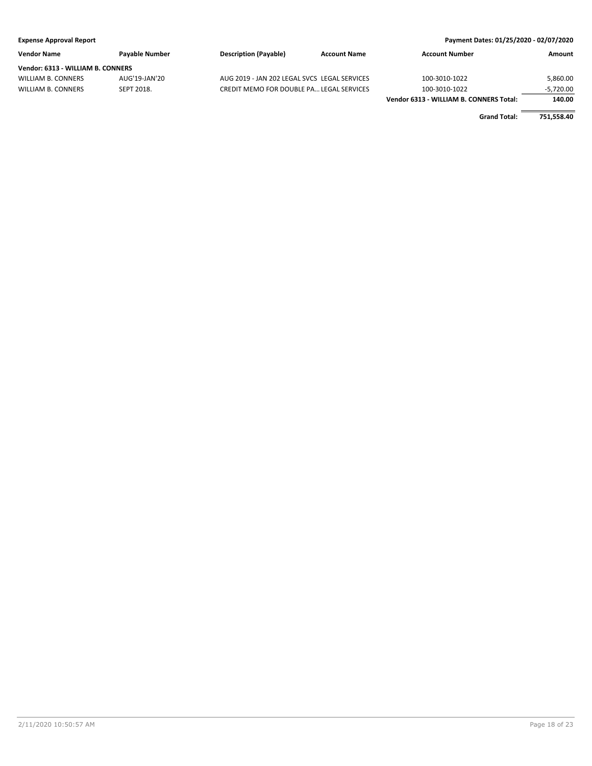**Expense Approval Report** | **Payment Dates: 01/25/2020 - 02/07/2020**

| Vendor Name | Payable Number | Description (Payable) | Account Name | Account Number | Amount |
|---|---|---|---|---|---|
| **Vendor: 6313 - WILLIAM B. CONNERS** | | | | | |
| WILLIAM B. CONNERS | AUG'19-JAN'20 | AUG 2019 - JAN 202 LEGAL SVCS | LEGAL SERVICES | 100-3010-1022 | 5,860.00 |
| WILLIAM B. CONNERS | SEPT 2018. | CREDIT MEMO FOR DOUBLE PA... | LEGAL SERVICES | 100-3010-1022 | -5,720.00 |
| | | | | **Vendor 6313 - WILLIAM B. CONNERS Total:** | **140.00** |
| | | | | **Grand Total:** | **751,558.40** |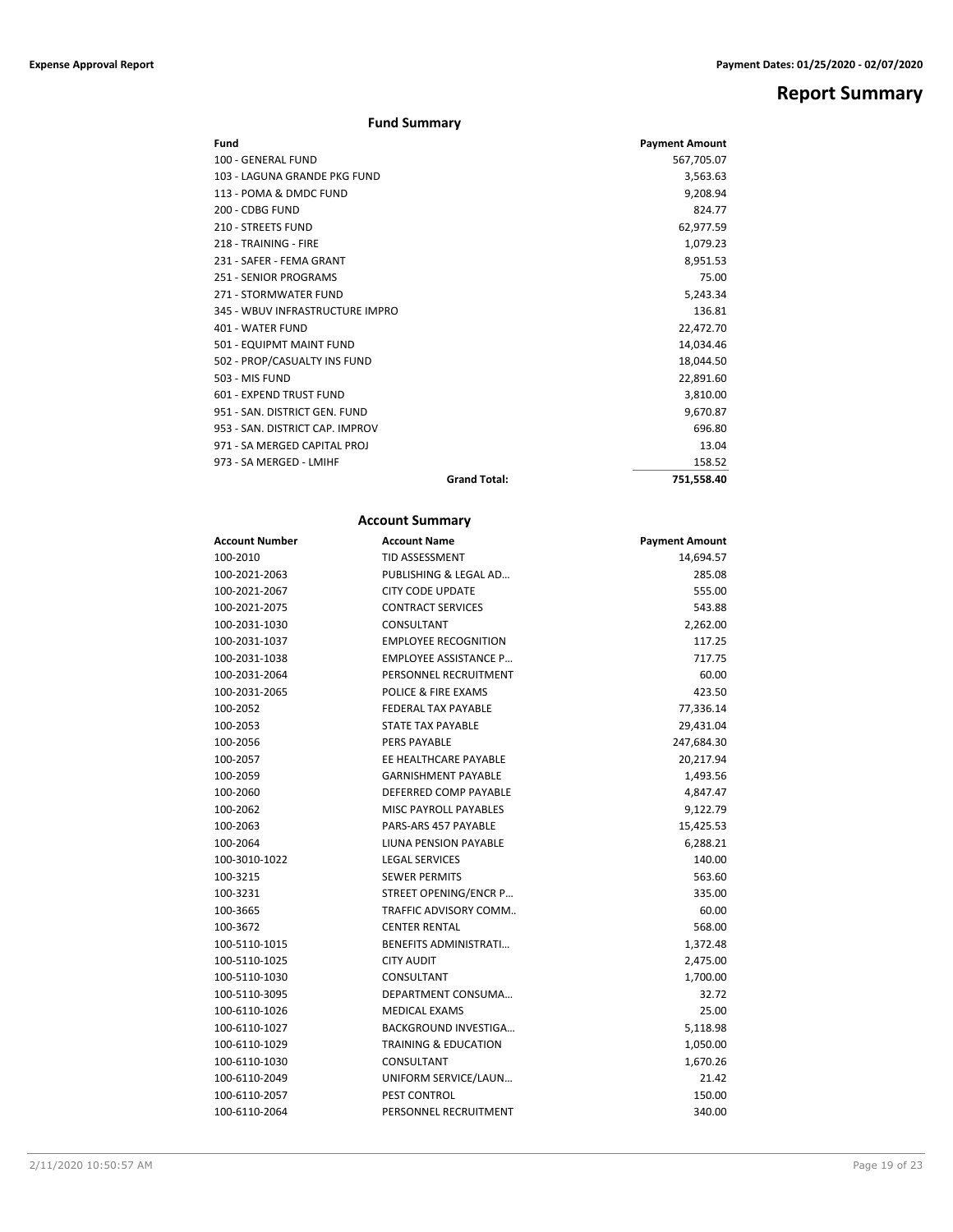# Report Summary

## Fund Summary

| Fund | Payment Amount |
|---|---|
| 100 - GENERAL FUND | 567,705.07 |
| 103 - LAGUNA GRANDE PKG FUND | 3,563.63 |
| 113 - POMA & DMDC FUND | 9,208.94 |
| 200 - CDBG FUND | 824.77 |
| 210 - STREETS FUND | 62,977.59 |
| 218 - TRAINING - FIRE | 1,079.23 |
| 231 - SAFER - FEMA GRANT | 8,951.53 |
| 251 - SENIOR PROGRAMS | 75.00 |
| 271 - STORMWATER FUND | 5,243.34 |
| 345 - WBUV INFRASTRUCTURE IMPRO | 136.81 |
| 401 - WATER FUND | 22,472.70 |
| 501 - EQUIPMT MAINT FUND | 14,034.46 |
| 502 - PROP/CASUALTY INS FUND | 18,044.50 |
| 503 - MIS FUND | 22,891.60 |
| 601 - EXPEND TRUST FUND | 3,810.00 |
| 951 - SAN. DISTRICT GEN. FUND | 9,670.87 |
| 953 - SAN. DISTRICT CAP. IMPROV | 696.80 |
| 971 - SA MERGED CAPITAL PROJ | 13.04 |
| 973 - SA MERGED - LMIHF | 158.52 |
| **Grand Total:** | **751,558.40** |

## Account Summary

| Account Number | Account Name | Payment Amount |
|---|---|---|
| 100-2010 | TID ASSESSMENT | 14,694.57 |
| 100-2021-2063 | PUBLISHING & LEGAL AD… | 285.08 |
| 100-2021-2067 | CITY CODE UPDATE | 555.00 |
| 100-2021-2075 | CONTRACT SERVICES | 543.88 |
| 100-2031-1030 | CONSULTANT | 2,262.00 |
| 100-2031-1037 | EMPLOYEE RECOGNITION | 117.25 |
| 100-2031-1038 | EMPLOYEE ASSISTANCE P… | 717.75 |
| 100-2031-2064 | PERSONNEL RECRUITMENT | 60.00 |
| 100-2031-2065 | POLICE & FIRE EXAMS | 423.50 |
| 100-2052 | FEDERAL TAX PAYABLE | 77,336.14 |
| 100-2053 | STATE TAX PAYABLE | 29,431.04 |
| 100-2056 | PERS PAYABLE | 247,684.30 |
| 100-2057 | EE HEALTHCARE PAYABLE | 20,217.94 |
| 100-2059 | GARNISHMENT PAYABLE | 1,493.56 |
| 100-2060 | DEFERRED COMP PAYABLE | 4,847.47 |
| 100-2062 | MISC PAYROLL PAYABLES | 9,122.79 |
| 100-2063 | PARS-ARS 457 PAYABLE | 15,425.53 |
| 100-2064 | LIUNA PENSION PAYABLE | 6,288.21 |
| 100-3010-1022 | LEGAL SERVICES | 140.00 |
| 100-3215 | SEWER PERMITS | 563.60 |
| 100-3231 | STREET OPENING/ENCR P… | 335.00 |
| 100-3665 | TRAFFIC ADVISORY COMM.. | 60.00 |
| 100-3672 | CENTER RENTAL | 568.00 |
| 100-5110-1015 | BENEFITS ADMINISTRATI… | 1,372.48 |
| 100-5110-1025 | CITY AUDIT | 2,475.00 |
| 100-5110-1030 | CONSULTANT | 1,700.00 |
| 100-5110-3095 | DEPARTMENT CONSUMA… | 32.72 |
| 100-6110-1026 | MEDICAL EXAMS | 25.00 |
| 100-6110-1027 | BACKGROUND INVESTIGA… | 5,118.98 |
| 100-6110-1029 | TRAINING & EDUCATION | 1,050.00 |
| 100-6110-1030 | CONSULTANT | 1,670.26 |
| 100-6110-2049 | UNIFORM SERVICE/LAUN… | 21.42 |
| 100-6110-2057 | PEST CONTROL | 150.00 |
| 100-6110-2064 | PERSONNEL RECRUITMENT | 340.00 |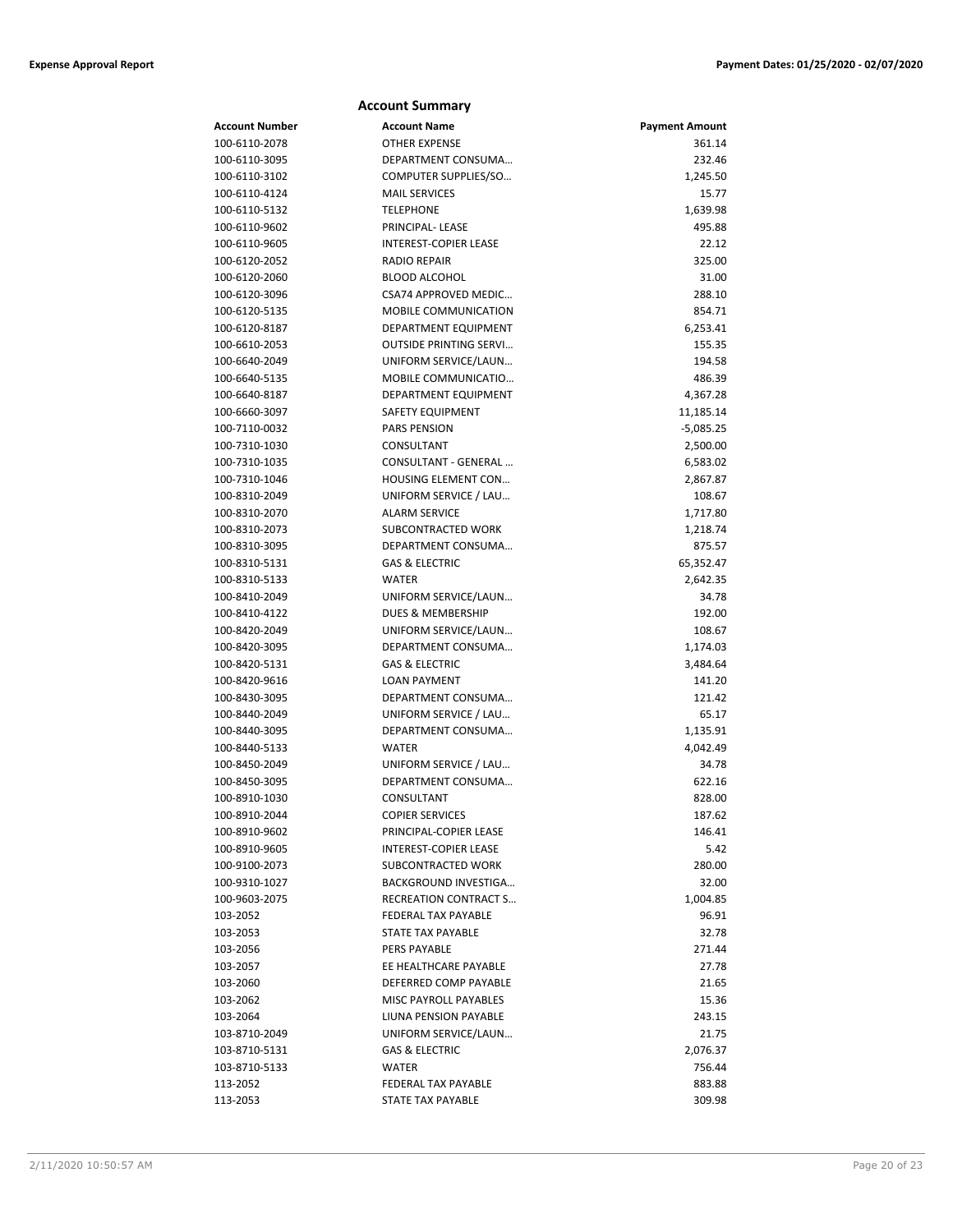## Account Summary

| Account Number | Account Name | Payment Amount |
|---|---|---|
| 100-6110-2078 | OTHER EXPENSE | 361.14 |
| 100-6110-3095 | DEPARTMENT CONSUMA… | 232.46 |
| 100-6110-3102 | COMPUTER SUPPLIES/SO… | 1,245.50 |
| 100-6110-4124 | MAIL SERVICES | 15.77 |
| 100-6110-5132 | TELEPHONE | 1,639.98 |
| 100-6110-9602 | PRINCIPAL- LEASE | 495.88 |
| 100-6110-9605 | INTEREST-COPIER LEASE | 22.12 |
| 100-6120-2052 | RADIO REPAIR | 325.00 |
| 100-6120-2060 | BLOOD ALCOHOL | 31.00 |
| 100-6120-3096 | CSA74 APPROVED MEDIC… | 288.10 |
| 100-6120-5135 | MOBILE COMMUNICATION | 854.71 |
| 100-6120-8187 | DEPARTMENT EQUIPMENT | 6,253.41 |
| 100-6610-2053 | OUTSIDE PRINTING SERVI… | 155.35 |
| 100-6640-2049 | UNIFORM SERVICE/LAUN… | 194.58 |
| 100-6640-5135 | MOBILE COMMUNICATIO… | 486.39 |
| 100-6640-8187 | DEPARTMENT EQUIPMENT | 4,367.28 |
| 100-6660-3097 | SAFETY EQUIPMENT | 11,185.14 |
| 100-7110-0032 | PARS PENSION | -5,085.25 |
| 100-7310-1030 | CONSULTANT | 2,500.00 |
| 100-7310-1035 | CONSULTANT - GENERAL … | 6,583.02 |
| 100-7310-1046 | HOUSING ELEMENT CON… | 2,867.87 |
| 100-8310-2049 | UNIFORM SERVICE / LAU… | 108.67 |
| 100-8310-2070 | ALARM SERVICE | 1,717.80 |
| 100-8310-2073 | SUBCONTRACTED WORK | 1,218.74 |
| 100-8310-3095 | DEPARTMENT CONSUMA… | 875.57 |
| 100-8310-5131 | GAS & ELECTRIC | 65,352.47 |
| 100-8310-5133 | WATER | 2,642.35 |
| 100-8410-2049 | UNIFORM SERVICE/LAUN… | 34.78 |
| 100-8410-4122 | DUES & MEMBERSHIP | 192.00 |
| 100-8420-2049 | UNIFORM SERVICE/LAUN… | 108.67 |
| 100-8420-3095 | DEPARTMENT CONSUMA… | 1,174.03 |
| 100-8420-5131 | GAS & ELECTRIC | 3,484.64 |
| 100-8420-9616 | LOAN PAYMENT | 141.20 |
| 100-8430-3095 | DEPARTMENT CONSUMA… | 121.42 |
| 100-8440-2049 | UNIFORM SERVICE / LAU… | 65.17 |
| 100-8440-3095 | DEPARTMENT CONSUMA… | 1,135.91 |
| 100-8440-5133 | WATER | 4,042.49 |
| 100-8450-2049 | UNIFORM SERVICE / LAU… | 34.78 |
| 100-8450-3095 | DEPARTMENT CONSUMA… | 622.16 |
| 100-8910-1030 | CONSULTANT | 828.00 |
| 100-8910-2044 | COPIER SERVICES | 187.62 |
| 100-8910-9602 | PRINCIPAL-COPIER LEASE | 146.41 |
| 100-8910-9605 | INTEREST-COPIER LEASE | 5.42 |
| 100-9100-2073 | SUBCONTRACTED WORK | 280.00 |
| 100-9310-1027 | BACKGROUND INVESTIGA… | 32.00 |
| 100-9603-2075 | RECREATION CONTRACT S… | 1,004.85 |
| 103-2052 | FEDERAL TAX PAYABLE | 96.91 |
| 103-2053 | STATE TAX PAYABLE | 32.78 |
| 103-2056 | PERS PAYABLE | 271.44 |
| 103-2057 | EE HEALTHCARE PAYABLE | 27.78 |
| 103-2060 | DEFERRED COMP PAYABLE | 21.65 |
| 103-2062 | MISC PAYROLL PAYABLES | 15.36 |
| 103-2064 | LIUNA PENSION PAYABLE | 243.15 |
| 103-8710-2049 | UNIFORM SERVICE/LAUN… | 21.75 |
| 103-8710-5131 | GAS & ELECTRIC | 2,076.37 |
| 103-8710-5133 | WATER | 756.44 |
| 113-2052 | FEDERAL TAX PAYABLE | 883.88 |
| 113-2053 | STATE TAX PAYABLE | 309.98 |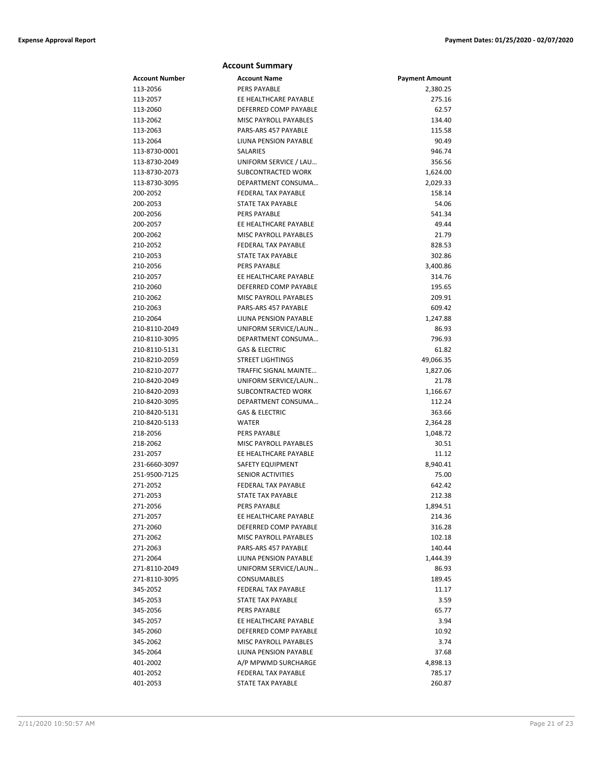## Account Summary

| Account Number | Account Name | Payment Amount |
|---|---|---|
| 113-2056 | PERS PAYABLE | 2,380.25 |
| 113-2057 | EE HEALTHCARE PAYABLE | 275.16 |
| 113-2060 | DEFERRED COMP PAYABLE | 62.57 |
| 113-2062 | MISC PAYROLL PAYABLES | 134.40 |
| 113-2063 | PARS-ARS 457 PAYABLE | 115.58 |
| 113-2064 | LIUNA PENSION PAYABLE | 90.49 |
| 113-8730-0001 | SALARIES | 946.74 |
| 113-8730-2049 | UNIFORM SERVICE / LAU… | 356.56 |
| 113-8730-2073 | SUBCONTRACTED WORK | 1,624.00 |
| 113-8730-3095 | DEPARTMENT CONSUMA… | 2,029.33 |
| 200-2052 | FEDERAL TAX PAYABLE | 158.14 |
| 200-2053 | STATE TAX PAYABLE | 54.06 |
| 200-2056 | PERS PAYABLE | 541.34 |
| 200-2057 | EE HEALTHCARE PAYABLE | 49.44 |
| 200-2062 | MISC PAYROLL PAYABLES | 21.79 |
| 210-2052 | FEDERAL TAX PAYABLE | 828.53 |
| 210-2053 | STATE TAX PAYABLE | 302.86 |
| 210-2056 | PERS PAYABLE | 3,400.86 |
| 210-2057 | EE HEALTHCARE PAYABLE | 314.76 |
| 210-2060 | DEFERRED COMP PAYABLE | 195.65 |
| 210-2062 | MISC PAYROLL PAYABLES | 209.91 |
| 210-2063 | PARS-ARS 457 PAYABLE | 609.42 |
| 210-2064 | LIUNA PENSION PAYABLE | 1,247.88 |
| 210-8110-2049 | UNIFORM SERVICE/LAUN… | 86.93 |
| 210-8110-3095 | DEPARTMENT CONSUMA… | 796.93 |
| 210-8110-5131 | GAS & ELECTRIC | 61.82 |
| 210-8210-2059 | STREET LIGHTINGS | 49,066.35 |
| 210-8210-2077 | TRAFFIC SIGNAL MAINTE… | 1,827.06 |
| 210-8420-2049 | UNIFORM SERVICE/LAUN… | 21.78 |
| 210-8420-2093 | SUBCONTRACTED WORK | 1,166.67 |
| 210-8420-3095 | DEPARTMENT CONSUMA… | 112.24 |
| 210-8420-5131 | GAS & ELECTRIC | 363.66 |
| 210-8420-5133 | WATER | 2,364.28 |
| 218-2056 | PERS PAYABLE | 1,048.72 |
| 218-2062 | MISC PAYROLL PAYABLES | 30.51 |
| 231-2057 | EE HEALTHCARE PAYABLE | 11.12 |
| 231-6660-3097 | SAFETY EQUIPMENT | 8,940.41 |
| 251-9500-7125 | SENIOR ACTIVITIES | 75.00 |
| 271-2052 | FEDERAL TAX PAYABLE | 642.42 |
| 271-2053 | STATE TAX PAYABLE | 212.38 |
| 271-2056 | PERS PAYABLE | 1,894.51 |
| 271-2057 | EE HEALTHCARE PAYABLE | 214.36 |
| 271-2060 | DEFERRED COMP PAYABLE | 316.28 |
| 271-2062 | MISC PAYROLL PAYABLES | 102.18 |
| 271-2063 | PARS-ARS 457 PAYABLE | 140.44 |
| 271-2064 | LIUNA PENSION PAYABLE | 1,444.39 |
| 271-8110-2049 | UNIFORM SERVICE/LAUN… | 86.93 |
| 271-8110-3095 | CONSUMABLES | 189.45 |
| 345-2052 | FEDERAL TAX PAYABLE | 11.17 |
| 345-2053 | STATE TAX PAYABLE | 3.59 |
| 345-2056 | PERS PAYABLE | 65.77 |
| 345-2057 | EE HEALTHCARE PAYABLE | 3.94 |
| 345-2060 | DEFERRED COMP PAYABLE | 10.92 |
| 345-2062 | MISC PAYROLL PAYABLES | 3.74 |
| 345-2064 | LIUNA PENSION PAYABLE | 37.68 |
| 401-2002 | A/P MPWMD SURCHARGE | 4,898.13 |
| 401-2052 | FEDERAL TAX PAYABLE | 785.17 |
| 401-2053 | STATE TAX PAYABLE | 260.87 |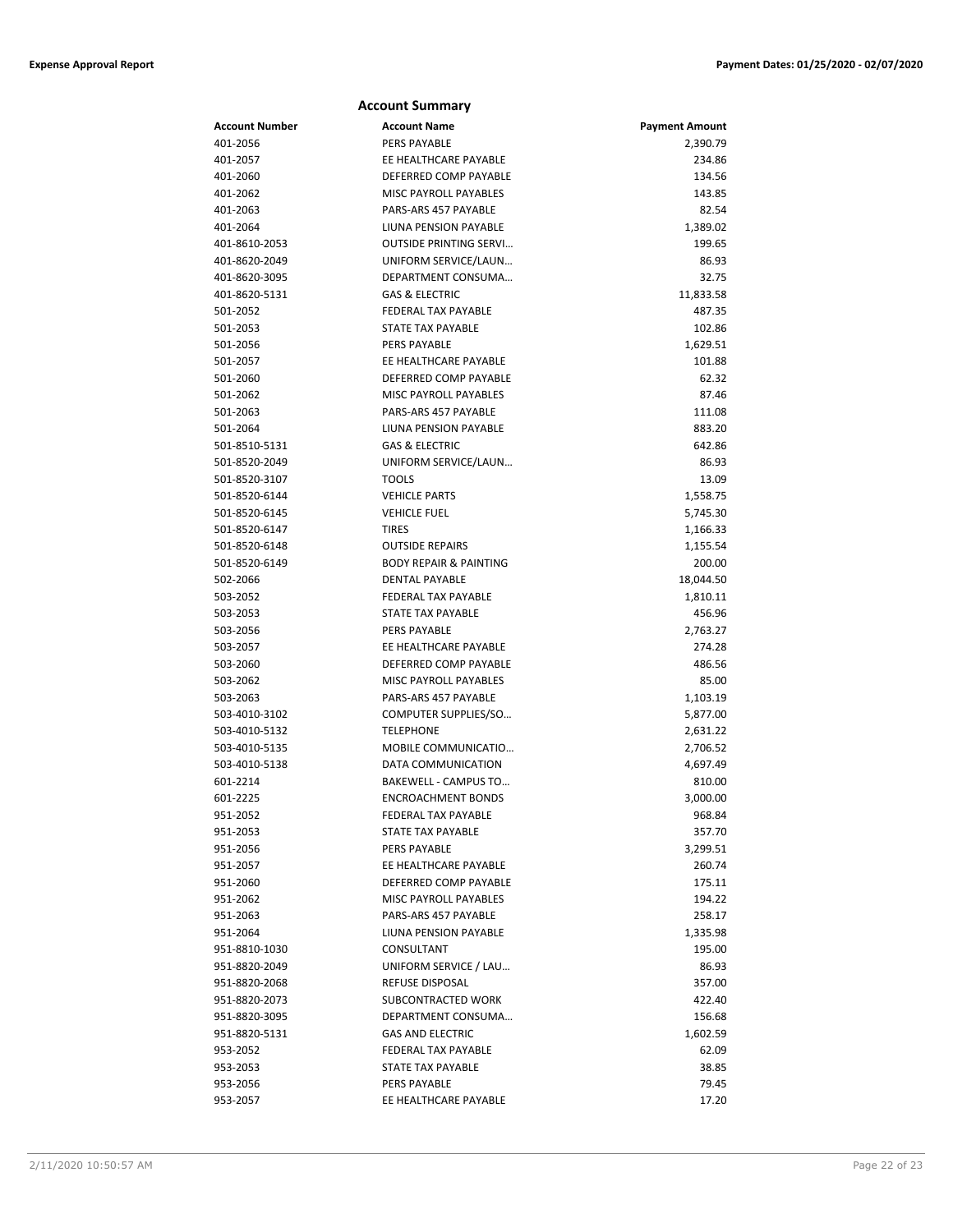## Account Summary

| Account Number | Account Name | Payment Amount |
|---|---|---|
| 401-2056 | PERS PAYABLE | 2,390.79 |
| 401-2057 | EE HEALTHCARE PAYABLE | 234.86 |
| 401-2060 | DEFERRED COMP PAYABLE | 134.56 |
| 401-2062 | MISC PAYROLL PAYABLES | 143.85 |
| 401-2063 | PARS-ARS 457 PAYABLE | 82.54 |
| 401-2064 | LIUNA PENSION PAYABLE | 1,389.02 |
| 401-8610-2053 | OUTSIDE PRINTING SERVI… | 199.65 |
| 401-8620-2049 | UNIFORM SERVICE/LAUN… | 86.93 |
| 401-8620-3095 | DEPARTMENT CONSUMA… | 32.75 |
| 401-8620-5131 | GAS & ELECTRIC | 11,833.58 |
| 501-2052 | FEDERAL TAX PAYABLE | 487.35 |
| 501-2053 | STATE TAX PAYABLE | 102.86 |
| 501-2056 | PERS PAYABLE | 1,629.51 |
| 501-2057 | EE HEALTHCARE PAYABLE | 101.88 |
| 501-2060 | DEFERRED COMP PAYABLE | 62.32 |
| 501-2062 | MISC PAYROLL PAYABLES | 87.46 |
| 501-2063 | PARS-ARS 457 PAYABLE | 111.08 |
| 501-2064 | LIUNA PENSION PAYABLE | 883.20 |
| 501-8510-5131 | GAS & ELECTRIC | 642.86 |
| 501-8520-2049 | UNIFORM SERVICE/LAUN… | 86.93 |
| 501-8520-3107 | TOOLS | 13.09 |
| 501-8520-6144 | VEHICLE PARTS | 1,558.75 |
| 501-8520-6145 | VEHICLE FUEL | 5,745.30 |
| 501-8520-6147 | TIRES | 1,166.33 |
| 501-8520-6148 | OUTSIDE REPAIRS | 1,155.54 |
| 501-8520-6149 | BODY REPAIR & PAINTING | 200.00 |
| 502-2066 | DENTAL PAYABLE | 18,044.50 |
| 503-2052 | FEDERAL TAX PAYABLE | 1,810.11 |
| 503-2053 | STATE TAX PAYABLE | 456.96 |
| 503-2056 | PERS PAYABLE | 2,763.27 |
| 503-2057 | EE HEALTHCARE PAYABLE | 274.28 |
| 503-2060 | DEFERRED COMP PAYABLE | 486.56 |
| 503-2062 | MISC PAYROLL PAYABLES | 85.00 |
| 503-2063 | PARS-ARS 457 PAYABLE | 1,103.19 |
| 503-4010-3102 | COMPUTER SUPPLIES/SO… | 5,877.00 |
| 503-4010-5132 | TELEPHONE | 2,631.22 |
| 503-4010-5135 | MOBILE COMMUNICATIO… | 2,706.52 |
| 503-4010-5138 | DATA COMMUNICATION | 4,697.49 |
| 601-2214 | BAKEWELL - CAMPUS TO… | 810.00 |
| 601-2225 | ENCROACHMENT BONDS | 3,000.00 |
| 951-2052 | FEDERAL TAX PAYABLE | 968.84 |
| 951-2053 | STATE TAX PAYABLE | 357.70 |
| 951-2056 | PERS PAYABLE | 3,299.51 |
| 951-2057 | EE HEALTHCARE PAYABLE | 260.74 |
| 951-2060 | DEFERRED COMP PAYABLE | 175.11 |
| 951-2062 | MISC PAYROLL PAYABLES | 194.22 |
| 951-2063 | PARS-ARS 457 PAYABLE | 258.17 |
| 951-2064 | LIUNA PENSION PAYABLE | 1,335.98 |
| 951-8810-1030 | CONSULTANT | 195.00 |
| 951-8820-2049 | UNIFORM SERVICE / LAU… | 86.93 |
| 951-8820-2068 | REFUSE DISPOSAL | 357.00 |
| 951-8820-2073 | SUBCONTRACTED WORK | 422.40 |
| 951-8820-3095 | DEPARTMENT CONSUMA… | 156.68 |
| 951-8820-5131 | GAS AND ELECTRIC | 1,602.59 |
| 953-2052 | FEDERAL TAX PAYABLE | 62.09 |
| 953-2053 | STATE TAX PAYABLE | 38.85 |
| 953-2056 | PERS PAYABLE | 79.45 |
| 953-2057 | EE HEALTHCARE PAYABLE | 17.20 |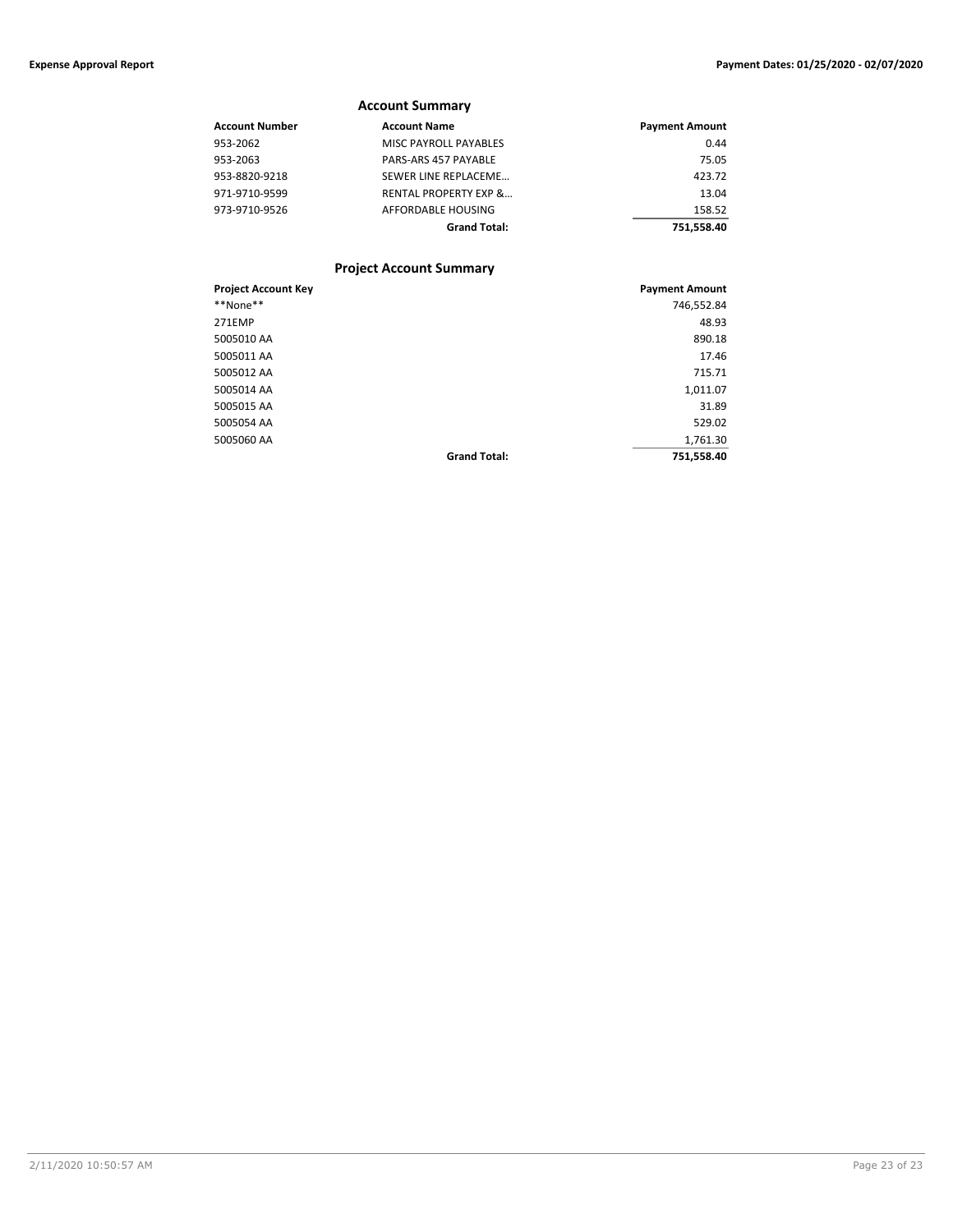## Account Summary

| Account Number | Account Name | Payment Amount |
|---|---|---|
| 953-2062 | MISC PAYROLL PAYABLES | 0.44 |
| 953-2063 | PARS-ARS 457 PAYABLE | 75.05 |
| 953-8820-9218 | SEWER LINE REPLACEME… | 423.72 |
| 971-9710-9599 | RENTAL PROPERTY EXP &… | 13.04 |
| 973-9710-9526 | AFFORDABLE HOUSING | 158.52 |
| | **Grand Total:** | **751,558.40** |

## Project Account Summary

| Project Account Key | | Payment Amount |
|---|---|---|
| **None** | | 746,552.84 |
| 271EMP | | 48.93 |
| 5005010 AA | | 890.18 |
| 5005011 AA | | 17.46 |
| 5005012 AA | | 715.71 |
| 5005014 AA | | 1,011.07 |
| 5005015 AA | | 31.89 |
| 5005054 AA | | 529.02 |
| 5005060 AA | | 1,761.30 |
| | **Grand Total:** | **751,558.40** |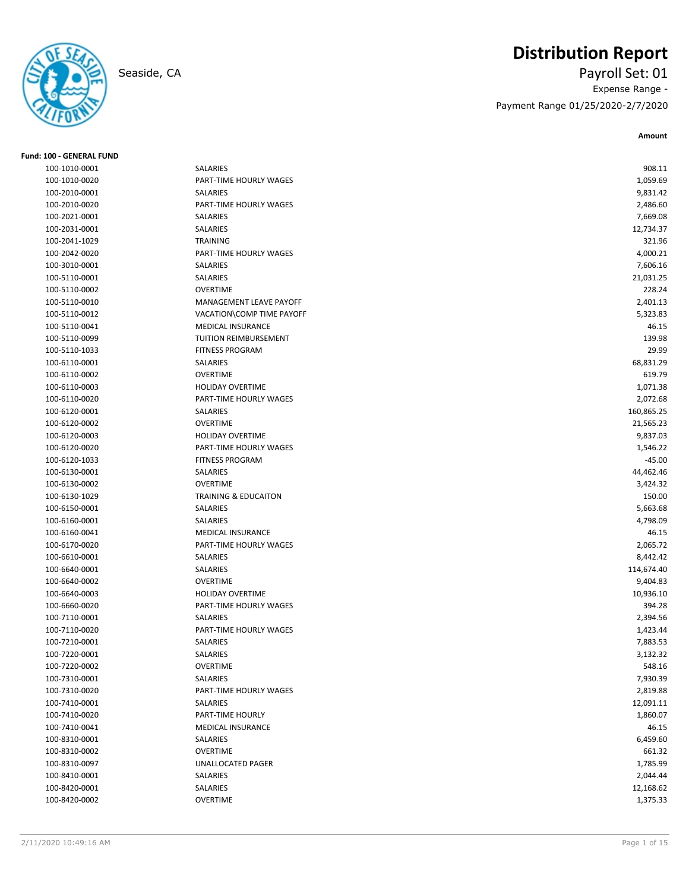# Distribution Report

Seaside, CA

Payroll Set: 01

Expense Range -

Payment Range 01/25/2020-2/7/2020

**Fund: 100 - GENERAL FUND**

| Account | Description | Amount |
|---|---|---|
| 100-1010-0001 | SALARIES | 908.11 |
| 100-1010-0020 | PART-TIME HOURLY WAGES | 1,059.69 |
| 100-2010-0001 | SALARIES | 9,831.42 |
| 100-2010-0020 | PART-TIME HOURLY WAGES | 2,486.60 |
| 100-2021-0001 | SALARIES | 7,669.08 |
| 100-2031-0001 | SALARIES | 12,734.37 |
| 100-2041-1029 | TRAINING | 321.96 |
| 100-2042-0020 | PART-TIME HOURLY WAGES | 4,000.21 |
| 100-3010-0001 | SALARIES | 7,606.16 |
| 100-5110-0001 | SALARIES | 21,031.25 |
| 100-5110-0002 | OVERTIME | 228.24 |
| 100-5110-0010 | MANAGEMENT LEAVE PAYOFF | 2,401.13 |
| 100-5110-0012 | VACATION\COMP TIME PAYOFF | 5,323.83 |
| 100-5110-0041 | MEDICAL INSURANCE | 46.15 |
| 100-5110-0099 | TUITION REIMBURSEMENT | 139.98 |
| 100-5110-1033 | FITNESS PROGRAM | 29.99 |
| 100-6110-0001 | SALARIES | 68,831.29 |
| 100-6110-0002 | OVERTIME | 619.79 |
| 100-6110-0003 | HOLIDAY OVERTIME | 1,071.38 |
| 100-6110-0020 | PART-TIME HOURLY WAGES | 2,072.68 |
| 100-6120-0001 | SALARIES | 160,865.25 |
| 100-6120-0002 | OVERTIME | 21,565.23 |
| 100-6120-0003 | HOLIDAY OVERTIME | 9,837.03 |
| 100-6120-0020 | PART-TIME HOURLY WAGES | 1,546.22 |
| 100-6120-1033 | FITNESS PROGRAM | -45.00 |
| 100-6130-0001 | SALARIES | 44,462.46 |
| 100-6130-0002 | OVERTIME | 3,424.32 |
| 100-6130-1029 | TRAINING & EDUCAITON | 150.00 |
| 100-6150-0001 | SALARIES | 5,663.68 |
| 100-6160-0001 | SALARIES | 4,798.09 |
| 100-6160-0041 | MEDICAL INSURANCE | 46.15 |
| 100-6170-0020 | PART-TIME HOURLY WAGES | 2,065.72 |
| 100-6610-0001 | SALARIES | 8,442.42 |
| 100-6640-0001 | SALARIES | 114,674.40 |
| 100-6640-0002 | OVERTIME | 9,404.83 |
| 100-6640-0003 | HOLIDAY OVERTIME | 10,936.10 |
| 100-6660-0020 | PART-TIME HOURLY WAGES | 394.28 |
| 100-7110-0001 | SALARIES | 2,394.56 |
| 100-7110-0020 | PART-TIME HOURLY WAGES | 1,423.44 |
| 100-7210-0001 | SALARIES | 7,883.53 |
| 100-7220-0001 | SALARIES | 3,132.32 |
| 100-7220-0002 | OVERTIME | 548.16 |
| 100-7310-0001 | SALARIES | 7,930.39 |
| 100-7310-0020 | PART-TIME HOURLY WAGES | 2,819.88 |
| 100-7410-0001 | SALARIES | 12,091.11 |
| 100-7410-0020 | PART-TIME HOURLY | 1,860.07 |
| 100-7410-0041 | MEDICAL INSURANCE | 46.15 |
| 100-8310-0001 | SALARIES | 6,459.60 |
| 100-8310-0002 | OVERTIME | 661.32 |
| 100-8310-0097 | UNALLOCATED PAGER | 1,785.99 |
| 100-8410-0001 | SALARIES | 2,044.44 |
| 100-8420-0001 | SALARIES | 12,168.62 |
| 100-8420-0002 | OVERTIME | 1,375.33 |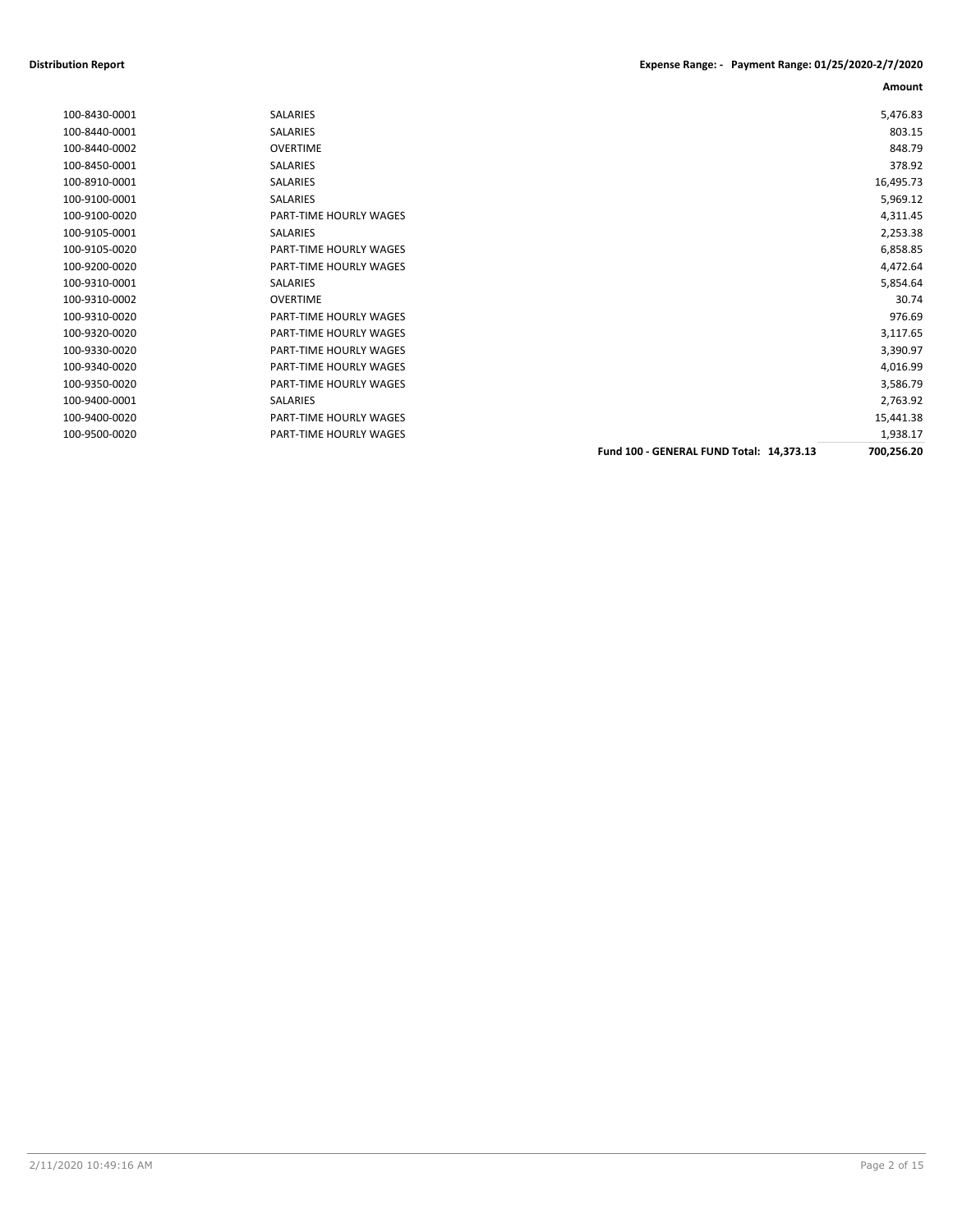**Distribution Report** | **Expense Range: - Payment Range: 01/25/2020-2/7/2020**

| | | | **Amount** |
|---|---|---|---|
| 100-8430-0001 | SALARIES | | 5,476.83 |
| 100-8440-0001 | SALARIES | | 803.15 |
| 100-8440-0002 | OVERTIME | | 848.79 |
| 100-8450-0001 | SALARIES | | 378.92 |
| 100-8910-0001 | SALARIES | | 16,495.73 |
| 100-9100-0001 | SALARIES | | 5,969.12 |
| 100-9100-0020 | PART-TIME HOURLY WAGES | | 4,311.45 |
| 100-9105-0001 | SALARIES | | 2,253.38 |
| 100-9105-0020 | PART-TIME HOURLY WAGES | | 6,858.85 |
| 100-9200-0020 | PART-TIME HOURLY WAGES | | 4,472.64 |
| 100-9310-0001 | SALARIES | | 5,854.64 |
| 100-9310-0002 | OVERTIME | | 30.74 |
| 100-9310-0020 | PART-TIME HOURLY WAGES | | 976.69 |
| 100-9320-0020 | PART-TIME HOURLY WAGES | | 3,117.65 |
| 100-9330-0020 | PART-TIME HOURLY WAGES | | 3,390.97 |
| 100-9340-0020 | PART-TIME HOURLY WAGES | | 4,016.99 |
| 100-9350-0020 | PART-TIME HOURLY WAGES | | 3,586.79 |
| 100-9400-0001 | SALARIES | | 2,763.92 |
| 100-9400-0020 | PART-TIME HOURLY WAGES | | 15,441.38 |
| 100-9500-0020 | PART-TIME HOURLY WAGES | | 1,938.17 |
| | | **Fund 100 - GENERAL FUND Total: 14,373.13** | **700,256.20** |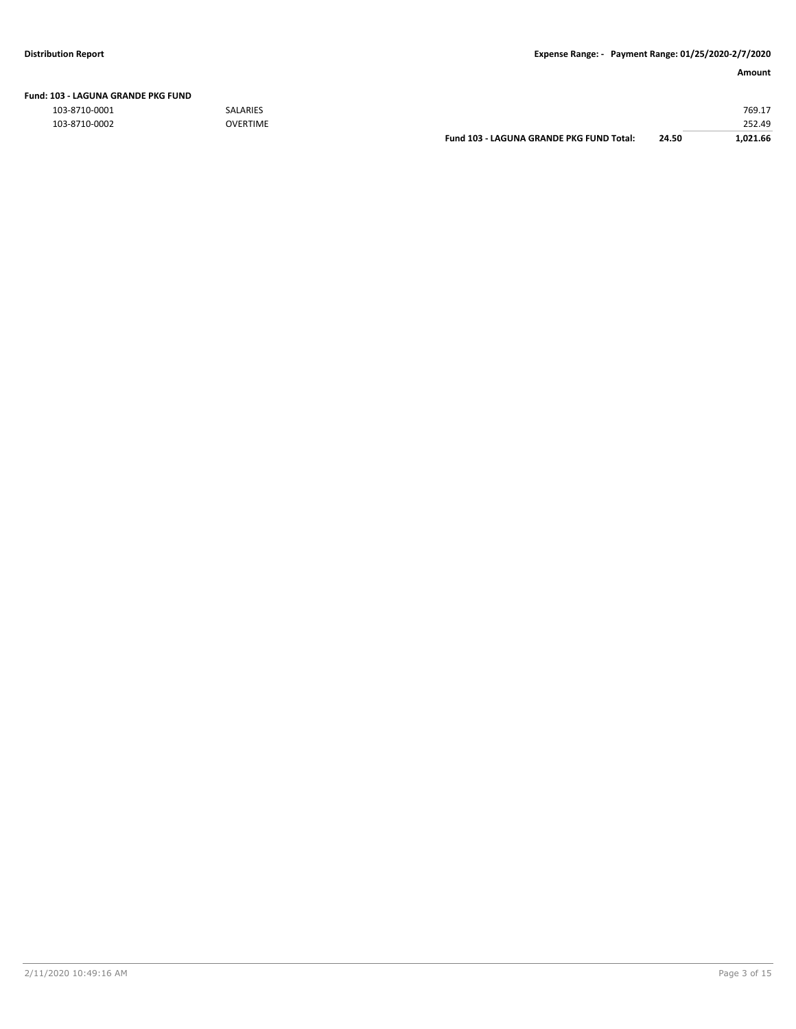**Distribution Report** | **Expense Range: - Payment Range: 01/25/2020-2/7/2020**

| | | | | **Amount** |
|---|---|---|---|---|
| **Fund: 103 - LAGUNA GRANDE PKG FUND** | | | | |
| 103-8710-0001 | SALARIES | | | 769.17 |
| 103-8710-0002 | OVERTIME | | | 252.49 |
| | | **Fund 103 - LAGUNA GRANDE PKG FUND Total:** | **24.50** | **1,021.66** |

2/11/2020 10:49:16 AM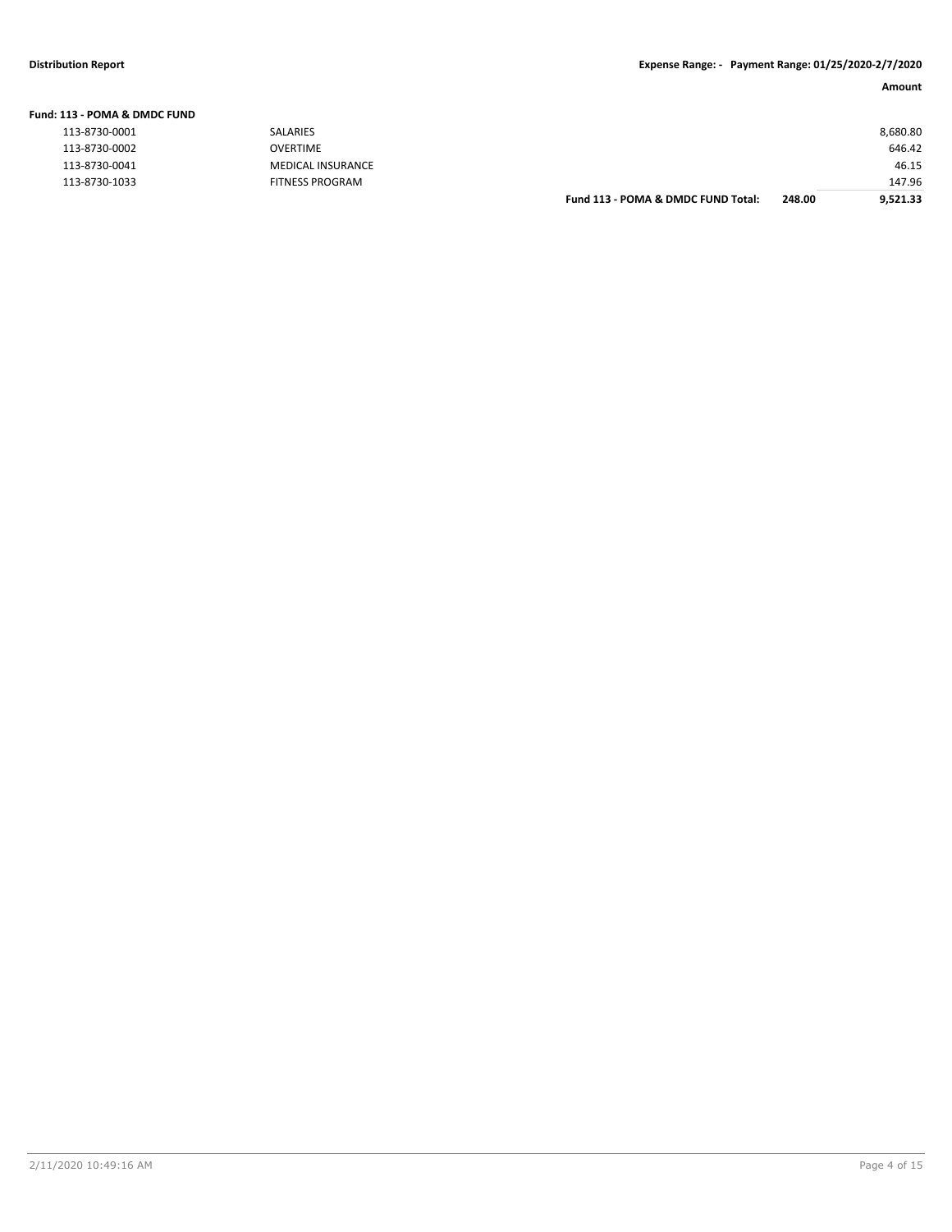**Distribution Report** | **Expense Range: - Payment Range: 01/25/2020-2/7/2020**

| | | | | Amount |
|---|---|---|---|---|
| **Fund: 113 - POMA & DMDC FUND** | | | | |
| 113-8730-0001 | SALARIES | | | 8,680.80 |
| 113-8730-0002 | OVERTIME | | | 646.42 |
| 113-8730-0041 | MEDICAL INSURANCE | | | 46.15 |
| 113-8730-1033 | FITNESS PROGRAM | | | 147.96 |
| | | **Fund 113 - POMA & DMDC FUND Total:** | **248.00** | **9,521.33** |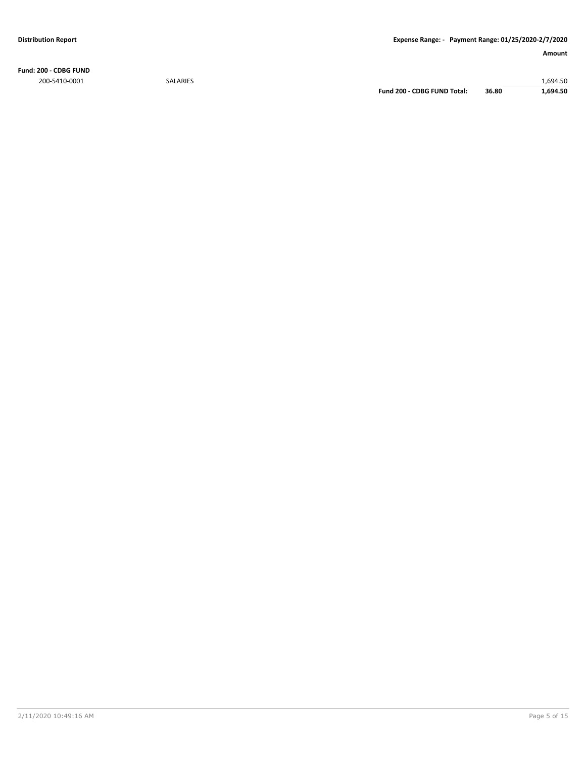**Distribution Report** — Expense Range: - Payment Range: 01/25/2020-2/7/2020

| | | | | Amount |
|---|---|---|---|---|
| **Fund: 200 - CDBG FUND** | | | | |
| 200-5410-0001 | SALARIES | | | 1,694.50 |
| | | **Fund 200 - CDBG FUND Total:** | **36.80** | **1,694.50** |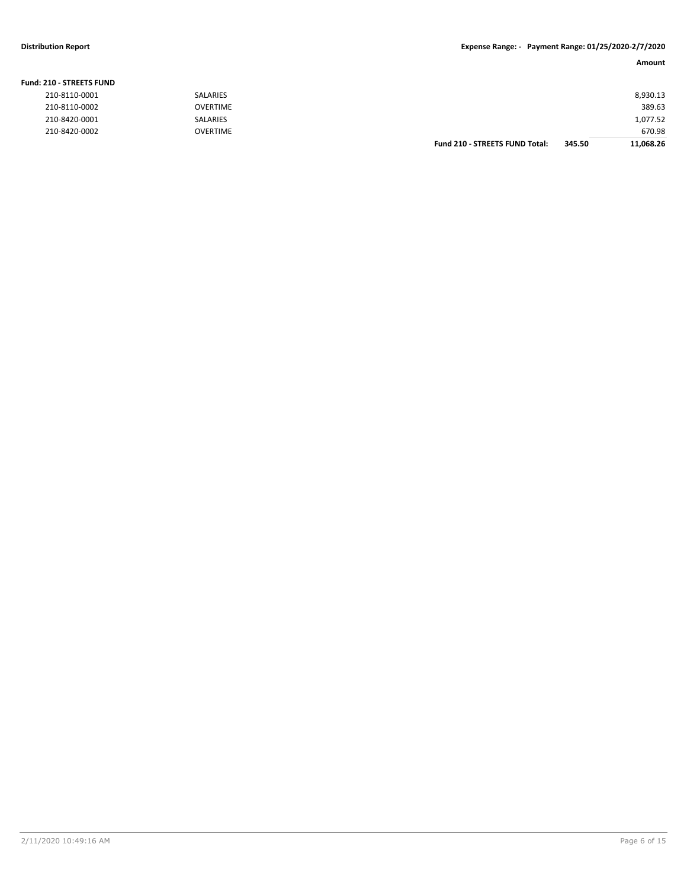**Distribution Report** **Expense Range: - Payment Range: 01/25/2020-2/7/2020**

| | | | | Amount |
|---|---|---|---|---|
| **Fund: 210 - STREETS FUND** | | | | |
| 210-8110-0001 | SALARIES | | | 8,930.13 |
| 210-8110-0002 | OVERTIME | | | 389.63 |
| 210-8420-0001 | SALARIES | | | 1,077.52 |
| 210-8420-0002 | OVERTIME | | | 670.98 |
| | | **Fund 210 - STREETS FUND Total:** | **345.50** | **11,068.26** |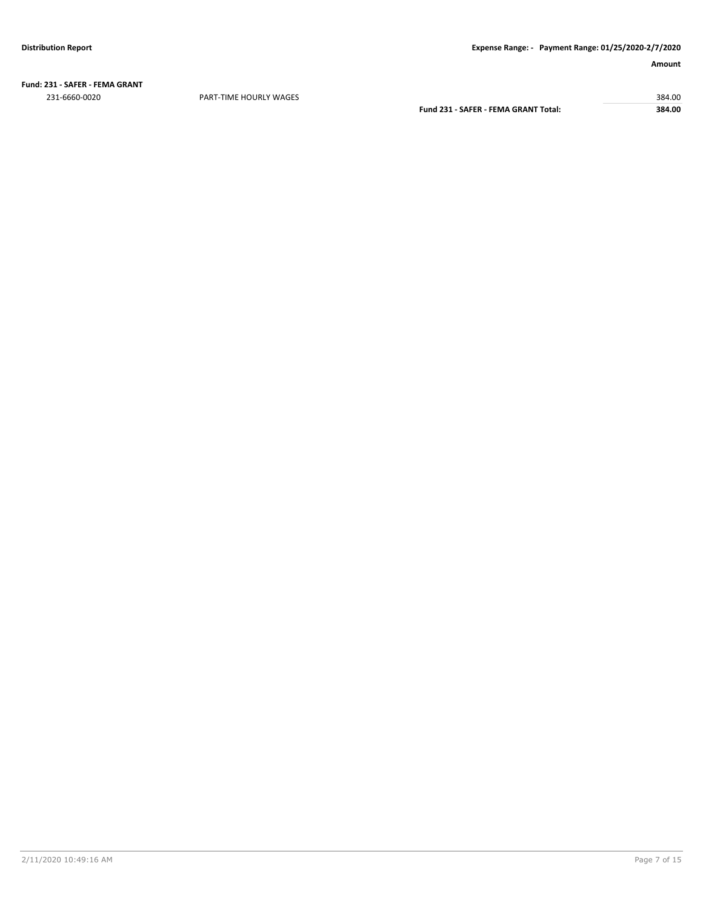**Fund: 231 - SAFER - FEMA GRANT**

| Account | Description | | Amount |
|---|---|---|---|
| 231-6660-0020 | PART-TIME HOURLY WAGES | | 384.00 |
| | | **Fund 231 - SAFER - FEMA GRANT Total:** | **384.00** |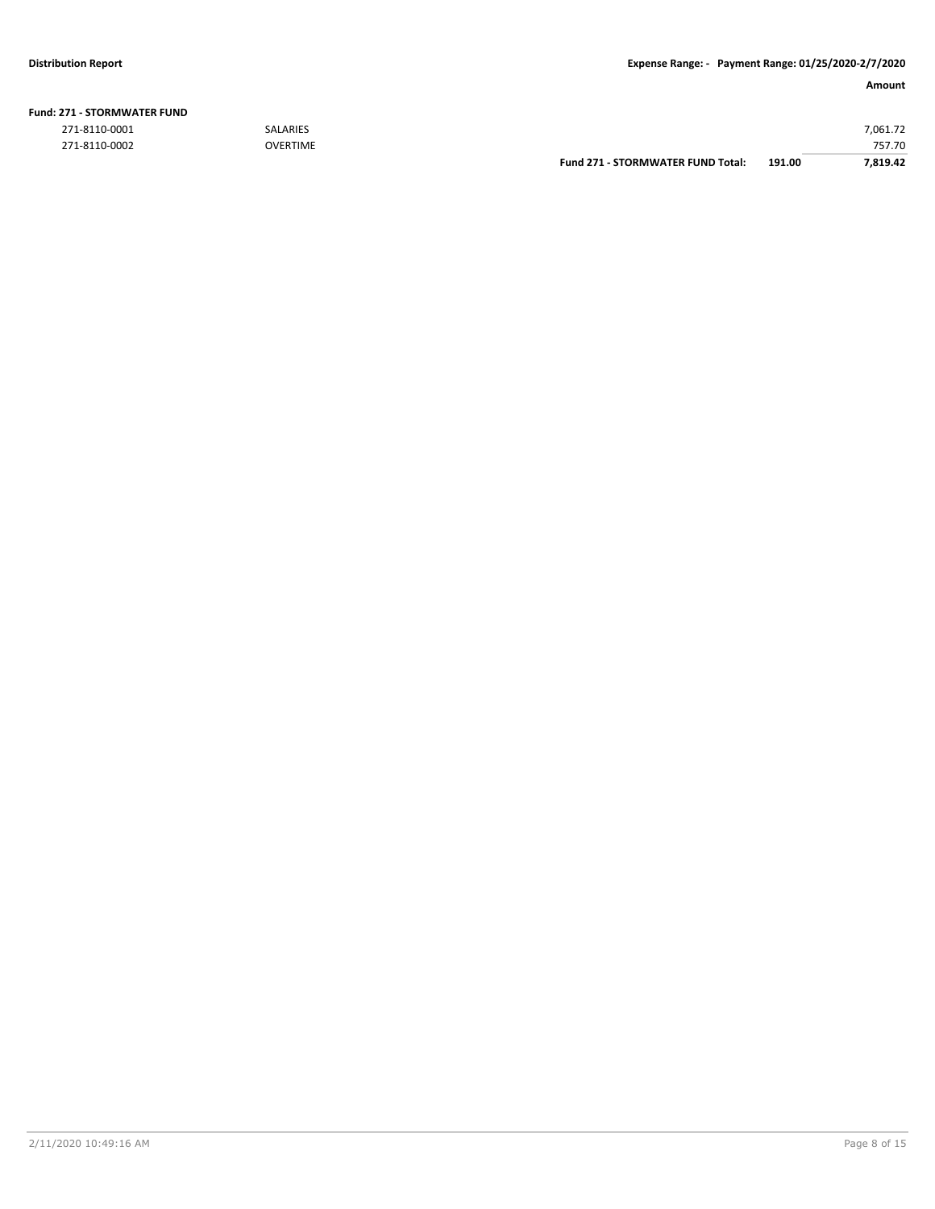**Distribution Report** | **Expense Range: - Payment Range: 01/25/2020-2/7/2020**

| | | | | **Amount** |
|---|---|---|---|---|
| **Fund: 271 - STORMWATER FUND** | | | | |
| 271-8110-0001 | SALARIES | | | 7,061.72 |
| 271-8110-0002 | OVERTIME | | | 757.70 |
| | | **Fund 271 - STORMWATER FUND Total:** | **191.00** | **7,819.42** |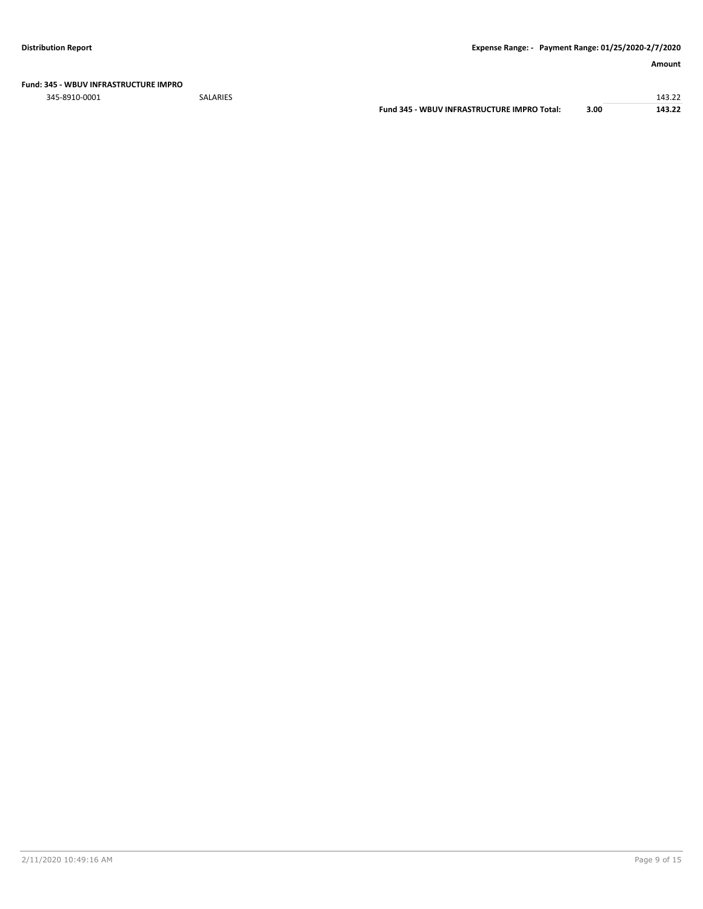**Distribution Report** | **Expense Range: - Payment Range: 01/25/2020-2/7/2020**

| | | | | **Amount** |
|---|---|---|---|---|
| **Fund: 345 - WBUV INFRASTRUCTURE IMPRO** | | | | |
| 345-8910-0001 | SALARIES | | | 143.22 |
| | | **Fund 345 - WBUV INFRASTRUCTURE IMPRO Total:** | **3.00** | **143.22** |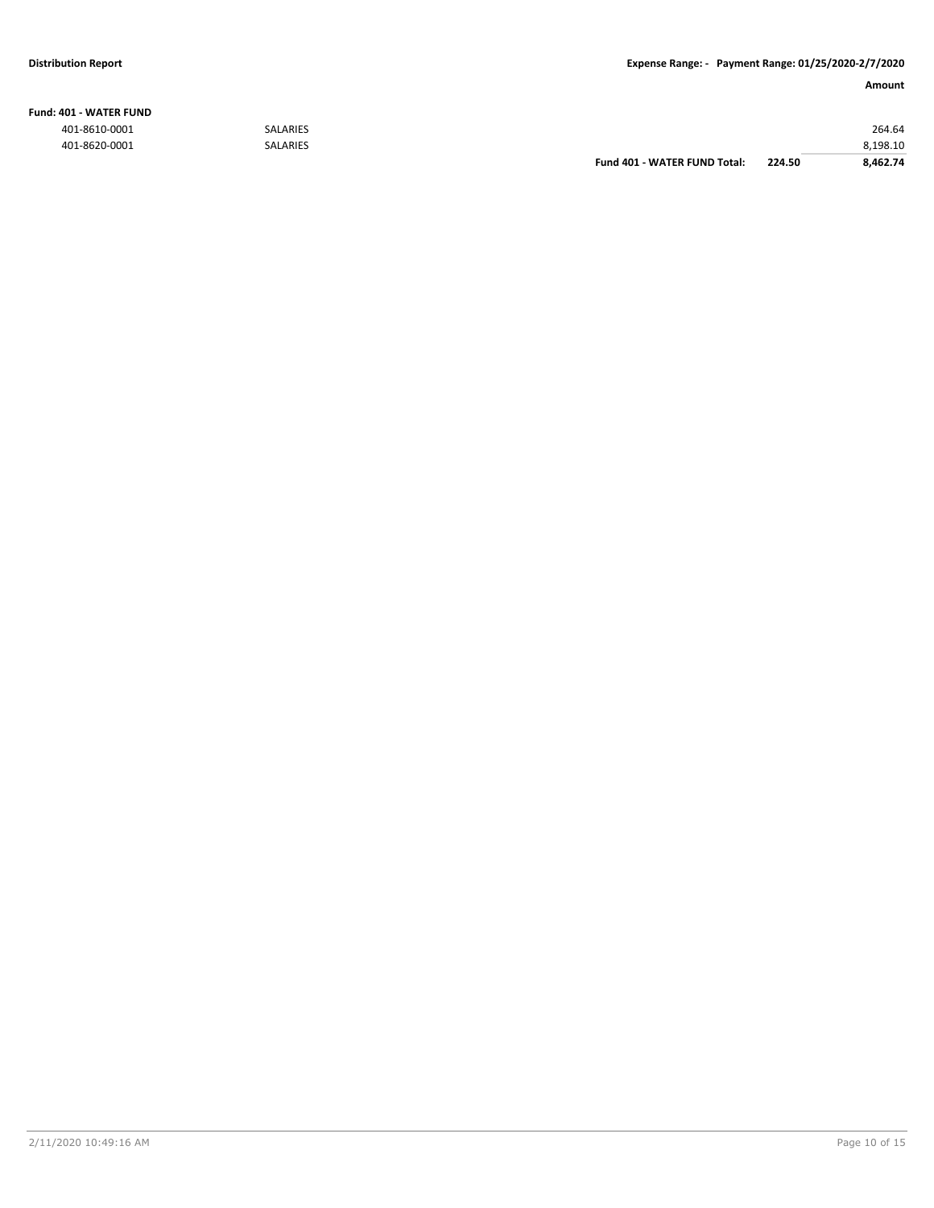**Distribution Report** | **Expense Range: - Payment Range: 01/25/2020-2/7/2020**

| | | | | **Amount** |
|---|---|---|---|---|
| **Fund: 401 - WATER FUND** | | | | |
| 401-8610-0001 | SALARIES | | | 264.64 |
| 401-8620-0001 | SALARIES | | | 8,198.10 |
| | | **Fund 401 - WATER FUND Total:** | **224.50** | **8,462.74** |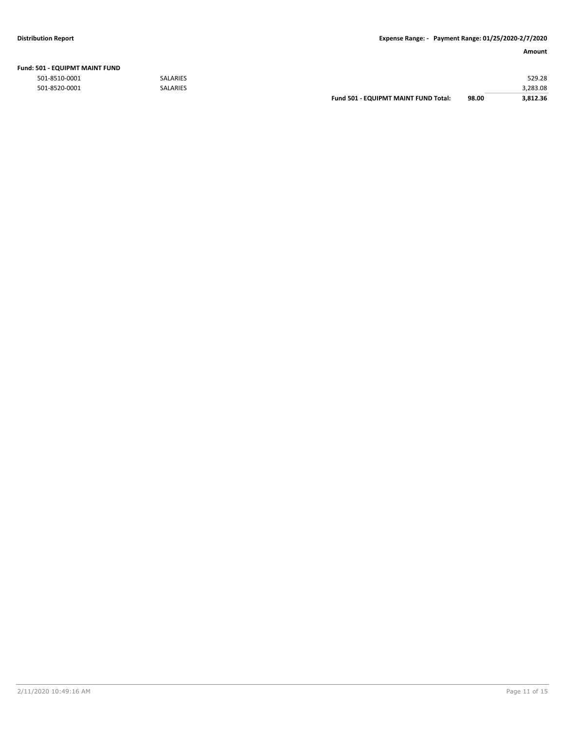| | | | | Amount |
|---|---|---|---|---|
| **Fund: 501 - EQUIPMT MAINT FUND** | | | | |
| 501-8510-0001 | SALARIES | | | 529.28 |
| 501-8520-0001 | SALARIES | | | 3,283.08 |
| | | **Fund 501 - EQUIPMT MAINT FUND Total:** | **98.00** | **3,812.36** |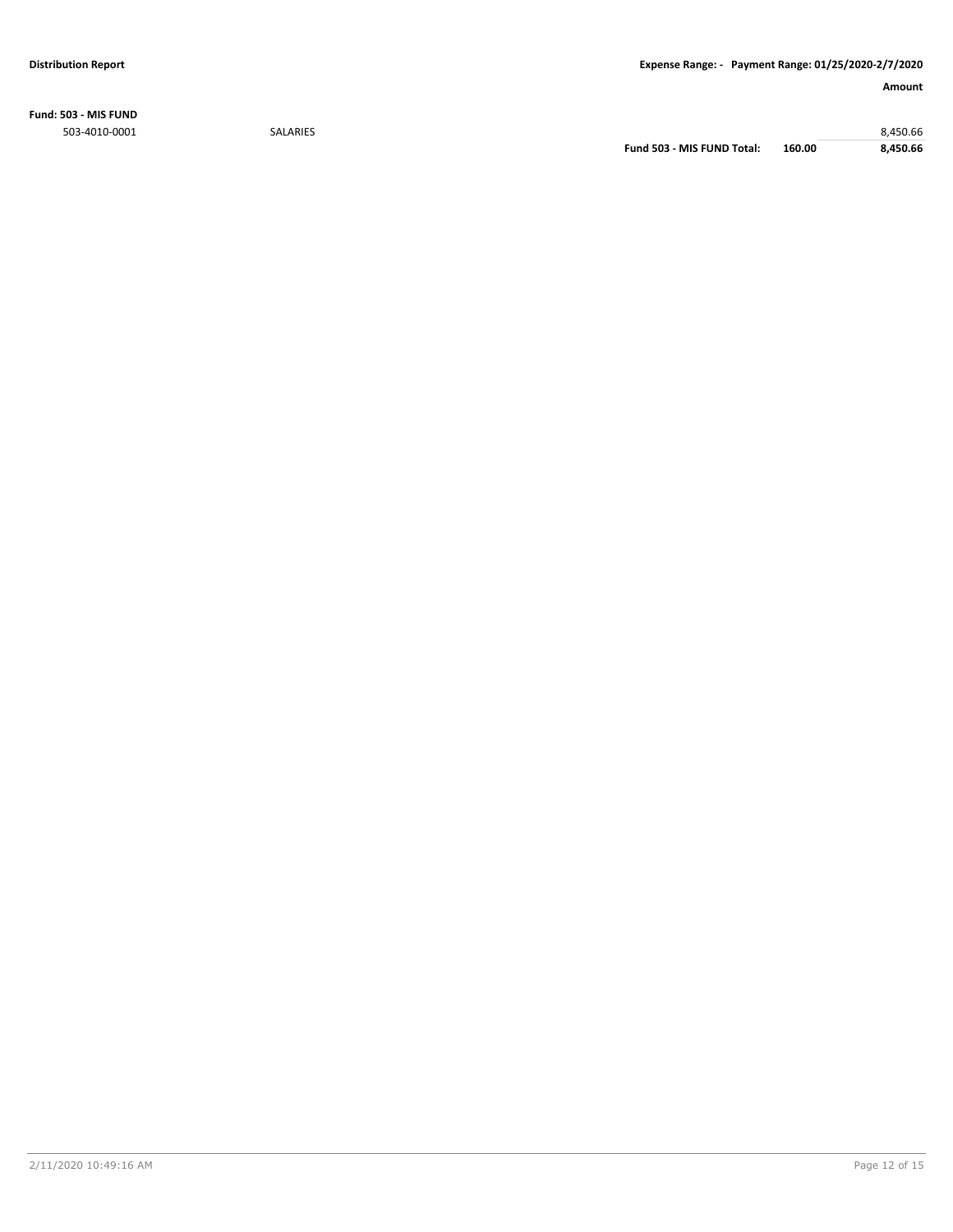**Fund: 503 - MIS FUND**

| Account | Description | | | Amount |
|---|---|---|---|---|
| 503-4010-0001 | SALARIES | | | 8,450.66 |
| | | **Fund 503 - MIS FUND Total:** | **160.00** | **8,450.66** |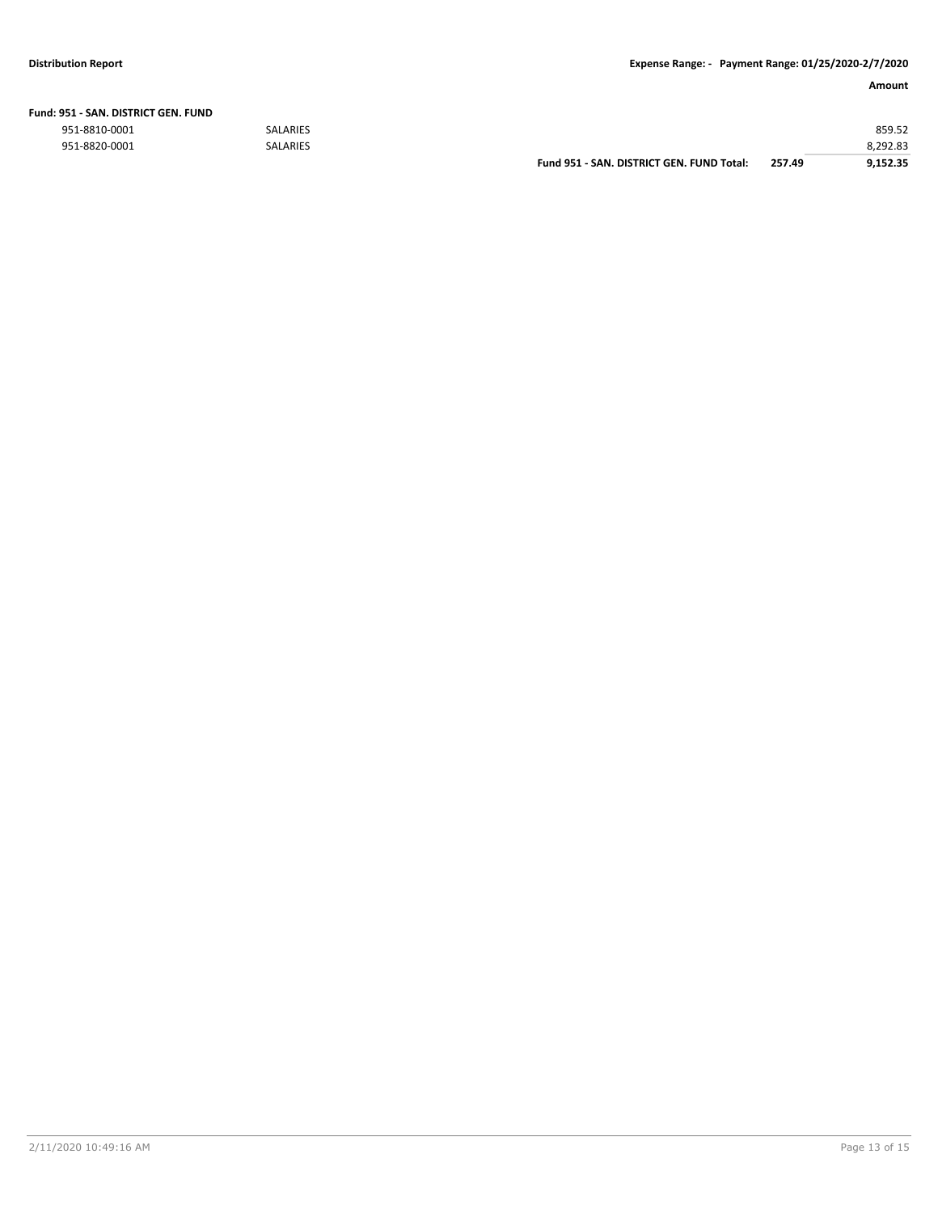| | | | Amount |
|---|---|---|---|
| **Fund: 951 - SAN. DISTRICT GEN. FUND** | | | |
| 951-8810-0001 | SALARIES | | 859.52 |
| 951-8820-0001 | SALARIES | | 8,292.83 |
| | **Fund 951 - SAN. DISTRICT GEN. FUND Total:** | **257.49** | **9,152.35** |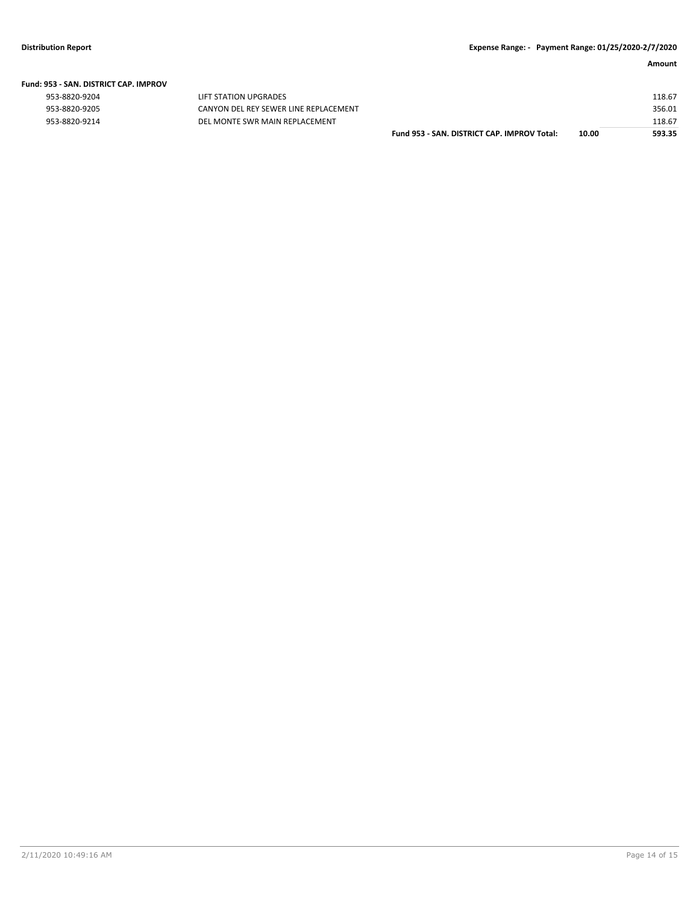**Fund: 953 - SAN. DISTRICT CAP. IMPROV**

| | | | | Amount |
|---|---|---|---|---|
| 953-8820-9204 | LIFT STATION UPGRADES | | | 118.67 |
| 953-8820-9205 | CANYON DEL REY SEWER LINE REPLACEMENT | | | 356.01 |
| 953-8820-9214 | DEL MONTE SWR MAIN REPLACEMENT | | | 118.67 |
| | | **Fund 953 - SAN. DISTRICT CAP. IMPROV Total:** | **10.00** | **593.35** |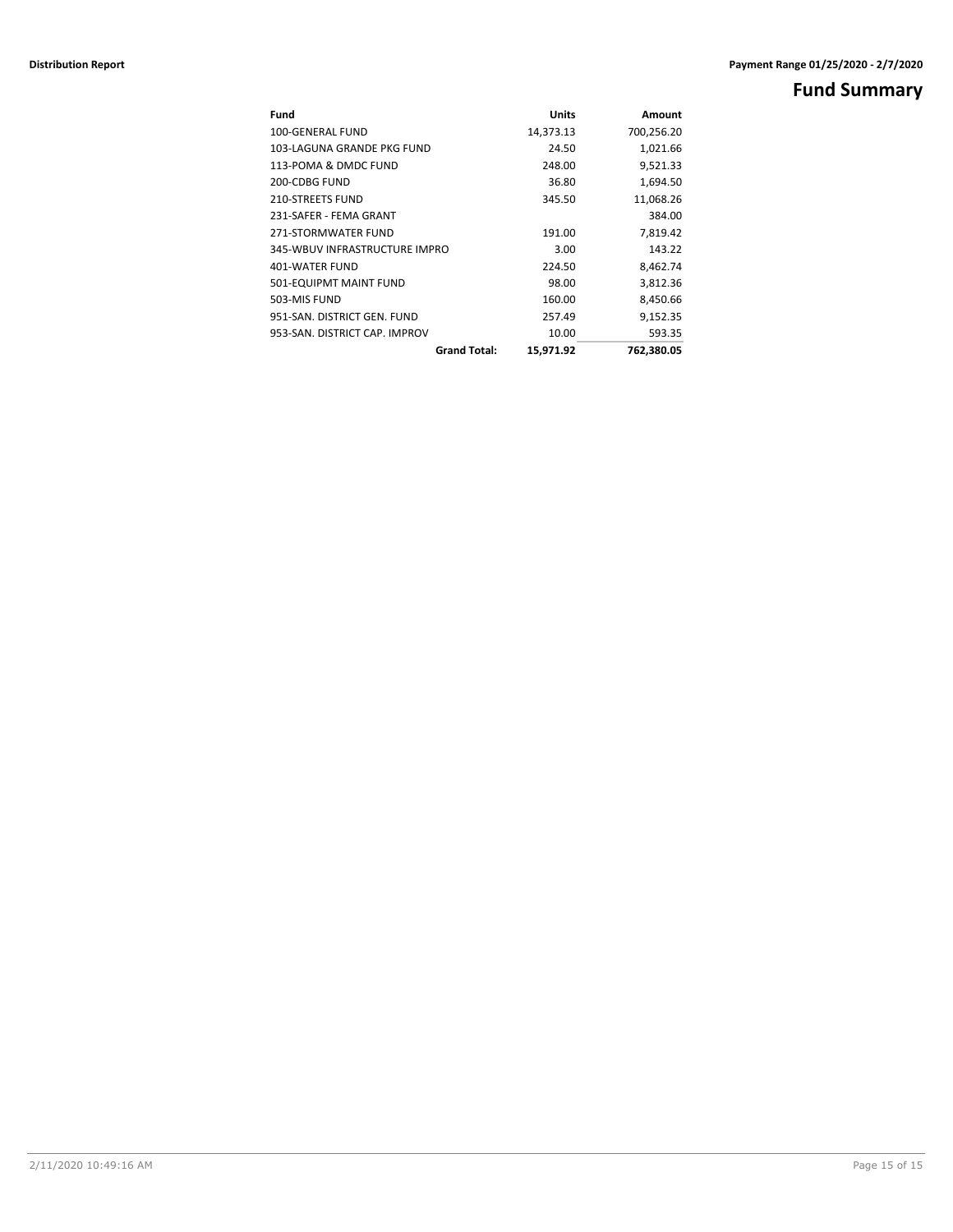# Fund Summary

| Fund | Units | Amount |
|---|---|---|
| 100-GENERAL FUND | 14,373.13 | 700,256.20 |
| 103-LAGUNA GRANDE PKG FUND | 24.50 | 1,021.66 |
| 113-POMA & DMDC FUND | 248.00 | 9,521.33 |
| 200-CDBG FUND | 36.80 | 1,694.50 |
| 210-STREETS FUND | 345.50 | 11,068.26 |
| 231-SAFER - FEMA GRANT | | 384.00 |
| 271-STORMWATER FUND | 191.00 | 7,819.42 |
| 345-WBUV INFRASTRUCTURE IMPRO | 3.00 | 143.22 |
| 401-WATER FUND | 224.50 | 8,462.74 |
| 501-EQUIPMT MAINT FUND | 98.00 | 3,812.36 |
| 503-MIS FUND | 160.00 | 8,450.66 |
| 951-SAN. DISTRICT GEN. FUND | 257.49 | 9,152.35 |
| 953-SAN. DISTRICT CAP. IMPROV | 10.00 | 593.35 |
| **Grand Total:** | **15,971.92** | **762,380.05** |